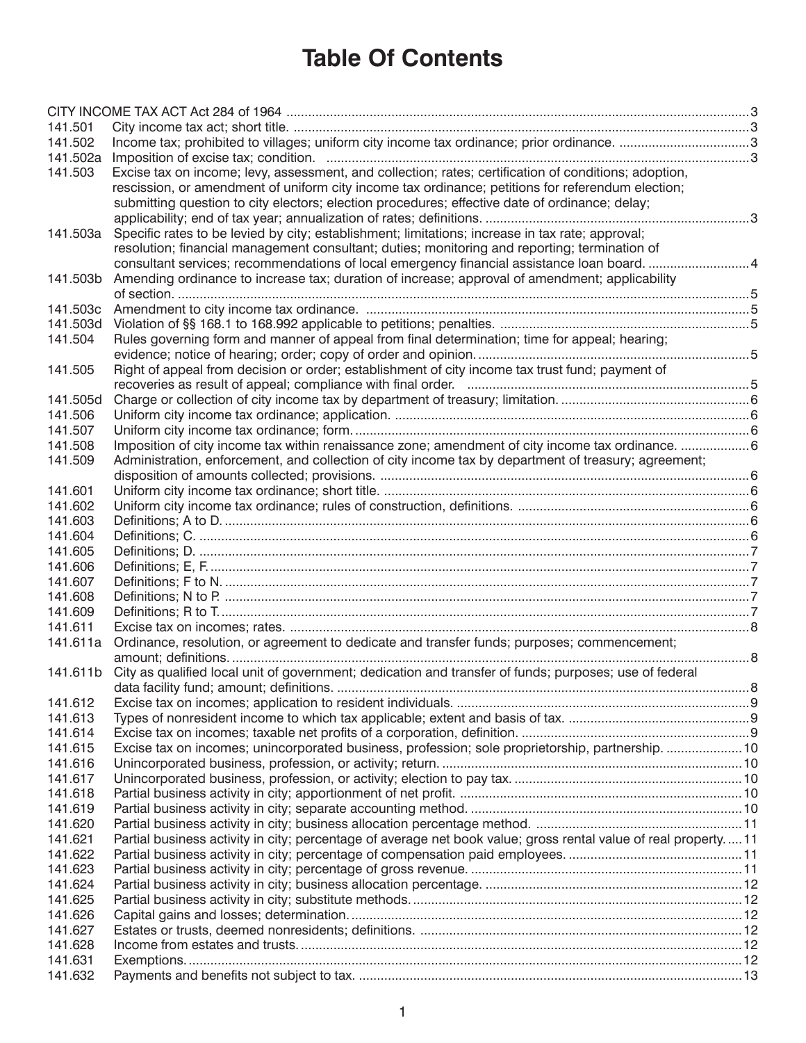# Table Of Contents

| | | |
|---|---|---|
| CITY INCOME TAX ACT Act 284 of 1964 | | 3 |
| 141.501 | City income tax act; short title. | 3 |
| 141.502 | Income tax; prohibited to villages; uniform city income tax ordinance; prior ordinance. | 3 |
| 141.502a | Imposition of excise tax; condition. | 3 |
| 141.503 | Excise tax on income; levy, assessment, and collection; rates; certification of conditions; adoption, rescission, or amendment of uniform city income tax ordinance; petitions for referendum election; submitting question to city electors; election procedures; effective date of ordinance; delay; applicability; end of tax year; annualization of rates; definitions. | 3 |
| 141.503a | Specific rates to be levied by city; establishment; limitations; increase in tax rate; approval; resolution; financial management consultant; duties; monitoring and reporting; termination of consultant services; recommendations of local emergency financial assistance loan board. | 4 |
| 141.503b | Amending ordinance to increase tax; duration of increase; approval of amendment; applicability of section. | 5 |
| 141.503c | Amendment to city income tax ordinance. | 5 |
| 141.503d | Violation of §§ 168.1 to 168.992 applicable to petitions; penalties. | 5 |
| 141.504 | Rules governing form and manner of appeal from final determination; time for appeal; hearing; evidence; notice of hearing; order; copy of order and opinion. | 5 |
| 141.505 | Right of appeal from decision or order; establishment of city income tax trust fund; payment of recoveries as result of appeal; compliance with final order. | 5 |
| 141.505d | Charge or collection of city income tax by department of treasury; limitation. | 6 |
| 141.506 | Uniform city income tax ordinance; application. | 6 |
| 141.507 | Uniform city income tax ordinance; form. | 6 |
| 141.508 | Imposition of city income tax within renaissance zone; amendment of city income tax ordinance. | 6 |
| 141.509 | Administration, enforcement, and collection of city income tax by department of treasury; agreement; disposition of amounts collected; provisions. | 6 |
| 141.601 | Uniform city income tax ordinance; short title. | 6 |
| 141.602 | Uniform city income tax ordinance; rules of construction, definitions. | 6 |
| 141.603 | Definitions; A to D. | 6 |
| 141.604 | Definitions; C. | 6 |
| 141.605 | Definitions; D. | 7 |
| 141.606 | Definitions; E, F. | 7 |
| 141.607 | Definitions; F to N. | 7 |
| 141.608 | Definitions; N to P. | 7 |
| 141.609 | Definitions; R to T. | 7 |
| 141.611 | Excise tax on incomes; rates. | 8 |
| 141.611a | Ordinance, resolution, or agreement to dedicate and transfer funds; purposes; commencement; amount; definitions. | 8 |
| 141.611b | City as qualified local unit of government; dedication and transfer of funds; purposes; use of federal data facility fund; amount; definitions. | 8 |
| 141.612 | Excise tax on incomes; application to resident individuals. | 9 |
| 141.613 | Types of nonresident income to which tax applicable; extent and basis of tax. | 9 |
| 141.614 | Excise tax on incomes; taxable net profits of a corporation, definition. | 9 |
| 141.615 | Excise tax on incomes; unincorporated business, profession; sole proprietorship, partnership. | 10 |
| 141.616 | Unincorporated business, profession, or activity; return. | 10 |
| 141.617 | Unincorporated business, profession, or activity; election to pay tax. | 10 |
| 141.618 | Partial business activity in city; apportionment of net profit. | 10 |
| 141.619 | Partial business activity in city; separate accounting method. | 10 |
| 141.620 | Partial business activity in city; business allocation percentage method. | 11 |
| 141.621 | Partial business activity in city; percentage of average net book value; gross rental value of real property. | 11 |
| 141.622 | Partial business activity in city; percentage of compensation paid employees. | 11 |
| 141.623 | Partial business activity in city; percentage of gross revenue. | 11 |
| 141.624 | Partial business activity in city; business allocation percentage. | 12 |
| 141.625 | Partial business activity in city; substitute methods. | 12 |
| 141.626 | Capital gains and losses; determination. | 12 |
| 141.627 | Estates or trusts, deemed nonresidents; definitions. | 12 |
| 141.628 | Income from estates and trusts. | 12 |
| 141.631 | Exemptions. | 12 |
| 141.632 | Payments and benefits not subject to tax. | 13 |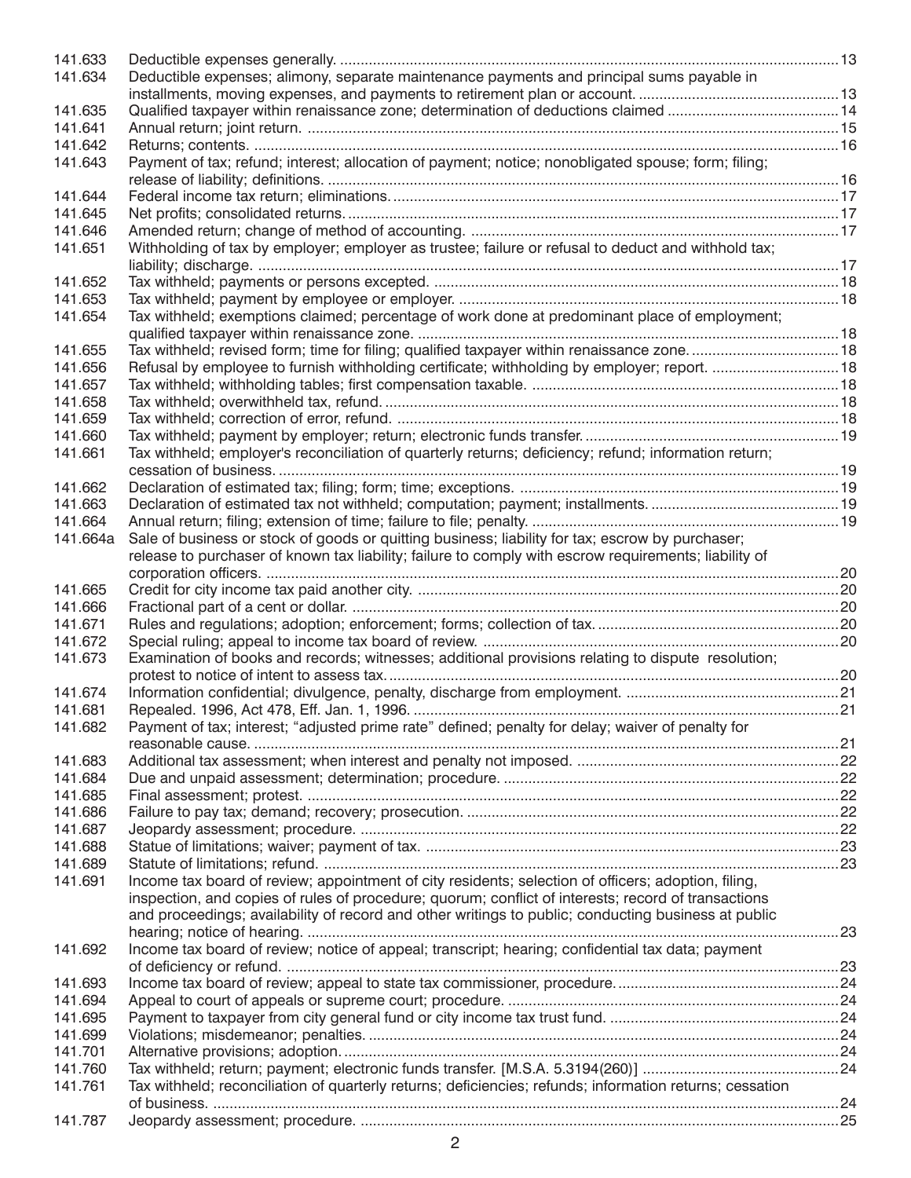| Section | Title | Page |
|---|---|---|
| 141.633 | Deductible expenses generally. | 13 |
| 141.634 | Deductible expenses; alimony, separate maintenance payments and principal sums payable in installments, moving expenses, and payments to retirement plan or account. | 13 |
| 141.635 | Qualified taxpayer within renaissance zone; determination of deductions claimed | 14 |
| 141.641 | Annual return; joint return. | 15 |
| 141.642 | Returns; contents. | 16 |
| 141.643 | Payment of tax; refund; interest; allocation of payment; notice; nonobligated spouse; form; filing; release of liability; definitions. | 16 |
| 141.644 | Federal income tax return; eliminations. | 17 |
| 141.645 | Net profits; consolidated returns. | 17 |
| 141.646 | Amended return; change of method of accounting. | 17 |
| 141.651 | Withholding of tax by employer; employer as trustee; failure or refusal to deduct and withhold tax; liability; discharge. | 17 |
| 141.652 | Tax withheld; payments or persons excepted. | 18 |
| 141.653 | Tax withheld; payment by employee or employer. | 18 |
| 141.654 | Tax withheld; exemptions claimed; percentage of work done at predominant place of employment; qualified taxpayer within renaissance zone. | 18 |
| 141.655 | Tax withheld; revised form; time for filing; qualified taxpayer within renaissance zone. | 18 |
| 141.656 | Refusal by employee to furnish withholding certificate; withholding by employer; report. | 18 |
| 141.657 | Tax withheld; withholding tables; first compensation taxable. | 18 |
| 141.658 | Tax withheld; overwithheld tax, refund. | 18 |
| 141.659 | Tax withheld; correction of error, refund. | 18 |
| 141.660 | Tax withheld; payment by employer; return; electronic funds transfer. | 19 |
| 141.661 | Tax withheld; employer's reconciliation of quarterly returns; deficiency; refund; information return; cessation of business. | 19 |
| 141.662 | Declaration of estimated tax; filing; form; time; exceptions. | 19 |
| 141.663 | Declaration of estimated tax not withheld; computation; payment; installments. | 19 |
| 141.664 | Annual return; filing; extension of time; failure to file; penalty. | 19 |
| 141.664a | Sale of business or stock of goods or quitting business; liability for tax; escrow by purchaser; release to purchaser of known tax liability; failure to comply with escrow requirements; liability of corporation officers. | 20 |
| 141.665 | Credit for city income tax paid another city. | 20 |
| 141.666 | Fractional part of a cent or dollar. | 20 |
| 141.671 | Rules and regulations; adoption; enforcement; forms; collection of tax. | 20 |
| 141.672 | Special ruling; appeal to income tax board of review. | 20 |
| 141.673 | Examination of books and records; witnesses; additional provisions relating to dispute resolution; protest to notice of intent to assess tax. | 20 |
| 141.674 | Information confidential; divulgence, penalty, discharge from employment. | 21 |
| 141.681 | Repealed. 1996, Act 478, Eff. Jan. 1, 1996. | 21 |
| 141.682 | Payment of tax; interest; "adjusted prime rate" defined; penalty for delay; waiver of penalty for reasonable cause. | 21 |
| 141.683 | Additional tax assessment; when interest and penalty not imposed. | 22 |
| 141.684 | Due and unpaid assessment; determination; procedure. | 22 |
| 141.685 | Final assessment; protest. | 22 |
| 141.686 | Failure to pay tax; demand; recovery; prosecution. | 22 |
| 141.687 | Jeopardy assessment; procedure. | 22 |
| 141.688 | Statue of limitations; waiver; payment of tax. | 23 |
| 141.689 | Statute of limitations; refund. | 23 |
| 141.691 | Income tax board of review; appointment of city residents; selection of officers; adoption, filing, inspection, and copies of rules of procedure; quorum; conflict of interests; record of transactions and proceedings; availability of record and other writings to public; conducting business at public hearing; notice of hearing. | 23 |
| 141.692 | Income tax board of review; notice of appeal; transcript; hearing; confidential tax data; payment of deficiency or refund. | 23 |
| 141.693 | Income tax board of review; appeal to state tax commissioner, procedure. | 24 |
| 141.694 | Appeal to court of appeals or supreme court; procedure. | 24 |
| 141.695 | Payment to taxpayer from city general fund or city income tax trust fund. | 24 |
| 141.699 | Violations; misdemeanor; penalties. | 24 |
| 141.701 | Alternative provisions; adoption. | 24 |
| 141.760 | Tax withheld; return; payment; electronic funds transfer. [M.S.A. 5.3194(260)] | 24 |
| 141.761 | Tax withheld; reconciliation of quarterly returns; deficiencies; refunds; information returns; cessation of business. | 24 |
| 141.787 | Jeopardy assessment; procedure. | 25 |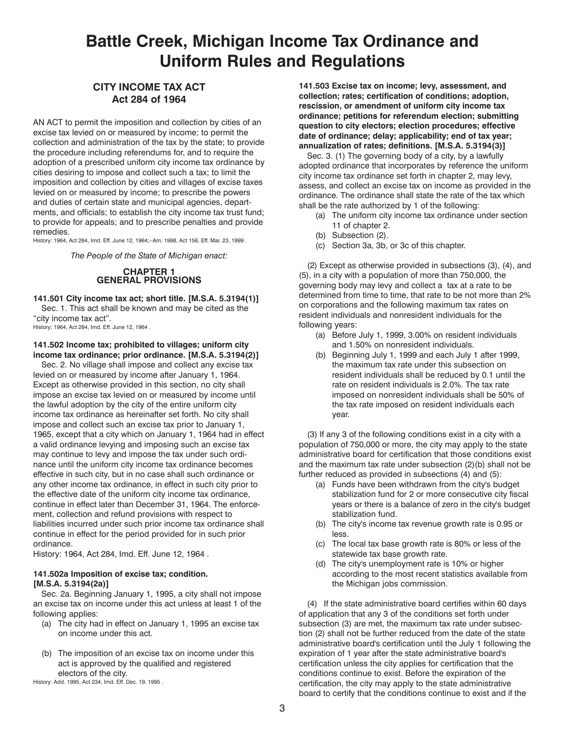# Battle Creek, Michigan Income Tax Ordinance and Uniform Rules and Regulations

## CITY INCOME TAX ACT
## Act 284 of 1964

AN ACT to permit the imposition and collection by cities of an excise tax levied on or measured by income; to permit the collection and administration of the tax by the state; to provide the procedure including referendums for, and to require the adoption of a prescribed uniform city income tax ordinance by cities desiring to impose and collect such a tax; to limit the imposition and collection by cities and villages of excise taxes levied on or measured by income; to prescribe the powers and duties of certain state and municipal agencies, departments, and officials; to establish the city income tax trust fund; to provide for appeals; and to prescribe penalties and provide remedies.

History: 1964, Act 284, Imd. Eff. June 12, 1964;--Am. 1998, Act 156, Eff. Mar. 23, 1999 .

*The People of the State of Michigan enact:*

### CHAPTER 1
### GENERAL PROVISIONS

**141.501 City income tax act; short title. [M.S.A. 5.3194(1)]**

Sec. 1. This act shall be known and may be cited as the "city income tax act".

History: 1964, Act 284, Imd. Eff. June 12, 1964 .

**141.502 Income tax; prohibited to villages; uniform city income tax ordinance; prior ordinance. [M.S.A. 5.3194(2)]**

Sec. 2. No village shall impose and collect any excise tax levied on or measured by income after January 1, 1964. Except as otherwise provided in this section, no city shall impose an excise tax levied on or measured by income until the lawful adoption by the city of the entire uniform city income tax ordinance as hereinafter set forth. No city shall impose and collect such an excise tax prior to January 1, 1965, except that a city which on January 1, 1964 had in effect a valid ordinance levying and imposing such an excise tax may continue to levy and impose the tax under such ordinance until the uniform city income tax ordinance becomes effective in such city, but in no case shall such ordinance or any other income tax ordinance, in effect in such city prior to the effective date of the uniform city income tax ordinance, continue in effect later than December 31, 1964. The enforcement, collection and refund provisions with respect to liabilities incurred under such prior income tax ordinance shall continue in effect for the period provided for in such prior ordinance.

History: 1964, Act 284, Imd. Eff. June 12, 1964 .

**141.502a Imposition of excise tax; condition. [M.S.A. 5.3194(2a)]**

Sec. 2a. Beginning January 1, 1995, a city shall not impose an excise tax on income under this act unless at least 1 of the following applies:

(a) The city had in effect on January 1, 1995 an excise tax on income under this act.

(b) The imposition of an excise tax on income under this act is approved by the qualified and registered electors of the city.

History: Add. 1995, Act 234, Imd. Eff. Dec. 19, 1995 .

**141.503 Excise tax on income; levy, assessment, and collection; rates; certification of conditions; adoption, rescission, or amendment of uniform city income tax ordinance; petitions for referendum election; submitting question to city electors; election procedures; effective date of ordinance; delay; applicability; end of tax year; annualization of rates; definitions. [M.S.A. 5.3194(3)]**

Sec. 3. (1) The governing body of a city, by a lawfully adopted ordinance that incorporates by reference the uniform city income tax ordinance set forth in chapter 2, may levy, assess, and collect an excise tax on income as provided in the ordinance. The ordinance shall state the rate of the tax which shall be the rate authorized by 1 of the following:

(a) The uniform city income tax ordinance under section 11 of chapter 2.

(b) Subsection (2).

(c) Section 3a, 3b, or 3c of this chapter.

(2) Except as otherwise provided in subsections (3), (4), and (5), in a city with a population of more than 750,000, the governing body may levy and collect a tax at a rate to be determined from time to time, that rate to be not more than 2% on corporations and the following maximum tax rates on resident individuals and nonresident individuals for the following years:

(a) Before July 1, 1999, 3.00% on resident individuals and 1.50% on nonresident individuals.

(b) Beginning July 1, 1999 and each July 1 after 1999, the maximum tax rate under this subsection on resident individuals shall be reduced by 0.1 until the rate on resident individuals is 2.0%. The tax rate imposed on nonresident individuals shall be 50% of the tax rate imposed on resident individuals each year.

(3) If any 3 of the following conditions exist in a city with a population of 750,000 or more, the city may apply to the state administrative board for certification that those conditions exist and the maximum tax rate under subsection (2)(b) shall not be further reduced as provided in subsections (4) and (5):

(a) Funds have been withdrawn from the city's budget stabilization fund for 2 or more consecutive city fiscal years or there is a balance of zero in the city's budget stabilization fund.

(b) The city's income tax revenue growth rate is 0.95 or less.

(c) The local tax base growth rate is 80% or less of the statewide tax base growth rate.

(d) The city's unemployment rate is 10% or higher according to the most recent statistics available from the Michigan jobs commission.

(4) If the state administrative board certifies within 60 days of application that any 3 of the conditions set forth under subsection (3) are met, the maximum tax rate under subsection (2) shall not be further reduced from the date of the state administrative board's certification until the July 1 following the expiration of 1 year after the state administrative board's certification unless the city applies for certification that the conditions continue to exist. Before the expiration of the certification, the city may apply to the state administrative board to certify that the conditions continue to exist and if the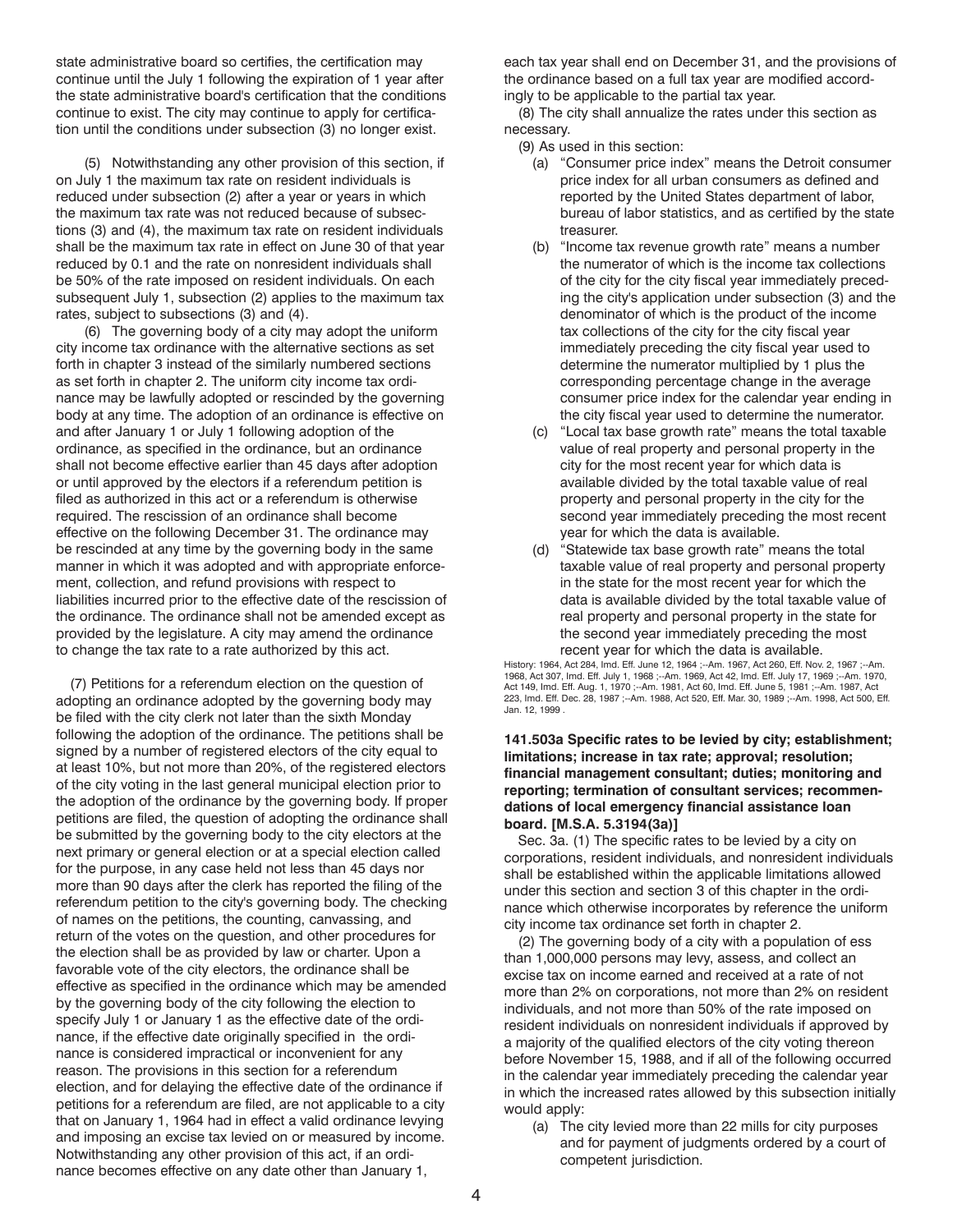state administrative board so certifies, the certification may continue until the July 1 following the expiration of 1 year after the state administrative board's certification that the conditions continue to exist. The city may continue to apply for certification until the conditions under subsection (3) no longer exist.

(5) Notwithstanding any other provision of this section, if on July 1 the maximum tax rate on resident individuals is reduced under subsection (2) after a year or years in which the maximum tax rate was not reduced because of subsections (3) and (4), the maximum tax rate on resident individuals shall be the maximum tax rate in effect on June 30 of that year reduced by 0.1 and the rate on nonresident individuals shall be 50% of the rate imposed on resident individuals. On each subsequent July 1, subsection (2) applies to the maximum tax rates, subject to subsections (3) and (4).

(6) The governing body of a city may adopt the uniform city income tax ordinance with the alternative sections as set forth in chapter 3 instead of the similarly numbered sections as set forth in chapter 2. The uniform city income tax ordinance may be lawfully adopted or rescinded by the governing body at any time. The adoption of an ordinance is effective on and after January 1 or July 1 following adoption of the ordinance, as specified in the ordinance, but an ordinance shall not become effective earlier than 45 days after adoption or until approved by the electors if a referendum petition is filed as authorized in this act or a referendum is otherwise required. The rescission of an ordinance shall become effective on the following December 31. The ordinance may be rescinded at any time by the governing body in the same manner in which it was adopted and with appropriate enforcement, collection, and refund provisions with respect to liabilities incurred prior to the effective date of the rescission of the ordinance. The ordinance shall not be amended except as provided by the legislature. A city may amend the ordinance to change the tax rate to a rate authorized by this act.

(7) Petitions for a referendum election on the question of adopting an ordinance adopted by the governing body may be filed with the city clerk not later than the sixth Monday following the adoption of the ordinance. The petitions shall be signed by a number of registered electors of the city equal to at least 10%, but not more than 20%, of the registered electors of the city voting in the last general municipal election prior to the adoption of the ordinance by the governing body. If proper petitions are filed, the question of adopting the ordinance shall be submitted by the governing body to the city electors at the next primary or general election or at a special election called for the purpose, in any case held not less than 45 days nor more than 90 days after the clerk has reported the filing of the referendum petition to the city's governing body. The checking of names on the petitions, the counting, canvassing, and return of the votes on the question, and other procedures for the election shall be as provided by law or charter. Upon a favorable vote of the city electors, the ordinance shall be effective as specified in the ordinance which may be amended by the governing body of the city following the election to specify July 1 or January 1 as the effective date of the ordinance, if the effective date originally specified in the ordinance is considered impractical or inconvenient for any reason. The provisions in this section for a referendum election, and for delaying the effective date of the ordinance if petitions for a referendum are filed, are not applicable to a city that on January 1, 1964 had in effect a valid ordinance levying and imposing an excise tax levied on or measured by income. Notwithstanding any other provision of this act, if an ordinance becomes effective on any date other than January 1, each tax year shall end on December 31, and the provisions of the ordinance based on a full tax year are modified accordingly to be applicable to the partial tax year.

(8) The city shall annualize the rates under this section as necessary.

(9) As used in this section:

(a) "Consumer price index" means the Detroit consumer price index for all urban consumers as defined and reported by the United States department of labor, bureau of labor statistics, and as certified by the state treasurer.

(b) "Income tax revenue growth rate" means a number the numerator of which is the income tax collections of the city for the city fiscal year immediately preceding the city's application under subsection (3) and the denominator of which is the product of the income tax collections of the city for the city fiscal year immediately preceding the city fiscal year used to determine the numerator multiplied by 1 plus the corresponding percentage change in the average consumer price index for the calendar year ending in the city fiscal year used to determine the numerator.

(c) "Local tax base growth rate" means the total taxable value of real property and personal property in the city for the most recent year for which data is available divided by the total taxable value of real property and personal property in the city for the second year immediately preceding the most recent year for which the data is available.

(d) "Statewide tax base growth rate" means the total taxable value of real property and personal property in the state for the most recent year for which the data is available divided by the total taxable value of real property and personal property in the state for the second year immediately preceding the most recent year for which the data is available.

History: 1964, Act 284, Imd. Eff. June 12, 1964 ;--Am. 1967, Act 260, Eff. Nov. 2, 1967 ;--Am. 1968, Act 307, Imd. Eff. July 1, 1968 ;--Am. 1969, Act 42, Imd. Eff. July 17, 1969 ;--Am. 1970, Act 149, Imd. Eff. Aug. 1, 1970 ;--Am. 1981, Act 60, Imd. Eff. June 5, 1981 ;--Am. 1987, Act 223, Imd. Eff. Dec. 28, 1987 ;--Am. 1988, Act 520, Eff. Mar. 30, 1989 ;--Am. 1998, Act 500, Eff. Jan. 12, 1999 .

**141.503a Specific rates to be levied by city; establishment; limitations; increase in tax rate; approval; resolution; financial management consultant; duties; monitoring and reporting; termination of consultant services; recommendations of local emergency financial assistance loan board. [M.S.A. 5.3194(3a)]**

Sec. 3a. (1) The specific rates to be levied by a city on corporations, resident individuals, and nonresident individuals shall be established within the applicable limitations allowed under this section and section 3 of this chapter in the ordinance which otherwise incorporates by reference the uniform city income tax ordinance set forth in chapter 2.

(2) The governing body of a city with a population of ess than 1,000,000 persons may levy, assess, and collect an excise tax on income earned and received at a rate of not more than 2% on corporations, not more than 2% on resident individuals, and not more than 50% of the rate imposed on resident individuals on nonresident individuals if approved by a majority of the qualified electors of the city voting thereon before November 15, 1988, and if all of the following occurred in the calendar year immediately preceding the calendar year in which the increased rates allowed by this subsection initially would apply:

(a) The city levied more than 22 mills for city purposes and for payment of judgments ordered by a court of competent jurisdiction.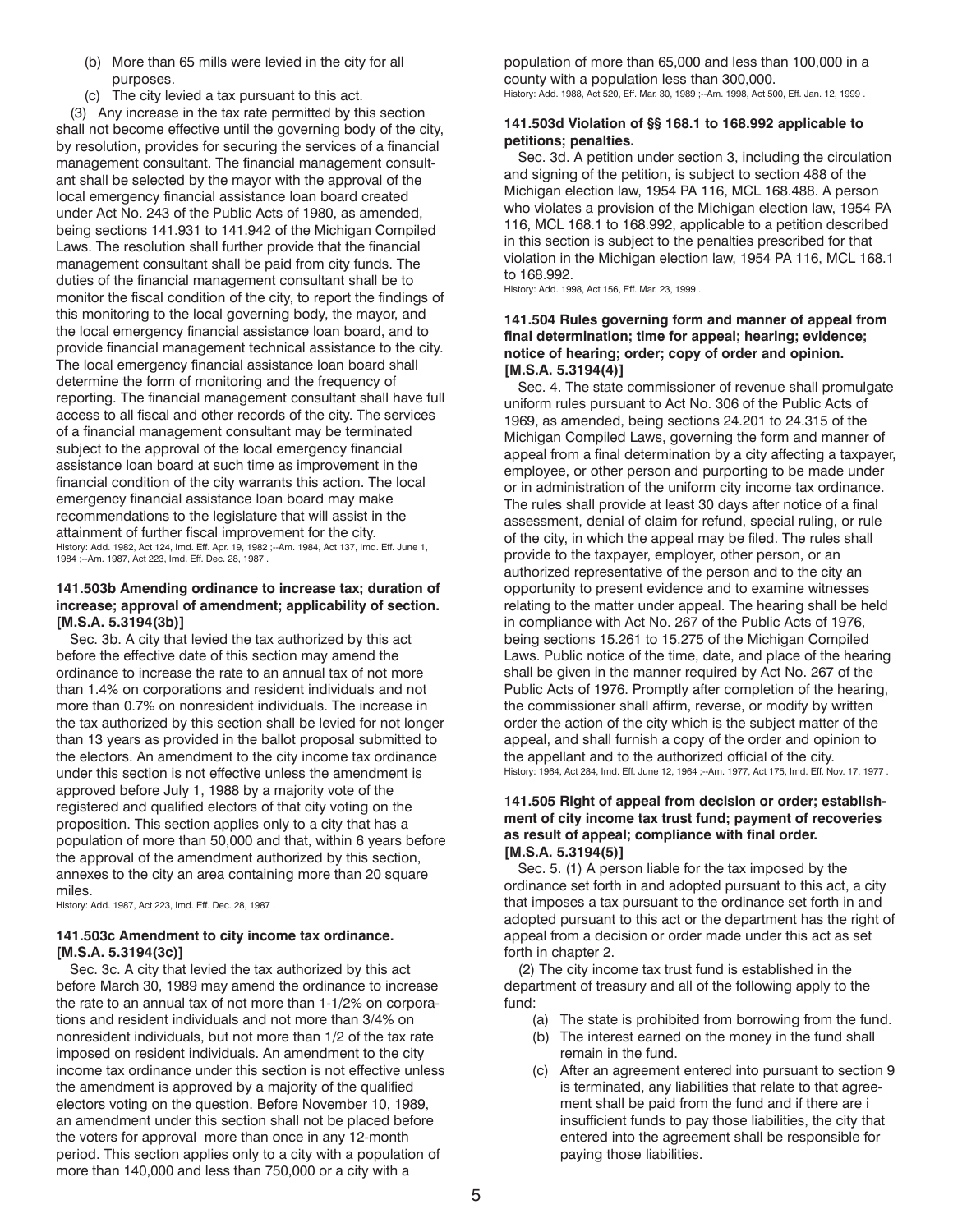(b) More than 65 mills were levied in the city for all purposes.

(c) The city levied a tax pursuant to this act.

(3) Any increase in the tax rate permitted by this section shall not become effective until the governing body of the city, by resolution, provides for securing the services of a financial management consultant. The financial management consultant shall be selected by the mayor with the approval of the local emergency financial assistance loan board created under Act No. 243 of the Public Acts of 1980, as amended, being sections 141.931 to 141.942 of the Michigan Compiled Laws. The resolution shall further provide that the financial management consultant shall be paid from city funds. The duties of the financial management consultant shall be to monitor the fiscal condition of the city, to report the findings of this monitoring to the local governing body, the mayor, and the local emergency financial assistance loan board, and to provide financial management technical assistance to the city. The local emergency financial assistance loan board shall determine the form of monitoring and the frequency of reporting. The financial management consultant shall have full access to all fiscal and other records of the city. The services of a financial management consultant may be terminated subject to the approval of the local emergency financial assistance loan board at such time as improvement in the financial condition of the city warrants this action. The local emergency financial assistance loan board may make recommendations to the legislature that will assist in the attainment of further fiscal improvement for the city.

History: Add. 1982, Act 124, Imd. Eff. Apr. 19, 1982 ;--Am. 1984, Act 137, Imd. Eff. June 1, 1984 ;--Am. 1987, Act 223, Imd. Eff. Dec. 28, 1987 .

#### 141.503b Amending ordinance to increase tax; duration of increase; approval of amendment; applicability of section. [M.S.A. 5.3194(3b)]

Sec. 3b. A city that levied the tax authorized by this act before the effective date of this section may amend the ordinance to increase the rate to an annual tax of not more than 1.4% on corporations and resident individuals and not more than 0.7% on nonresident individuals. The increase in the tax authorized by this section shall be levied for not longer than 13 years as provided in the ballot proposal submitted to the electors. An amendment to the city income tax ordinance under this section is not effective unless the amendment is approved before July 1, 1988 by a majority vote of the registered and qualified electors of that city voting on the proposition. This section applies only to a city that has a population of more than 50,000 and that, within 6 years before the approval of the amendment authorized by this section, annexes to the city an area containing more than 20 square miles.

History: Add. 1987, Act 223, Imd. Eff. Dec. 28, 1987 .

#### 141.503c Amendment to city income tax ordinance. [M.S.A. 5.3194(3c)]

Sec. 3c. A city that levied the tax authorized by this act before March 30, 1989 may amend the ordinance to increase the rate to an annual tax of not more than 1-1/2% on corporations and resident individuals and not more than 3/4% on nonresident individuals, but not more than 1/2 of the tax rate imposed on resident individuals. An amendment to the city income tax ordinance under this section is not effective unless the amendment is approved by a majority of the qualified electors voting on the question. Before November 10, 1989, an amendment under this section shall not be placed before the voters for approval more than once in any 12-month period. This section applies only to a city with a population of more than 140,000 and less than 750,000 or a city with a population of more than 65,000 and less than 100,000 in a county with a population less than 300,000.

History: Add. 1988, Act 520, Eff. Mar. 30, 1989 ;--Am. 1998, Act 500, Eff. Jan. 12, 1999 .

#### 141.503d Violation of §§ 168.1 to 168.992 applicable to petitions; penalties.

Sec. 3d. A petition under section 3, including the circulation and signing of the petition, is subject to section 488 of the Michigan election law, 1954 PA 116, MCL 168.488. A person who violates a provision of the Michigan election law, 1954 PA 116, MCL 168.1 to 168.992, applicable to a petition described in this section is subject to the penalties prescribed for that violation in the Michigan election law, 1954 PA 116, MCL 168.1 to 168.992.

History: Add. 1998, Act 156, Eff. Mar. 23, 1999 .

#### 141.504 Rules governing form and manner of appeal from final determination; time for appeal; hearing; evidence; notice of hearing; order; copy of order and opinion. [M.S.A. 5.3194(4)]

Sec. 4. The state commissioner of revenue shall promulgate uniform rules pursuant to Act No. 306 of the Public Acts of 1969, as amended, being sections 24.201 to 24.315 of the Michigan Compiled Laws, governing the form and manner of appeal from a final determination by a city affecting a taxpayer, employee, or other person and purporting to be made under or in administration of the uniform city income tax ordinance. The rules shall provide at least 30 days after notice of a final assessment, denial of claim for refund, special ruling, or rule of the city, in which the appeal may be filed. The rules shall provide to the taxpayer, employer, other person, or an authorized representative of the person and to the city an opportunity to present evidence and to examine witnesses relating to the matter under appeal. The hearing shall be held in compliance with Act No. 267 of the Public Acts of 1976, being sections 15.261 to 15.275 of the Michigan Compiled Laws. Public notice of the time, date, and place of the hearing shall be given in the manner required by Act No. 267 of the Public Acts of 1976. Promptly after completion of the hearing, the commissioner shall affirm, reverse, or modify by written order the action of the city which is the subject matter of the appeal, and shall furnish a copy of the order and opinion to the appellant and to the authorized official of the city.

History: 1964, Act 284, Imd. Eff. June 12, 1964 ;--Am. 1977, Act 175, Imd. Eff. Nov. 17, 1977 .

#### 141.505 Right of appeal from decision or order; establishment of city income tax trust fund; payment of recoveries as result of appeal; compliance with final order. [M.S.A. 5.3194(5)]

Sec. 5. (1) A person liable for the tax imposed by the ordinance set forth in and adopted pursuant to this act, a city that imposes a tax pursuant to the ordinance set forth in and adopted pursuant to this act or the department has the right of appeal from a decision or order made under this act as set forth in chapter 2.

(2) The city income tax trust fund is established in the department of treasury and all of the following apply to the fund:

(a) The state is prohibited from borrowing from the fund.

(b) The interest earned on the money in the fund shall remain in the fund.

(c) After an agreement entered into pursuant to section 9 is terminated, any liabilities that relate to that agreement shall be paid from the fund and if there are i insufficient funds to pay those liabilities, the city that entered into the agreement shall be responsible for paying those liabilities.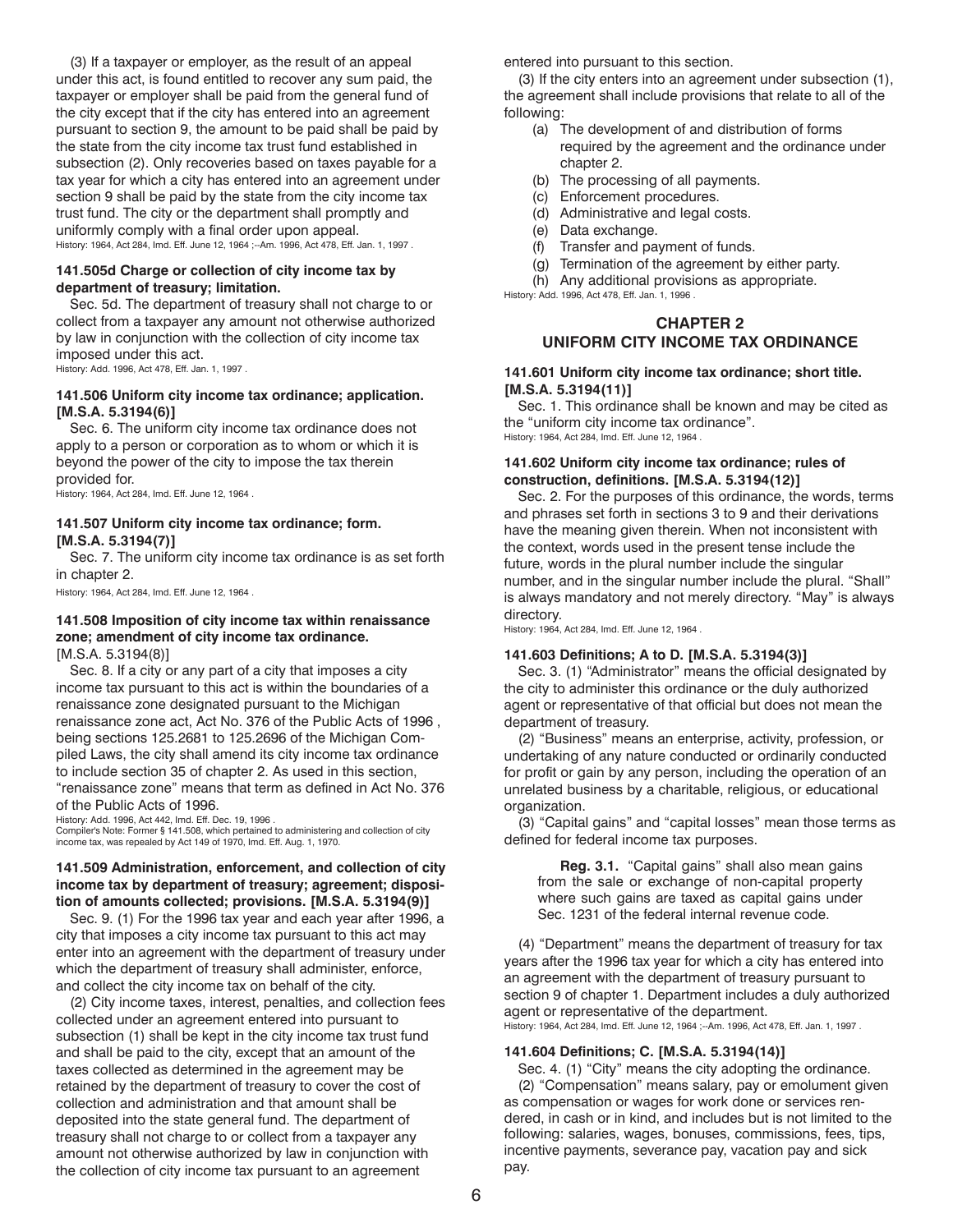(3) If a taxpayer or employer, as the result of an appeal under this act, is found entitled to recover any sum paid, the taxpayer or employer shall be paid from the general fund of the city except that if the city has entered into an agreement pursuant to section 9, the amount to be paid shall be paid by the state from the city income tax trust fund established in subsection (2). Only recoveries based on taxes payable for a tax year for which a city has entered into an agreement under section 9 shall be paid by the state from the city income tax trust fund. The city or the department shall promptly and uniformly comply with a final order upon appeal.

History: 1964, Act 284, Imd. Eff. June 12, 1964 ;--Am. 1996, Act 478, Eff. Jan. 1, 1997 .

**141.505d Charge or collection of city income tax by department of treasury; limitation.**

Sec. 5d. The department of treasury shall not charge to or collect from a taxpayer any amount not otherwise authorized by law in conjunction with the collection of city income tax imposed under this act.

History: Add. 1996, Act 478, Eff. Jan. 1, 1997 .

**141.506 Uniform city income tax ordinance; application. [M.S.A. 5.3194(6)]**

Sec. 6. The uniform city income tax ordinance does not apply to a person or corporation as to whom or which it is beyond the power of the city to impose the tax therein provided for.

History: 1964, Act 284, Imd. Eff. June 12, 1964 .

**141.507 Uniform city income tax ordinance; form. [M.S.A. 5.3194(7)]**

Sec. 7. The uniform city income tax ordinance is as set forth in chapter 2.

History: 1964, Act 284, Imd. Eff. June 12, 1964 .

**141.508 Imposition of city income tax within renaissance zone; amendment of city income tax ordinance.** [M.S.A. 5.3194(8)]

Sec. 8. If a city or any part of a city that imposes a city income tax pursuant to this act is within the boundaries of a renaissance zone designated pursuant to the Michigan renaissance zone act, Act No. 376 of the Public Acts of 1996 , being sections 125.2681 to 125.2696 of the Michigan Compiled Laws, the city shall amend its city income tax ordinance to include section 35 of chapter 2. As used in this section, "renaissance zone" means that term as defined in Act No. 376 of the Public Acts of 1996.

History: Add. 1996, Act 442, Imd. Eff. Dec. 19, 1996 .
Compiler's Note: Former § 141.508, which pertained to administering and collection of city income tax, was repealed by Act 149 of 1970, Imd. Eff. Aug. 1, 1970.

**141.509 Administration, enforcement, and collection of city income tax by department of treasury; agreement; disposition of amounts collected; provisions. [M.S.A. 5.3194(9)]**

Sec. 9. (1) For the 1996 tax year and each year after 1996, a city that imposes a city income tax pursuant to this act may enter into an agreement with the department of treasury under which the department of treasury shall administer, enforce, and collect the city income tax on behalf of the city.

(2) City income taxes, interest, penalties, and collection fees collected under an agreement entered into pursuant to subsection (1) shall be kept in the city income tax trust fund and shall be paid to the city, except that an amount of the taxes collected as determined in the agreement may be retained by the department of treasury to cover the cost of collection and administration and that amount shall be deposited into the state general fund. The department of treasury shall not charge to or collect from a taxpayer any amount not otherwise authorized by law in conjunction with the collection of city income tax pursuant to an agreement entered into pursuant to this section.

(3) If the city enters into an agreement under subsection (1), the agreement shall include provisions that relate to all of the following:

- (a) The development of and distribution of forms required by the agreement and the ordinance under chapter 2.
- (b) The processing of all payments.
- (c) Enforcement procedures.
- (d) Administrative and legal costs.
- (e) Data exchange.
- (f) Transfer and payment of funds.
- (g) Termination of the agreement by either party.
- (h) Any additional provisions as appropriate.

History: Add. 1996, Act 478, Eff. Jan. 1, 1996 .

## CHAPTER 2
## UNIFORM CITY INCOME TAX ORDINANCE

**141.601 Uniform city income tax ordinance; short title. [M.S.A. 5.3194(11)]**

Sec. 1. This ordinance shall be known and may be cited as the "uniform city income tax ordinance".

History: 1964, Act 284, Imd. Eff. June 12, 1964 .

**141.602 Uniform city income tax ordinance; rules of construction, definitions. [M.S.A. 5.3194(12)]**

Sec. 2. For the purposes of this ordinance, the words, terms and phrases set forth in sections 3 to 9 and their derivations have the meaning given therein. When not inconsistent with the context, words used in the present tense include the future, words in the plural number include the singular number, and in the singular number include the plural. "Shall" is always mandatory and not merely directory. "May" is always directory.

History: 1964, Act 284, Imd. Eff. June 12, 1964 .

**141.603 Definitions; A to D. [M.S.A. 5.3194(3)]**

Sec. 3. (1) "Administrator" means the official designated by the city to administer this ordinance or the duly authorized agent or representative of that official but does not mean the department of treasury.

(2) "Business" means an enterprise, activity, profession, or undertaking of any nature conducted or ordinarily conducted for profit or gain by any person, including the operation of an unrelated business by a charitable, religious, or educational organization.

(3) "Capital gains" and "capital losses" mean those terms as defined for federal income tax purposes.

> **Reg. 3.1.** "Capital gains" shall also mean gains from the sale or exchange of non-capital property where such gains are taxed as capital gains under Sec. 1231 of the federal internal revenue code.

(4) "Department" means the department of treasury for tax years after the 1996 tax year for which a city has entered into an agreement with the department of treasury pursuant to section 9 of chapter 1. Department includes a duly authorized agent or representative of the department.

History: 1964, Act 284, Imd. Eff. June 12, 1964 ;--Am. 1996, Act 478, Eff. Jan. 1, 1997 .

**141.604 Definitions; C. [M.S.A. 5.3194(14)]**

Sec. 4. (1) "City" means the city adopting the ordinance.

(2) "Compensation" means salary, pay or emolument given as compensation or wages for work done or services rendered, in cash or in kind, and includes but is not limited to the following: salaries, wages, bonuses, commissions, fees, tips, incentive payments, severance pay, vacation pay and sick pay.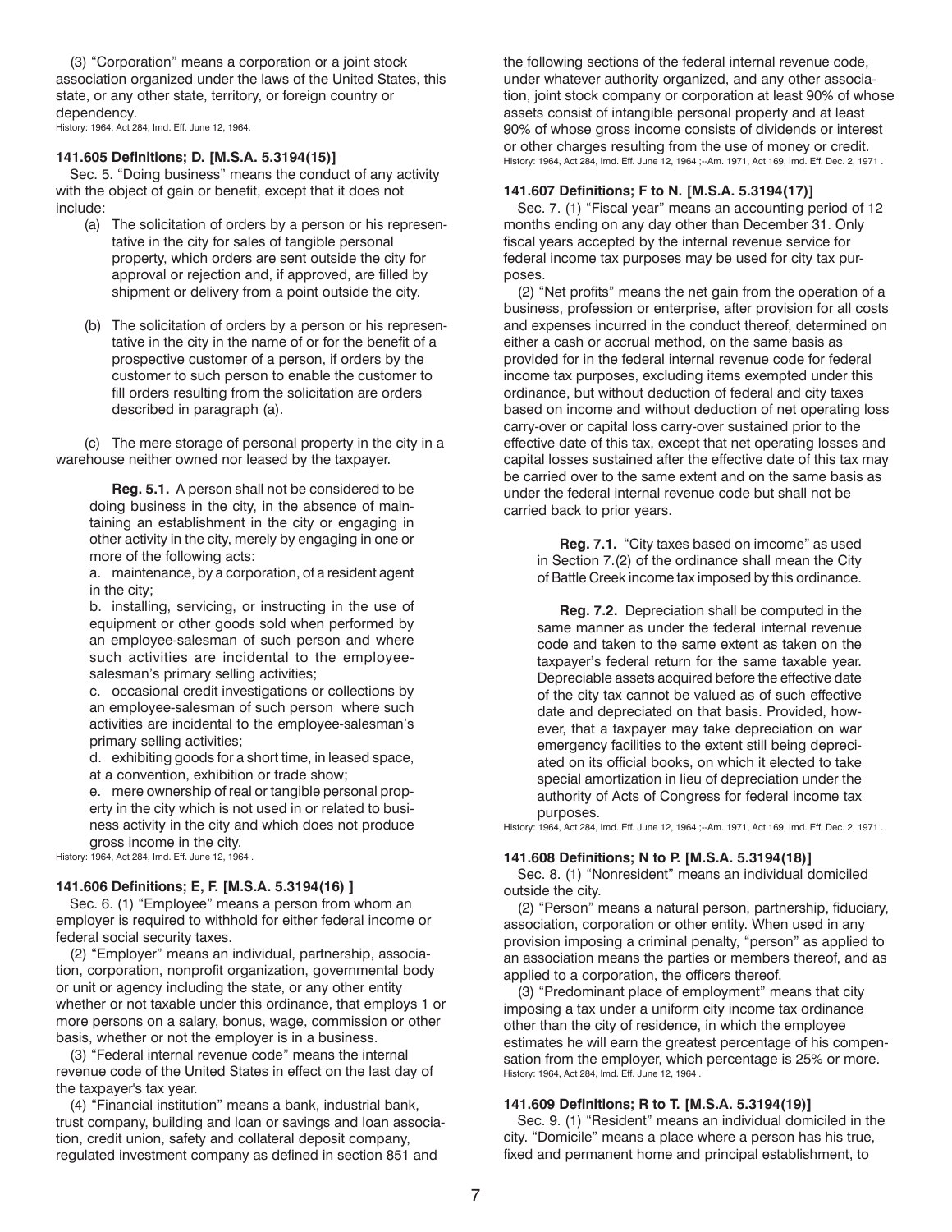(3) "Corporation" means a corporation or a joint stock association organized under the laws of the United States, this state, or any other state, territory, or foreign country or dependency.

History: 1964, Act 284, Imd. Eff. June 12, 1964.

### 141.605 Definitions; D. [M.S.A. 5.3194(15)]

Sec. 5. "Doing business" means the conduct of any activity with the object of gain or benefit, except that it does not include:

(a) The solicitation of orders by a person or his representative in the city for sales of tangible personal property, which orders are sent outside the city for approval or rejection and, if approved, are filled by shipment or delivery from a point outside the city.

(b) The solicitation of orders by a person or his representative in the city in the name of or for the benefit of a prospective customer of a person, if orders by the customer to such person to enable the customer to fill orders resulting from the solicitation are orders described in paragraph (a).

(c) The mere storage of personal property in the city in a warehouse neither owned nor leased by the taxpayer.

**Reg. 5.1.** A person shall not be considered to be doing business in the city, in the absence of maintaining an establishment in the city or engaging in other activity in the city, merely by engaging in one or more of the following acts:

a. maintenance, by a corporation, of a resident agent in the city;

b. installing, servicing, or instructing in the use of equipment or other goods sold when performed by an employee-salesman of such person and where such activities are incidental to the employee-salesman's primary selling activities;

c. occasional credit investigations or collections by an employee-salesman of such person where such activities are incidental to the employee-salesman's primary selling activities;

d. exhibiting goods for a short time, in leased space, at a convention, exhibition or trade show;

e. mere ownership of real or tangible personal property in the city which is not used in or related to business activity in the city and which does not produce gross income in the city.

History: 1964, Act 284, Imd. Eff. June 12, 1964 .

### 141.606 Definitions; E, F. [M.S.A. 5.3194(16) ]

Sec. 6. (1) "Employee" means a person from whom an employer is required to withhold for either federal income or federal social security taxes.

(2) "Employer" means an individual, partnership, association, corporation, nonprofit organization, governmental body or unit or agency including the state, or any other entity whether or not taxable under this ordinance, that employs 1 or more persons on a salary, bonus, wage, commission or other basis, whether or not the employer is in a business.

(3) "Federal internal revenue code" means the internal revenue code of the United States in effect on the last day of the taxpayer's tax year.

(4) "Financial institution" means a bank, industrial bank, trust company, building and loan or savings and loan association, credit union, safety and collateral deposit company, regulated investment company as defined in section 851 and the following sections of the federal internal revenue code, under whatever authority organized, and any other association, joint stock company or corporation at least 90% of whose assets consist of intangible personal property and at least 90% of whose gross income consists of dividends or interest or other charges resulting from the use of money or credit.

History: 1964, Act 284, Imd. Eff. June 12, 1964 ;--Am. 1971, Act 169, Imd. Eff. Dec. 2, 1971 .

### 141.607 Definitions; F to N. [M.S.A. 5.3194(17)]

Sec. 7. (1) "Fiscal year" means an accounting period of 12 months ending on any day other than December 31. Only fiscal years accepted by the internal revenue service for federal income tax purposes may be used for city tax purposes.

(2) "Net profits" means the net gain from the operation of a business, profession or enterprise, after provision for all costs and expenses incurred in the conduct thereof, determined on either a cash or accrual method, on the same basis as provided for in the federal internal revenue code for federal income tax purposes, excluding items exempted under this ordinance, but without deduction of federal and city taxes based on income and without deduction of net operating loss carry-over or capital loss carry-over sustained prior to the effective date of this tax, except that net operating losses and capital losses sustained after the effective date of this tax may be carried over to the same extent and on the same basis as under the federal internal revenue code but shall not be carried back to prior years.

**Reg. 7.1.** "City taxes based on imcome" as used in Section 7.(2) of the ordinance shall mean the City of Battle Creek income tax imposed by this ordinance.

**Reg. 7.2.** Depreciation shall be computed in the same manner as under the federal internal revenue code and taken to the same extent as taken on the taxpayer's federal return for the same taxable year. Depreciable assets acquired before the effective date of the city tax cannot be valued as of such effective date and depreciated on that basis. Provided, however, that a taxpayer may take depreciation on war emergency facilities to the extent still being depreciated on its official books, on which it elected to take special amortization in lieu of depreciation under the authority of Acts of Congress for federal income tax purposes.

History: 1964, Act 284, Imd. Eff. June 12, 1964 ;--Am. 1971, Act 169, Imd. Eff. Dec. 2, 1971 .

### 141.608 Definitions; N to P. [M.S.A. 5.3194(18)]

Sec. 8. (1) "Nonresident" means an individual domiciled outside the city.

(2) "Person" means a natural person, partnership, fiduciary, association, corporation or other entity. When used in any provision imposing a criminal penalty, "person" as applied to an association means the parties or members thereof, and as applied to a corporation, the officers thereof.

(3) "Predominant place of employment" means that city imposing a tax under a uniform city income tax ordinance other than the city of residence, in which the employee estimates he will earn the greatest percentage of his compensation from the employer, which percentage is 25% or more.

History: 1964, Act 284, Imd. Eff. June 12, 1964 .

### 141.609 Definitions; R to T. [M.S.A. 5.3194(19)]

Sec. 9. (1) "Resident" means an individual domiciled in the city. "Domicile" means a place where a person has his true, fixed and permanent home and principal establishment, to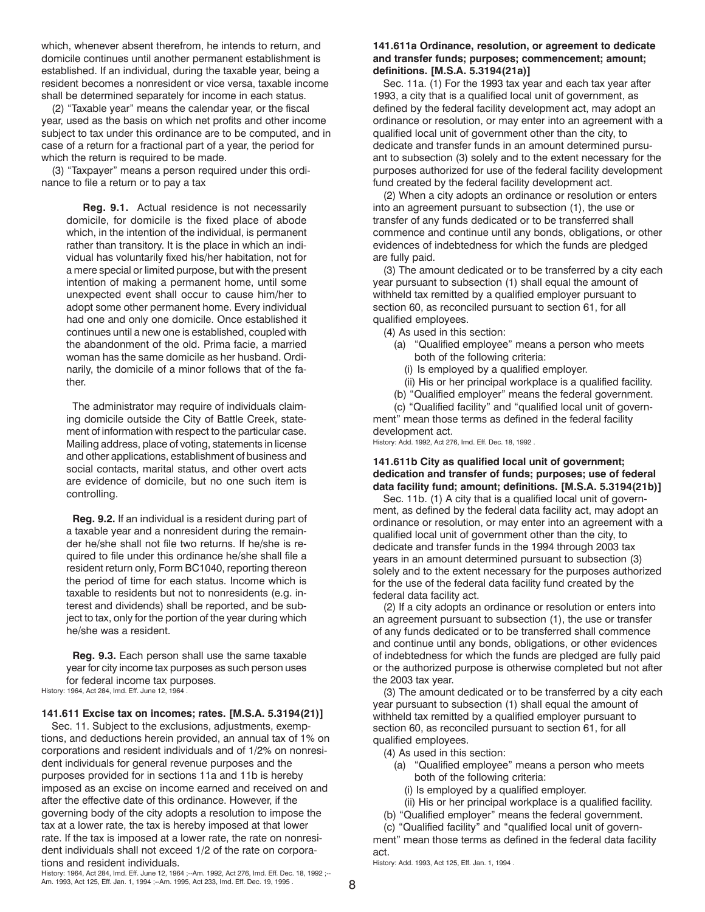which, whenever absent therefrom, he intends to return, and domicile continues until another permanent establishment is established. If an individual, during the taxable year, being a resident becomes a nonresident or vice versa, taxable income shall be determined separately for income in each status.

(2) "Taxable year" means the calendar year, or the fiscal year, used as the basis on which net profits and other income subject to tax under this ordinance are to be computed, and in case of a return for a fractional part of a year, the period for which the return is required to be made.

(3) "Taxpayer" means a person required under this ordinance to file a return or to pay a tax

> **Reg. 9.1.** Actual residence is not necessarily domicile, for domicile is the fixed place of abode which, in the intention of the individual, is permanent rather than transitory. It is the place in which an individual has voluntarily fixed his/her habitation, not for a mere special or limited purpose, but with the present intention of making a permanent home, until some unexpected event shall occur to cause him/her to adopt some other permanent home. Every individual had one and only one domicile. Once established it continues until a new one is established, coupled with the abandonment of the old. Prima facie, a married woman has the same domicile as her husband. Ordinarily, the domicile of a minor follows that of the father.
>
> The administrator may require of individuals claiming domicile outside the City of Battle Creek, statement of information with respect to the particular case. Mailing address, place of voting, statements in license and other applications, establishment of business and social contacts, marital status, and other overt acts are evidence of domicile, but no one such item is controlling.
>
> **Reg. 9.2.** If an individual is a resident during part of a taxable year and a nonresident during the remainder he/she shall not file two returns. If he/she is required to file under this ordinance he/she shall file a resident return only, Form BC1040, reporting thereon the period of time for each status. Income which is taxable to residents but not to nonresidents (e.g. interest and dividends) shall be reported, and be subject to tax, only for the portion of the year during which he/she was a resident.
>
> **Reg. 9.3.** Each person shall use the same taxable year for city income tax purposes as such person uses for federal income tax purposes.

History: 1964, Act 284, Imd. Eff. June 12, 1964 .

**141.611 Excise tax on incomes; rates. [M.S.A. 5.3194(21)]**

Sec. 11. Subject to the exclusions, adjustments, exemptions, and deductions herein provided, an annual tax of 1% on corporations and resident individuals and of 1/2% on nonresident individuals for general revenue purposes and the purposes provided for in sections 11a and 11b is hereby imposed as an excise on income earned and received on and after the effective date of this ordinance. However, if the governing body of the city adopts a resolution to impose the tax at a lower rate, the tax is hereby imposed at that lower rate. If the tax is imposed at a lower rate, the rate on nonresident individuals shall not exceed 1/2 of the rate on corporations and resident individuals.

History: 1964, Act 284, Imd. Eff. June 12, 1964 ;--Am. 1992, Act 276, Imd. Eff. Dec. 18, 1992 ;--Am. 1993, Act 125, Eff. Jan. 1, 1994 ;--Am. 1995, Act 233, Imd. Eff. Dec. 19, 1995 .

**141.611a Ordinance, resolution, or agreement to dedicate and transfer funds; purposes; commencement; amount; definitions. [M.S.A. 5.3194(21a)]**

Sec. 11a. (1) For the 1993 tax year and each tax year after 1993, a city that is a qualified local unit of government, as defined by the federal facility development act, may adopt an ordinance or resolution, or may enter into an agreement with a qualified local unit of government other than the city, to dedicate and transfer funds in an amount determined pursuant to subsection (3) solely and to the extent necessary for the purposes authorized for use of the federal facility development fund created by the federal facility development act.

(2) When a city adopts an ordinance or resolution or enters into an agreement pursuant to subsection (1), the use or transfer of any funds dedicated or to be transferred shall commence and continue until any bonds, obligations, or other evidences of indebtedness for which the funds are pledged are fully paid.

(3) The amount dedicated or to be transferred by a city each year pursuant to subsection (1) shall equal the amount of withheld tax remitted by a qualified employer pursuant to section 60, as reconciled pursuant to section 61, for all qualified employees.

(4) As used in this section:

- (a) "Qualified employee" means a person who meets both of the following criteria:
  - (i) Is employed by a qualified employer.
  - (ii) His or her principal workplace is a qualified facility.
- (b) "Qualified employer" means the federal government.
- (c) "Qualified facility" and "qualified local unit of government" mean those terms as defined in the federal facility development act.

History: Add. 1992, Act 276, Imd. Eff. Dec. 18, 1992 .

**141.611b City as qualified local unit of government; dedication and transfer of funds; purposes; use of federal data facility fund; amount; definitions. [M.S.A. 5.3194(21b)]**

Sec. 11b. (1) A city that is a qualified local unit of government, as defined by the federal data facility act, may adopt an ordinance or resolution, or may enter into an agreement with a qualified local unit of government other than the city, to dedicate and transfer funds in the 1994 through 2003 tax years in an amount determined pursuant to subsection (3) solely and to the extent necessary for the purposes authorized for the use of the federal data facility fund created by the federal data facility act.

(2) If a city adopts an ordinance or resolution or enters into an agreement pursuant to subsection (1), the use or transfer of any funds dedicated or to be transferred shall commence and continue until any bonds, obligations, or other evidences of indebtedness for which the funds are pledged are fully paid or the authorized purpose is otherwise completed but not after the 2003 tax year.

(3) The amount dedicated or to be transferred by a city each year pursuant to subsection (1) shall equal the amount of withheld tax remitted by a qualified employer pursuant to section 60, as reconciled pursuant to section 61, for all qualified employees.

(4) As used in this section:

- (a) "Qualified employee" means a person who meets both of the following criteria:
  - (i) Is employed by a qualified employer.
  - (ii) His or her principal workplace is a qualified facility.
- (b) "Qualified employer" means the federal government.
- (c) "Qualified facility" and "qualified local unit of government" mean those terms as defined in the federal data facility act.

History: Add. 1993, Act 125, Eff. Jan. 1, 1994 .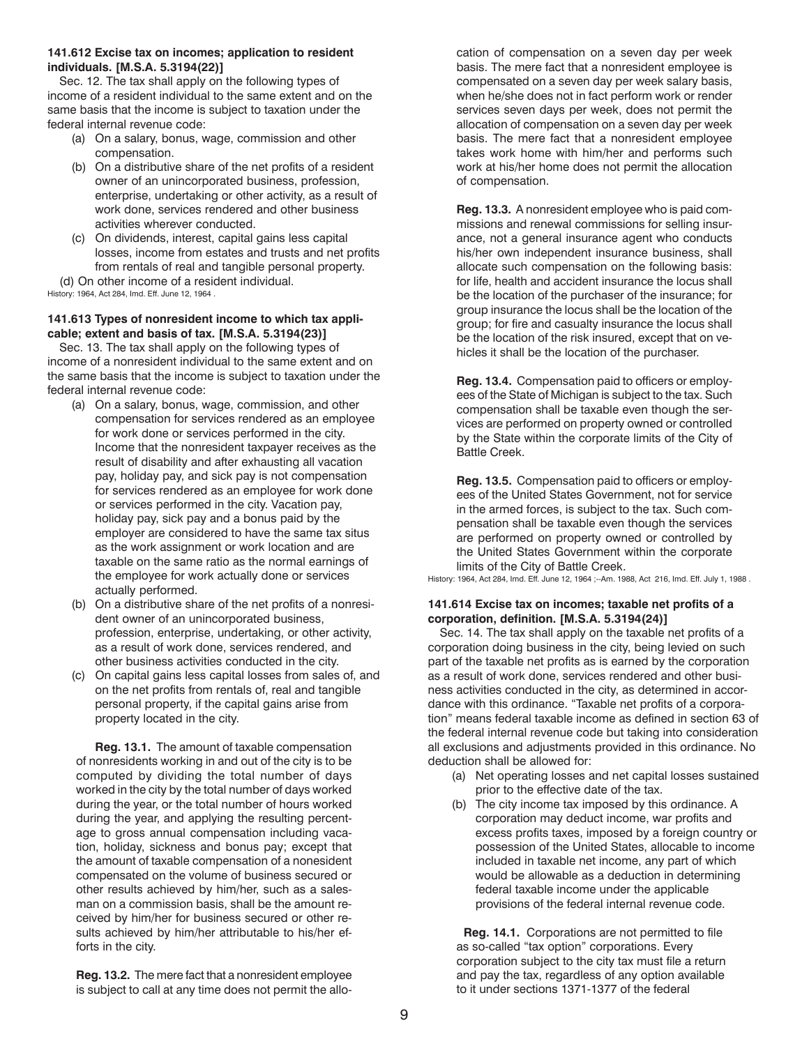**141.612 Excise tax on incomes; application to resident individuals. [M.S.A. 5.3194(22)]**

Sec. 12. The tax shall apply on the following types of income of a resident individual to the same extent and on the same basis that the income is subject to taxation under the federal internal revenue code:

(a) On a salary, bonus, wage, commission and other compensation.

(b) On a distributive share of the net profits of a resident owner of an unincorporated business, profession, enterprise, undertaking or other activity, as a result of work done, services rendered and other business activities wherever conducted.

(c) On dividends, interest, capital gains less capital losses, income from estates and trusts and net profits from rentals of real and tangible personal property.

(d) On other income of a resident individual.

History: 1964, Act 284, Imd. Eff. June 12, 1964 .

**141.613 Types of nonresident income to which tax applicable; extent and basis of tax. [M.S.A. 5.3194(23)]**

Sec. 13. The tax shall apply on the following types of income of a nonresident individual to the same extent and on the same basis that the income is subject to taxation under the federal internal revenue code:

(a) On a salary, bonus, wage, commission, and other compensation for services rendered as an employee for work done or services performed in the city. Income that the nonresident taxpayer receives as the result of disability and after exhausting all vacation pay, holiday pay, and sick pay is not compensation for services rendered as an employee for work done or services performed in the city. Vacation pay, holiday pay, sick pay and a bonus paid by the employer are considered to have the same tax situs as the work assignment or work location and are taxable on the same ratio as the normal earnings of the employee for work actually done or services actually performed.

(b) On a distributive share of the net profits of a nonresident owner of an unincorporated business, profession, enterprise, undertaking, or other activity, as a result of work done, services rendered, and other business activities conducted in the city.

(c) On capital gains less capital losses from sales of, and on the net profits from rentals of, real and tangible personal property, if the capital gains arise from property located in the city.

**Reg. 13.1.** The amount of taxable compensation of nonresidents working in and out of the city is to be computed by dividing the total number of days worked in the city by the total number of days worked during the year, or the total number of hours worked during the year, and applying the resulting percentage to gross annual compensation including vacation, holiday, sickness and bonus pay; except that the amount of taxable compensation of a nonesident compensated on the volume of business secured or other results achieved by him/her, such as a salesman on a commission basis, shall be the amount received by him/her for business secured or other results achieved by him/her attributable to his/her efforts in the city.

**Reg. 13.2.** The mere fact that a nonresident employee is subject to call at any time does not permit the allocation of compensation on a seven day per week basis. The mere fact that a nonresident employee is compensated on a seven day per week salary basis, when he/she does not in fact perform work or render services seven days per week, does not permit the allocation of compensation on a seven day per week basis. The mere fact that a nonresident employee takes work home with him/her and performs such work at his/her home does not permit the allocation of compensation.

**Reg. 13.3.** A nonresident employee who is paid commissions and renewal commissions for selling insurance, not a general insurance agent who conducts his/her own independent insurance business, shall allocate such compensation on the following basis: for life, health and accident insurance the locus shall be the location of the purchaser of the insurance; for group insurance the locus shall be the location of the group; for fire and casualty insurance the locus shall be the location of the risk insured, except that on vehicles it shall be the location of the purchaser.

**Reg. 13.4.** Compensation paid to officers or employees of the State of Michigan is subject to the tax. Such compensation shall be taxable even though the services are performed on property owned or controlled by the State within the corporate limits of the City of Battle Creek.

**Reg. 13.5.** Compensation paid to officers or employees of the United States Government, not for service in the armed forces, is subject to the tax. Such compensation shall be taxable even though the services are performed on property owned or controlled by the United States Government within the corporate limits of the City of Battle Creek.

History: 1964, Act 284, Imd. Eff. June 12, 1964 ;--Am. 1988, Act 216, Imd. Eff. July 1, 1988 .

**141.614 Excise tax on incomes; taxable net profits of a corporation, definition. [M.S.A. 5.3194(24)]**

Sec. 14. The tax shall apply on the taxable net profits of a corporation doing business in the city, being levied on such part of the taxable net profits as is earned by the corporation as a result of work done, services rendered and other business activities conducted in the city, as determined in accordance with this ordinance. "Taxable net profits of a corporation" means federal taxable income as defined in section 63 of the federal internal revenue code but taking into consideration all exclusions and adjustments provided in this ordinance. No deduction shall be allowed for:

(a) Net operating losses and net capital losses sustained prior to the effective date of the tax.

(b) The city income tax imposed by this ordinance. A corporation may deduct income, war profits and excess profits taxes, imposed by a foreign country or possession of the United States, allocable to income included in taxable net income, any part of which would be allowable as a deduction in determining federal taxable income under the applicable provisions of the federal internal revenue code.

**Reg. 14.1.** Corporations are not permitted to file as so-called "tax option" corporations. Every corporation subject to the city tax must file a return and pay the tax, regardless of any option available to it under sections 1371-1377 of the federal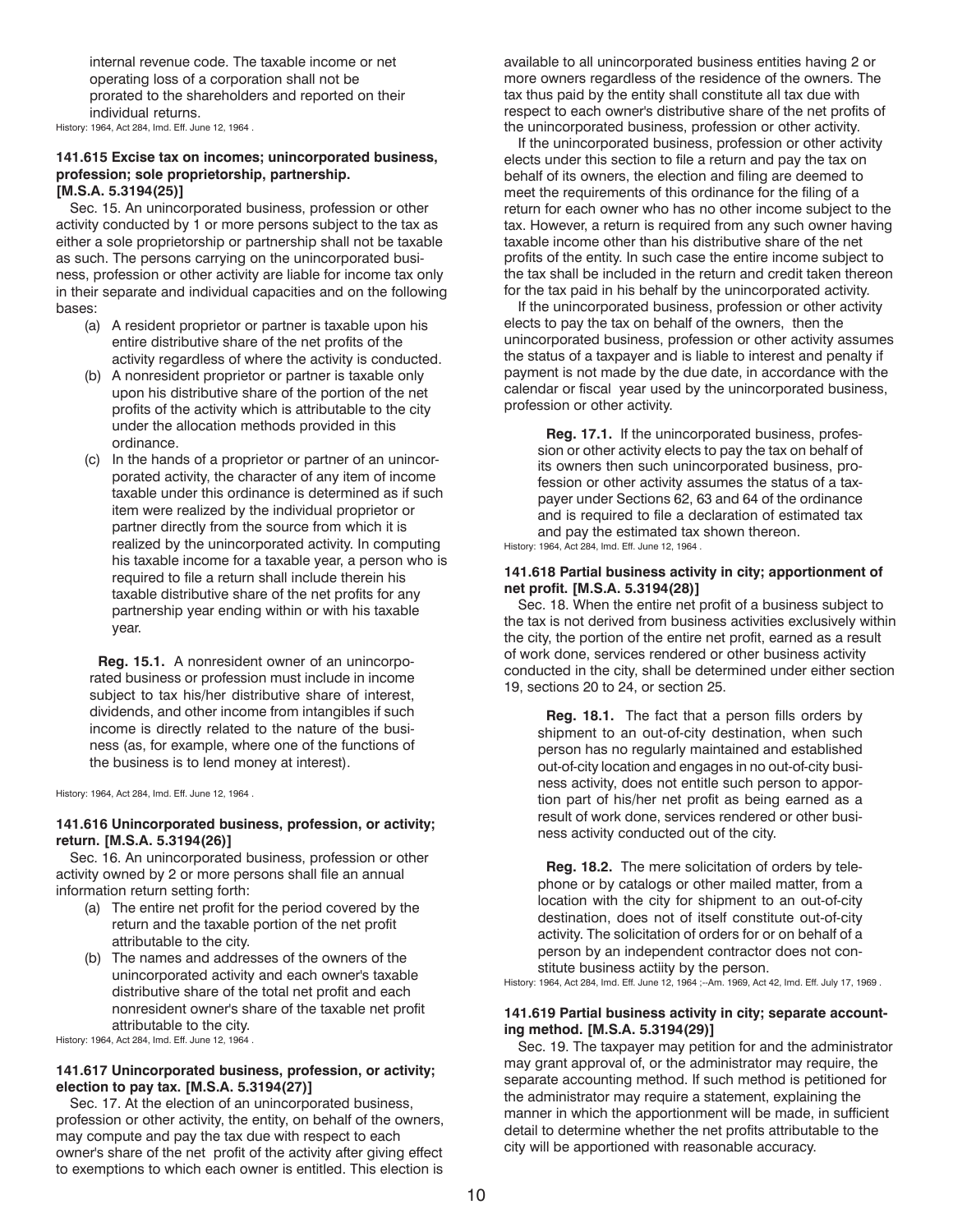internal revenue code. The taxable income or net operating loss of a corporation shall not be prorated to the shareholders and reported on their individual returns.

History: 1964, Act 284, Imd. Eff. June 12, 1964 .

**141.615 Excise tax on incomes; unincorporated business, profession; sole proprietorship, partnership. [M.S.A. 5.3194(25)]**

Sec. 15. An unincorporated business, profession or other activity conducted by 1 or more persons subject to the tax as either a sole proprietorship or partnership shall not be taxable as such. The persons carrying on the unincorporated business, profession or other activity are liable for income tax only in their separate and individual capacities and on the following bases:

(a) A resident proprietor or partner is taxable upon his entire distributive share of the net profits of the activity regardless of where the activity is conducted.

(b) A nonresident proprietor or partner is taxable only upon his distributive share of the portion of the net profits of the activity which is attributable to the city under the allocation methods provided in this ordinance.

(c) In the hands of a proprietor or partner of an unincorporated activity, the character of any item of income taxable under this ordinance is determined as if such item were realized by the individual proprietor or partner directly from the source from which it is realized by the unincorporated activity. In computing his taxable income for a taxable year, a person who is required to file a return shall include therein his taxable distributive share of the net profits for any partnership year ending within or with his taxable year.

**Reg. 15.1.** A nonresident owner of an unincorporated business or profession must include in income subject to tax his/her distributive share of interest, dividends, and other income from intangibles if such income is directly related to the nature of the business (as, for example, where one of the functions of the business is to lend money at interest).

History: 1964, Act 284, Imd. Eff. June 12, 1964 .

**141.616 Unincorporated business, profession, or activity; return. [M.S.A. 5.3194(26)]**

Sec. 16. An unincorporated business, profession or other activity owned by 2 or more persons shall file an annual information return setting forth:

(a) The entire net profit for the period covered by the return and the taxable portion of the net profit attributable to the city.

(b) The names and addresses of the owners of the unincorporated activity and each owner's taxable distributive share of the total net profit and each nonresident owner's share of the taxable net profit attributable to the city.

History: 1964, Act 284, Imd. Eff. June 12, 1964 .

**141.617 Unincorporated business, profession, or activity; election to pay tax. [M.S.A. 5.3194(27)]**

Sec. 17. At the election of an unincorporated business, profession or other activity, the entity, on behalf of the owners, may compute and pay the tax due with respect to each owner's share of the net profit of the activity after giving effect to exemptions to which each owner is entitled. This election is available to all unincorporated business entities having 2 or more owners regardless of the residence of the owners. The tax thus paid by the entity shall constitute all tax due with respect to each owner's distributive share of the net profits of the unincorporated business, profession or other activity.

If the unincorporated business, profession or other activity elects under this section to file a return and pay the tax on behalf of its owners, the election and filing are deemed to meet the requirements of this ordinance for the filing of a return for each owner who has no other income subject to the tax. However, a return is required from any such owner having taxable income other than his distributive share of the net profits of the entity. In such case the entire income subject to the tax shall be included in the return and credit taken thereon for the tax paid in his behalf by the unincorporated activity.

If the unincorporated business, profession or other activity elects to pay the tax on behalf of the owners, then the unincorporated business, profession or other activity assumes the status of a taxpayer and is liable to interest and penalty if payment is not made by the due date, in accordance with the calendar or fiscal year used by the unincorporated business, profession or other activity.

**Reg. 17.1.** If the unincorporated business, profession or other activity elects to pay the tax on behalf of its owners then such unincorporated business, profession or other activity assumes the status of a taxpayer under Sections 62, 63 and 64 of the ordinance and is required to file a declaration of estimated tax and pay the estimated tax shown thereon.

History: 1964, Act 284, Imd. Eff. June 12, 1964 .

**141.618 Partial business activity in city; apportionment of net profit. [M.S.A. 5.3194(28)]**

Sec. 18. When the entire net profit of a business subject to the tax is not derived from business activities exclusively within the city, the portion of the entire net profit, earned as a result of work done, services rendered or other business activity conducted in the city, shall be determined under either section 19, sections 20 to 24, or section 25.

**Reg. 18.1.** The fact that a person fills orders by shipment to an out-of-city destination, when such person has no regularly maintained and established out-of-city location and engages in no out-of-city business activity, does not entitle such person to apportion part of his/her net profit as being earned as a result of work done, services rendered or other business activity conducted out of the city.

**Reg. 18.2.** The mere solicitation of orders by telephone or by catalogs or other mailed matter, from a location with the city for shipment to an out-of-city destination, does not of itself constitute out-of-city activity. The solicitation of orders for or on behalf of a person by an independent contractor does not constitute business actiity by the person.

History: 1964, Act 284, Imd. Eff. June 12, 1964 ;--Am. 1969, Act 42, Imd. Eff. July 17, 1969 .

**141.619 Partial business activity in city; separate accounting method. [M.S.A. 5.3194(29)]**

Sec. 19. The taxpayer may petition for and the administrator may grant approval of, or the administrator may require, the separate accounting method. If such method is petitioned for the administrator may require a statement, explaining the manner in which the apportionment will be made, in sufficient detail to determine whether the net profits attributable to the city will be apportioned with reasonable accuracy.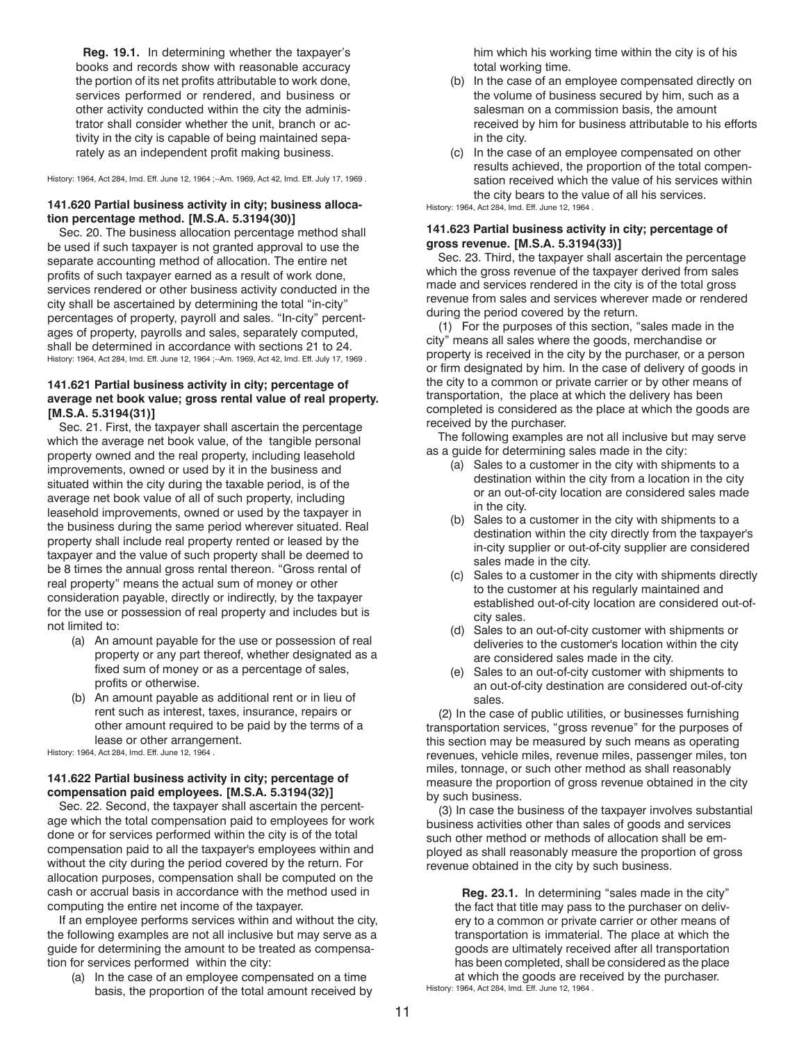**Reg. 19.1.** In determining whether the taxpayer's books and records show with reasonable accuracy the portion of its net profits attributable to work done, services performed or rendered, and business or other activity conducted within the city the administrator shall consider whether the unit, branch or activity in the city is capable of being maintained separately as an independent profit making business.

History: 1964, Act 284, Imd. Eff. June 12, 1964 ;--Am. 1969, Act 42, Imd. Eff. July 17, 1969 .

### 141.620 Partial business activity in city; business allocation percentage method. [M.S.A. 5.3194(30)]

Sec. 20. The business allocation percentage method shall be used if such taxpayer is not granted approval to use the separate accounting method of allocation. The entire net profits of such taxpayer earned as a result of work done, services rendered or other business activity conducted in the city shall be ascertained by determining the total "in-city" percentages of property, payroll and sales. "In-city" percentages of property, payrolls and sales, separately computed, shall be determined in accordance with sections 21 to 24.

History: 1964, Act 284, Imd. Eff. June 12, 1964 ;--Am. 1969, Act 42, Imd. Eff. July 17, 1969 .

### 141.621 Partial business activity in city; percentage of average net book value; gross rental value of real property. [M.S.A. 5.3194(31)]

Sec. 21. First, the taxpayer shall ascertain the percentage which the average net book value, of the tangible personal property owned and the real property, including leasehold improvements, owned or used by it in the business and situated within the city during the taxable period, is of the average net book value of all of such property, including leasehold improvements, owned or used by the taxpayer in the business during the same period wherever situated. Real property shall include real property rented or leased by the taxpayer and the value of such property shall be deemed to be 8 times the annual gross rental thereon. "Gross rental of real property" means the actual sum of money or other consideration payable, directly or indirectly, by the taxpayer for the use or possession of real property and includes but is not limited to:

(a) An amount payable for the use or possession of real property or any part thereof, whether designated as a fixed sum of money or as a percentage of sales, profits or otherwise.

(b) An amount payable as additional rent or in lieu of rent such as interest, taxes, insurance, repairs or other amount required to be paid by the terms of a lease or other arrangement.

History: 1964, Act 284, Imd. Eff. June 12, 1964 .

### 141.622 Partial business activity in city; percentage of compensation paid employees. [M.S.A. 5.3194(32)]

Sec. 22. Second, the taxpayer shall ascertain the percentage which the total compensation paid to employees for work done or for services performed within the city is of the total compensation paid to all the taxpayer's employees within and without the city during the period covered by the return. For allocation purposes, compensation shall be computed on the cash or accrual basis in accordance with the method used in computing the entire net income of the taxpayer.

If an employee performs services within and without the city, the following examples are not all inclusive but may serve as a guide for determining the amount to be treated as compensation for services performed within the city:

(a) In the case of an employee compensated on a time basis, the proportion of the total amount received by him which his working time within the city is of his total working time.

(b) In the case of an employee compensated directly on the volume of business secured by him, such as a salesman on a commission basis, the amount received by him for business attributable to his efforts in the city.

(c) In the case of an employee compensated on other results achieved, the proportion of the total compensation received which the value of his services within the city bears to the value of all his services.

History: 1964, Act 284, Imd. Eff. June 12, 1964 .

### 141.623 Partial business activity in city; percentage of gross revenue. [M.S.A. 5.3194(33)]

Sec. 23. Third, the taxpayer shall ascertain the percentage which the gross revenue of the taxpayer derived from sales made and services rendered in the city is of the total gross revenue from sales and services wherever made or rendered during the period covered by the return.

(1) For the purposes of this section, "sales made in the city" means all sales where the goods, merchandise or property is received in the city by the purchaser, or a person or firm designated by him. In the case of delivery of goods in the city to a common or private carrier or by other means of transportation, the place at which the delivery has been completed is considered as the place at which the goods are received by the purchaser.

The following examples are not all inclusive but may serve as a guide for determining sales made in the city:

(a) Sales to a customer in the city with shipments to a destination within the city from a location in the city or an out-of-city location are considered sales made in the city.

(b) Sales to a customer in the city with shipments to a destination within the city directly from the taxpayer's in-city supplier or out-of-city supplier are considered sales made in the city.

(c) Sales to a customer in the city with shipments directly to the customer at his regularly maintained and established out-of-city location are considered out-of-city sales.

(d) Sales to an out-of-city customer with shipments or deliveries to the customer's location within the city are considered sales made in the city.

(e) Sales to an out-of-city customer with shipments to an out-of-city destination are considered out-of-city sales.

(2) In the case of public utilities, or businesses furnishing transportation services, "gross revenue" for the purposes of this section may be measured by such means as operating revenues, vehicle miles, revenue miles, passenger miles, ton miles, tonnage, or such other method as shall reasonably measure the proportion of gross revenue obtained in the city by such business.

(3) In case the business of the taxpayer involves substantial business activities other than sales of goods and services such other method or methods of allocation shall be employed as shall reasonably measure the proportion of gross revenue obtained in the city by such business.

**Reg. 23.1.** In determining "sales made in the city" the fact that title may pass to the purchaser on delivery to a common or private carrier or other means of transportation is immaterial. The place at which the goods are ultimately received after all transportation has been completed, shall be considered as the place at which the goods are received by the purchaser.

History: 1964, Act 284, Imd. Eff. June 12, 1964 .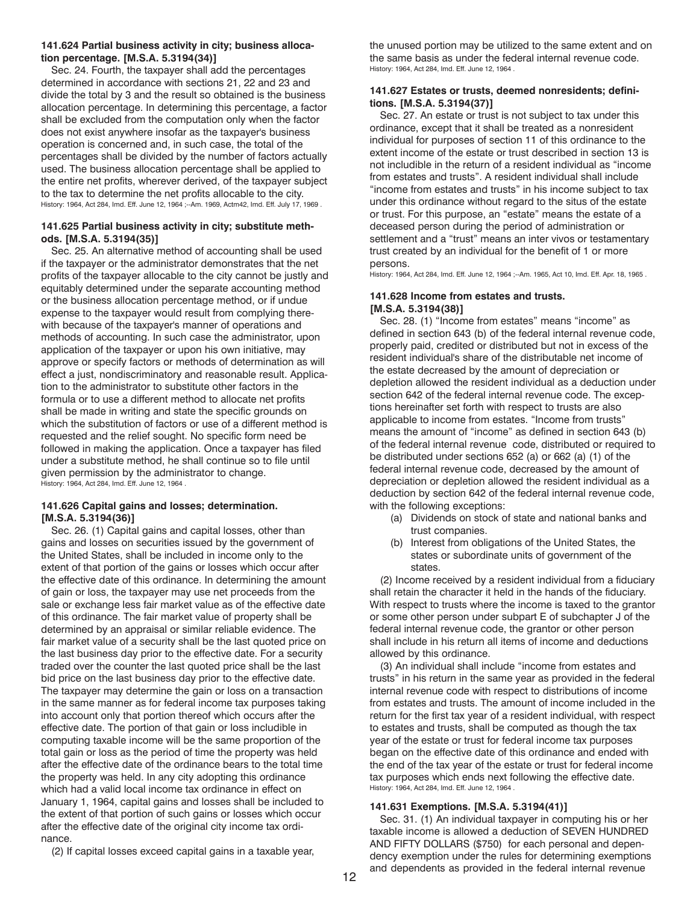### 141.624 Partial business activity in city; business allocation percentage. [M.S.A. 5.3194(34)]

Sec. 24. Fourth, the taxpayer shall add the percentages determined in accordance with sections 21, 22 and 23 and divide the total by 3 and the result so obtained is the business allocation percentage. In determining this percentage, a factor shall be excluded from the computation only when the factor does not exist anywhere insofar as the taxpayer's business operation is concerned and, in such case, the total of the percentages shall be divided by the number of factors actually used. The business allocation percentage shall be applied to the entire net profits, wherever derived, of the taxpayer subject to the tax to determine the net profits allocable to the city.

History: 1964, Act 284, Imd. Eff. June 12, 1964 ;--Am. 1969, Actm42, Imd. Eff. July 17, 1969 .

### 141.625 Partial business activity in city; substitute methods. [M.S.A. 5.3194(35)]

Sec. 25. An alternative method of accounting shall be used if the taxpayer or the administrator demonstrates that the net profits of the taxpayer allocable to the city cannot be justly and equitably determined under the separate accounting method or the business allocation percentage method, or if undue expense to the taxpayer would result from complying therewith because of the taxpayer's manner of operations and methods of accounting. In such case the administrator, upon application of the taxpayer or upon his own initiative, may approve or specify factors or methods of determination as will effect a just, nondiscriminatory and reasonable result. Application to the administrator to substitute other factors in the formula or to use a different method to allocate net profits shall be made in writing and state the specific grounds on which the substitution of factors or use of a different method is requested and the relief sought. No specific form need be followed in making the application. Once a taxpayer has filed under a substitute method, he shall continue so to file until given permission by the administrator to change.

History: 1964, Act 284, Imd. Eff. June 12, 1964 .

### 141.626 Capital gains and losses; determination. [M.S.A. 5.3194(36)]

Sec. 26. (1) Capital gains and capital losses, other than gains and losses on securities issued by the government of the United States, shall be included in income only to the extent of that portion of the gains or losses which occur after the effective date of this ordinance. In determining the amount of gain or loss, the taxpayer may use net proceeds from the sale or exchange less fair market value as of the effective date of this ordinance. The fair market value of property shall be determined by an appraisal or similar reliable evidence. The fair market value of a security shall be the last quoted price on the last business day prior to the effective date. For a security traded over the counter the last quoted price shall be the last bid price on the last business day prior to the effective date. The taxpayer may determine the gain or loss on a transaction in the same manner as for federal income tax purposes taking into account only that portion thereof which occurs after the effective date. The portion of that gain or loss includible in computing taxable income will be the same proportion of the total gain or loss as the period of time the property was held after the effective date of the ordinance bears to the total time the property was held. In any city adopting this ordinance which had a valid local income tax ordinance in effect on January 1, 1964, capital gains and losses shall be included to the extent of that portion of such gains or losses which occur after the effective date of the original city income tax ordinance.

(2) If capital losses exceed capital gains in a taxable year, the unused portion may be utilized to the same extent and on the same basis as under the federal internal revenue code.

History: 1964, Act 284, Imd. Eff. June 12, 1964 .

### 141.627 Estates or trusts, deemed nonresidents; definitions. [M.S.A. 5.3194(37)]

Sec. 27. An estate or trust is not subject to tax under this ordinance, except that it shall be treated as a nonresident individual for purposes of section 11 of this ordinance to the extent income of the estate or trust described in section 13 is not includible in the return of a resident individual as "income from estates and trusts". A resident individual shall include "income from estates and trusts" in his income subject to tax under this ordinance without regard to the situs of the estate or trust. For this purpose, an "estate" means the estate of a deceased person during the period of administration or settlement and a "trust" means an inter vivos or testamentary trust created by an individual for the benefit of 1 or more persons.

History: 1964, Act 284, Imd. Eff. June 12, 1964 ;--Am. 1965, Act 10, Imd. Eff. Apr. 18, 1965 .

### 141.628 Income from estates and trusts. [M.S.A. 5.3194(38)]

Sec. 28. (1) "Income from estates" means "income" as defined in section 643 (b) of the federal internal revenue code, properly paid, credited or distributed but not in excess of the resident individual's share of the distributable net income of the estate decreased by the amount of depreciation or depletion allowed the resident individual as a deduction under section 642 of the federal internal revenue code. The exceptions hereinafter set forth with respect to trusts are also applicable to income from estates. "Income from trusts" means the amount of "income" as defined in section 643 (b) of the federal internal revenue code, distributed or required to be distributed under sections 652 (a) or 662 (a) (1) of the federal internal revenue code, decreased by the amount of depreciation or depletion allowed the resident individual as a deduction by section 642 of the federal internal revenue code, with the following exceptions:

(a) Dividends on stock of state and national banks and trust companies.

(b) Interest from obligations of the United States, the states or subordinate units of government of the states.

(2) Income received by a resident individual from a fiduciary shall retain the character it held in the hands of the fiduciary. With respect to trusts where the income is taxed to the grantor or some other person under subpart E of subchapter J of the federal internal revenue code, the grantor or other person shall include in his return all items of income and deductions allowed by this ordinance.

(3) An individual shall include "income from estates and trusts" in his return in the same year as provided in the federal internal revenue code with respect to distributions of income from estates and trusts. The amount of income included in the return for the first tax year of a resident individual, with respect to estates and trusts, shall be computed as though the tax year of the estate or trust for federal income tax purposes began on the effective date of this ordinance and ended with the end of the tax year of the estate or trust for federal income tax purposes which ends next following the effective date.

History: 1964, Act 284, Imd. Eff. June 12, 1964 .

### 141.631 Exemptions. [M.S.A. 5.3194(41)]

Sec. 31. (1) An individual taxpayer in computing his or her taxable income is allowed a deduction of SEVEN HUNDRED AND FIFTY DOLLARS ($750) for each personal and dependency exemption under the rules for determining exemptions and dependents as provided in the federal internal revenue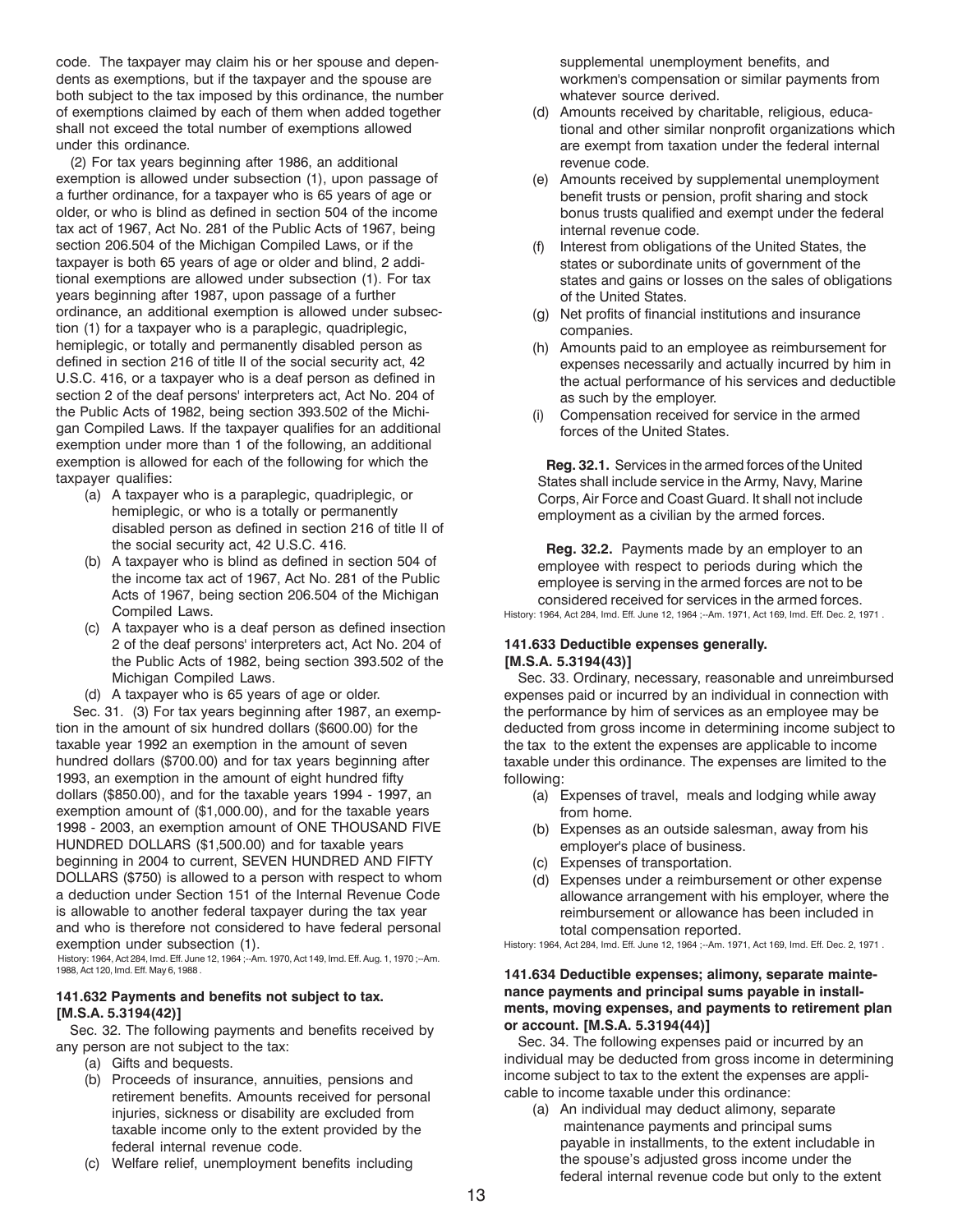code. The taxpayer may claim his or her spouse and dependents as exemptions, but if the taxpayer and the spouse are both subject to the tax imposed by this ordinance, the number of exemptions claimed by each of them when added together shall not exceed the total number of exemptions allowed under this ordinance.

(2) For tax years beginning after 1986, an additional exemption is allowed under subsection (1), upon passage of a further ordinance, for a taxpayer who is 65 years of age or older, or who is blind as defined in section 504 of the income tax act of 1967, Act No. 281 of the Public Acts of 1967, being section 206.504 of the Michigan Compiled Laws, or if the taxpayer is both 65 years of age or older and blind, 2 additional exemptions are allowed under subsection (1). For tax years beginning after 1987, upon passage of a further ordinance, an additional exemption is allowed under subsection (1) for a taxpayer who is a paraplegic, quadriplegic, hemiplegic, or totally and permanently disabled person as defined in section 216 of title II of the social security act, 42 U.S.C. 416, or a taxpayer who is a deaf person as defined in section 2 of the deaf persons' interpreters act, Act No. 204 of the Public Acts of 1982, being section 393.502 of the Michigan Compiled Laws. If the taxpayer qualifies for an additional exemption under more than 1 of the following, an additional exemption is allowed for each of the following for which the taxpayer qualifies:

(a) A taxpayer who is a paraplegic, quadriplegic, or hemiplegic, or who is a totally or permanently disabled person as defined in section 216 of title II of the social security act, 42 U.S.C. 416.

(b) A taxpayer who is blind as defined in section 504 of the income tax act of 1967, Act No. 281 of the Public Acts of 1967, being section 206.504 of the Michigan Compiled Laws.

(c) A taxpayer who is a deaf person as defined insection 2 of the deaf persons' interpreters act, Act No. 204 of the Public Acts of 1982, being section 393.502 of the Michigan Compiled Laws.

(d) A taxpayer who is 65 years of age or older.

Sec. 31. (3) For tax years beginning after 1987, an exemption in the amount of six hundred dollars ($600.00) for the taxable year 1992 an exemption in the amount of seven hundred dollars ($700.00) and for tax years beginning after 1993, an exemption in the amount of eight hundred fifty dollars ($850.00), and for the taxable years 1994 - 1997, an exemption amount of ($1,000.00), and for the taxable years 1998 - 2003, an exemption amount of ONE THOUSAND FIVE HUNDRED DOLLARS ($1,500.00) and for taxable years beginning in 2004 to current, SEVEN HUNDRED AND FIFTY DOLLARS ($750) is allowed to a person with respect to whom a deduction under Section 151 of the Internal Revenue Code is allowable to another federal taxpayer during the tax year and who is therefore not considered to have federal personal exemption under subsection (1).

History: 1964, Act 284, Imd. Eff. June 12, 1964 ;--Am. 1970, Act 149, Imd. Eff. Aug. 1, 1970 ;--Am. 1988, Act 120, Imd. Eff. May 6, 1988 .

#### 141.632 Payments and benefits not subject to tax. [M.S.A. 5.3194(42)]

Sec. 32. The following payments and benefits received by any person are not subject to the tax:

(a) Gifts and bequests.

(b) Proceeds of insurance, annuities, pensions and retirement benefits. Amounts received for personal injuries, sickness or disability are excluded from taxable income only to the extent provided by the federal internal revenue code.

(c) Welfare relief, unemployment benefits including supplemental unemployment benefits, and workmen's compensation or similar payments from whatever source derived.

(d) Amounts received by charitable, religious, educational and other similar nonprofit organizations which are exempt from taxation under the federal internal revenue code.

(e) Amounts received by supplemental unemployment benefit trusts or pension, profit sharing and stock bonus trusts qualified and exempt under the federal internal revenue code.

(f) Interest from obligations of the United States, the states or subordinate units of government of the states and gains or losses on the sales of obligations of the United States.

(g) Net profits of financial institutions and insurance companies.

(h) Amounts paid to an employee as reimbursement for expenses necessarily and actually incurred by him in the actual performance of his services and deductible as such by the employer.

(i) Compensation received for service in the armed forces of the United States.

**Reg. 32.1.** Services in the armed forces of the United States shall include service in the Army, Navy, Marine Corps, Air Force and Coast Guard. It shall not include employment as a civilian by the armed forces.

**Reg. 32.2.** Payments made by an employer to an employee with respect to periods during which the employee is serving in the armed forces are not to be considered received for services in the armed forces.

History: 1964, Act 284, Imd. Eff. June 12, 1964 ;--Am. 1971, Act 169, Imd. Eff. Dec. 2, 1971 .

#### 141.633 Deductible expenses generally. [M.S.A. 5.3194(43)]

Sec. 33. Ordinary, necessary, reasonable and unreimbursed expenses paid or incurred by an individual in connection with the performance by him of services as an employee may be deducted from gross income in determining income subject to the tax to the extent the expenses are applicable to income taxable under this ordinance. The expenses are limited to the following:

(a) Expenses of travel, meals and lodging while away from home.

(b) Expenses as an outside salesman, away from his employer's place of business.

(c) Expenses of transportation.

(d) Expenses under a reimbursement or other expense allowance arrangement with his employer, where the reimbursement or allowance has been included in total compensation reported.

History: 1964, Act 284, Imd. Eff. June 12, 1964 ;--Am. 1971, Act 169, Imd. Eff. Dec. 2, 1971 .

#### 141.634 Deductible expenses; alimony, separate maintenance payments and principal sums payable in installments, moving expenses, and payments to retirement plan or account. [M.S.A. 5.3194(44)]

Sec. 34. The following expenses paid or incurred by an individual may be deducted from gross income in determining income subject to tax to the extent the expenses are applicable to income taxable under this ordinance:

(a) An individual may deduct alimony, separate maintenance payments and principal sums payable in installments, to the extent includable in the spouse's adjusted gross income under the federal internal revenue code but only to the extent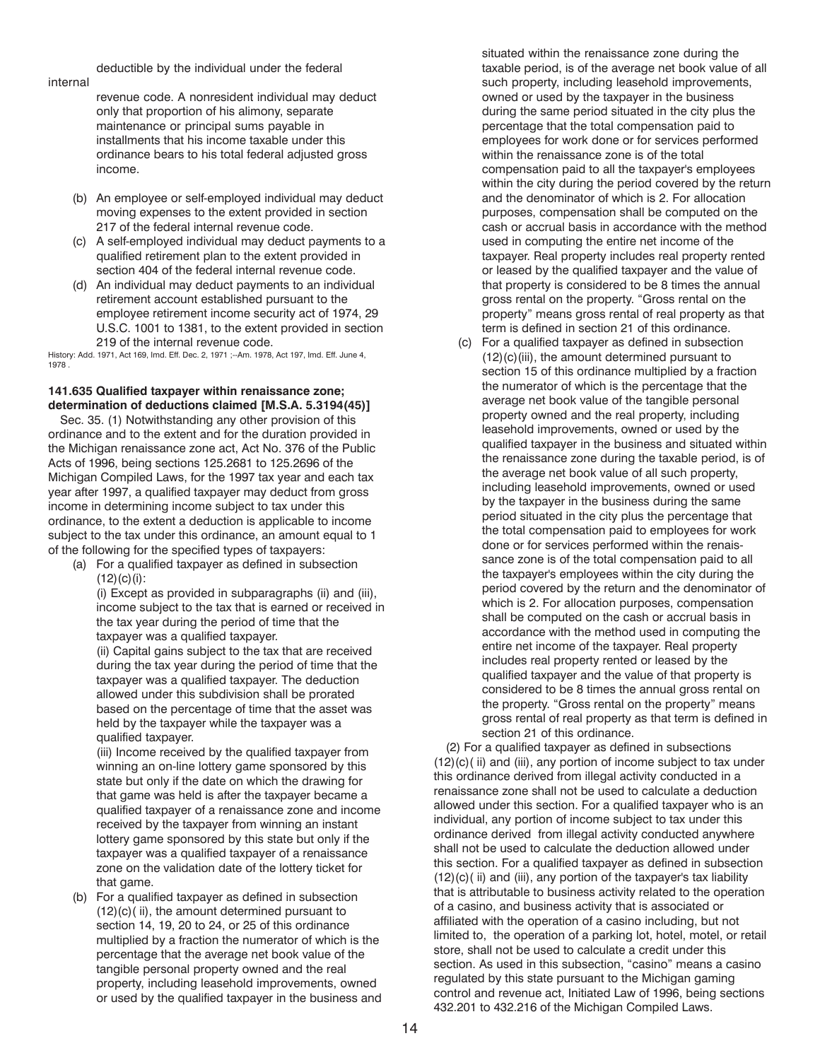deductible by the individual under the federal internal revenue code. A nonresident individual may deduct only that proportion of his alimony, separate maintenance or principal sums payable in installments that his income taxable under this ordinance bears to his total federal adjusted gross income.

(b) An employee or self-employed individual may deduct moving expenses to the extent provided in section 217 of the federal internal revenue code.

(c) A self-employed individual may deduct payments to a qualified retirement plan to the extent provided in section 404 of the federal internal revenue code.

(d) An individual may deduct payments to an individual retirement account established pursuant to the employee retirement income security act of 1974, 29 U.S.C. 1001 to 1381, to the extent provided in section 219 of the internal revenue code.

History: Add. 1971, Act 169, Imd. Eff. Dec. 2, 1971 ;--Am. 1978, Act 197, Imd. Eff. June 4, 1978 .

**141.635 Qualified taxpayer within renaissance zone; determination of deductions claimed [M.S.A. 5.3194(45)]**

Sec. 35. (1) Notwithstanding any other provision of this ordinance and to the extent and for the duration provided in the Michigan renaissance zone act, Act No. 376 of the Public Acts of 1996, being sections 125.2681 to 125.2696 of the Michigan Compiled Laws, for the 1997 tax year and each tax year after 1997, a qualified taxpayer may deduct from gross income in determining income subject to tax under this ordinance, to the extent a deduction is applicable to income subject to the tax under this ordinance, an amount equal to 1 of the following for the specified types of taxpayers:

(a) For a qualified taxpayer as defined in subsection (12)(c)(i):

(i) Except as provided in subparagraphs (ii) and (iii), income subject to the tax that is earned or received in the tax year during the period of time that the taxpayer was a qualified taxpayer.

(ii) Capital gains subject to the tax that are received during the tax year during the period of time that the taxpayer was a qualified taxpayer. The deduction allowed under this subdivision shall be prorated based on the percentage of time that the asset was held by the taxpayer while the taxpayer was a qualified taxpayer.

(iii) Income received by the qualified taxpayer from winning an on-line lottery game sponsored by this state but only if the date on which the drawing for that game was held is after the taxpayer became a qualified taxpayer of a renaissance zone and income received by the taxpayer from winning an instant lottery game sponsored by this state but only if the taxpayer was a qualified taxpayer of a renaissance zone on the validation date of the lottery ticket for that game.

(b) For a qualified taxpayer as defined in subsection (12)(c)( ii), the amount determined pursuant to section 14, 19, 20 to 24, or 25 of this ordinance multiplied by a fraction the numerator of which is the percentage that the average net book value of the tangible personal property owned and the real property, including leasehold improvements, owned or used by the qualified taxpayer in the business and situated within the renaissance zone during the taxable period, is of the average net book value of all such property, including leasehold improvements, owned or used by the taxpayer in the business during the same period situated in the city plus the percentage that the total compensation paid to employees for work done or for services performed within the renaissance zone is of the total compensation paid to all the taxpayer's employees within the city during the period covered by the return and the denominator of which is 2. For allocation purposes, compensation shall be computed on the cash or accrual basis in accordance with the method used in computing the entire net income of the taxpayer. Real property includes real property rented or leased by the qualified taxpayer and the value of that property is considered to be 8 times the annual gross rental on the property. "Gross rental on the property" means gross rental of real property as that term is defined in section 21 of this ordinance.

(c) For a qualified taxpayer as defined in subsection (12)(c)(iii), the amount determined pursuant to section 15 of this ordinance multiplied by a fraction the numerator of which is the percentage that the average net book value of the tangible personal property owned and the real property, including leasehold improvements, owned or used by the qualified taxpayer in the business and situated within the renaissance zone during the taxable period, is of the average net book value of all such property, including leasehold improvements, owned or used by the taxpayer in the business during the same period situated in the city plus the percentage that the total compensation paid to employees for work done or for services performed within the renaissance zone is of the total compensation paid to all the taxpayer's employees within the city during the period covered by the return and the denominator of which is 2. For allocation purposes, compensation shall be computed on the cash or accrual basis in accordance with the method used in computing the entire net income of the taxpayer. Real property includes real property rented or leased by the qualified taxpayer and the value of that property is considered to be 8 times the annual gross rental on the property. "Gross rental on the property" means gross rental of real property as that term is defined in section 21 of this ordinance.

(2) For a qualified taxpayer as defined in subsections (12)(c)( ii) and (iii), any portion of income subject to tax under this ordinance derived from illegal activity conducted in a renaissance zone shall not be used to calculate a deduction allowed under this section. For a qualified taxpayer who is an individual, any portion of income subject to tax under this ordinance derived from illegal activity conducted anywhere shall not be used to calculate the deduction allowed under this section. For a qualified taxpayer as defined in subsection (12)(c)( ii) and (iii), any portion of the taxpayer's tax liability that is attributable to business activity related to the operation of a casino, and business activity that is associated or affiliated with the operation of a casino including, but not limited to, the operation of a parking lot, hotel, motel, or retail store, shall not be used to calculate a credit under this section. As used in this subsection, "casino" means a casino regulated by this state pursuant to the Michigan gaming control and revenue act, Initiated Law of 1996, being sections 432.201 to 432.216 of the Michigan Compiled Laws.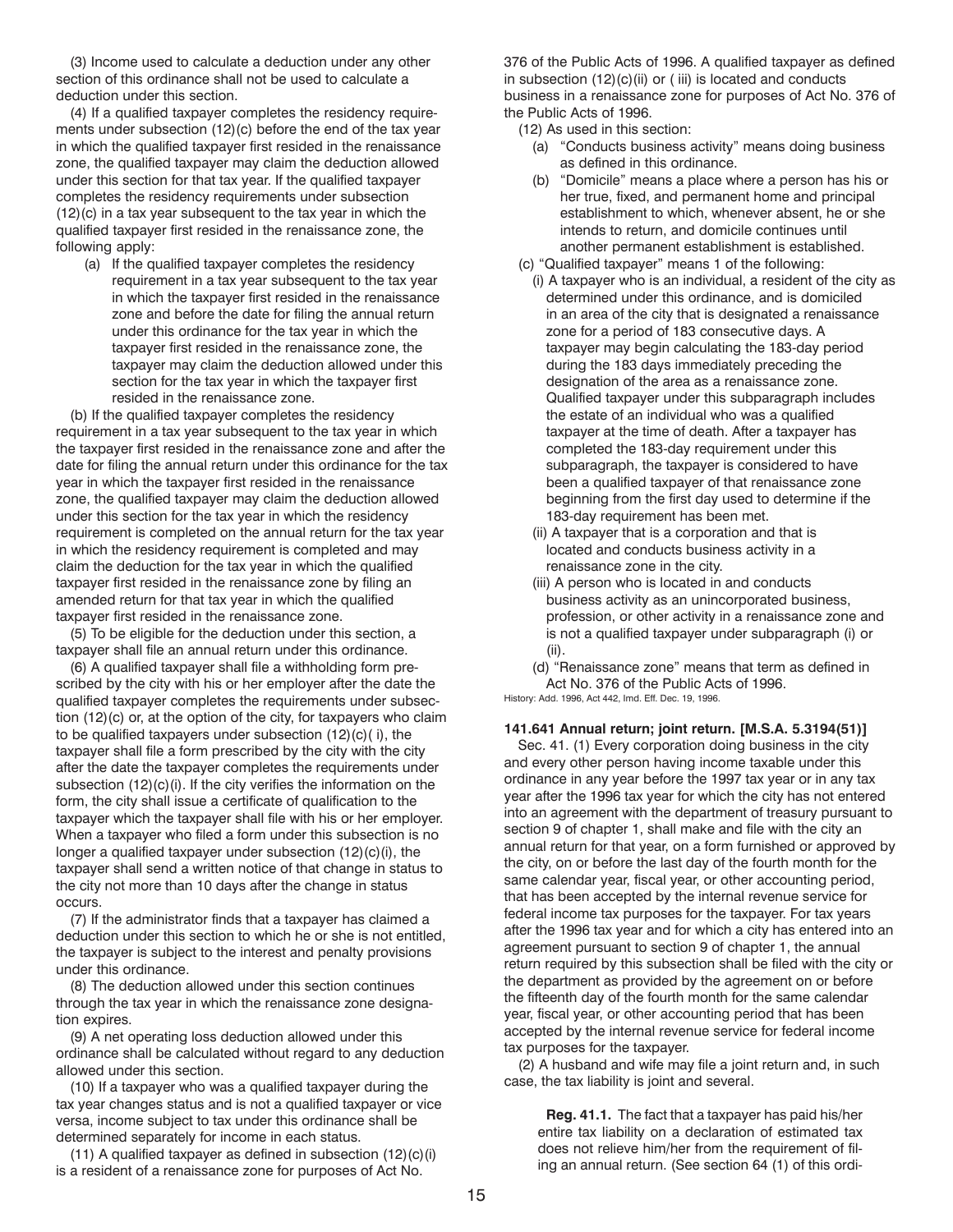(3) Income used to calculate a deduction under any other section of this ordinance shall not be used to calculate a deduction under this section.

(4) If a qualified taxpayer completes the residency requirements under subsection (12)(c) before the end of the tax year in which the qualified taxpayer first resided in the renaissance zone, the qualified taxpayer may claim the deduction allowed under this section for that tax year. If the qualified taxpayer completes the residency requirements under subsection (12)(c) in a tax year subsequent to the tax year in which the qualified taxpayer first resided in the renaissance zone, the following apply:

(a) If the qualified taxpayer completes the residency requirement in a tax year subsequent to the tax year in which the taxpayer first resided in the renaissance zone and before the date for filing the annual return under this ordinance for the tax year in which the taxpayer first resided in the renaissance zone, the taxpayer may claim the deduction allowed under this section for the tax year in which the taxpayer first resided in the renaissance zone.

(b) If the qualified taxpayer completes the residency requirement in a tax year subsequent to the tax year in which the taxpayer first resided in the renaissance zone and after the date for filing the annual return under this ordinance for the tax year in which the taxpayer first resided in the renaissance zone, the qualified taxpayer may claim the deduction allowed under this section for the tax year in which the residency requirement is completed on the annual return for the tax year in which the residency requirement is completed and may claim the deduction for the tax year in which the qualified taxpayer first resided in the renaissance zone by filing an amended return for that tax year in which the qualified taxpayer first resided in the renaissance zone.

(5) To be eligible for the deduction under this section, a taxpayer shall file an annual return under this ordinance.

(6) A qualified taxpayer shall file a withholding form prescribed by the city with his or her employer after the date the qualified taxpayer completes the requirements under subsection (12)(c) or, at the option of the city, for taxpayers who claim to be qualified taxpayers under subsection (12)(c)( i), the taxpayer shall file a form prescribed by the city with the city after the date the taxpayer completes the requirements under subsection (12)(c)(i). If the city verifies the information on the form, the city shall issue a certificate of qualification to the taxpayer which the taxpayer shall file with his or her employer. When a taxpayer who filed a form under this subsection is no longer a qualified taxpayer under subsection (12)(c)(i), the taxpayer shall send a written notice of that change in status to the city not more than 10 days after the change in status occurs.

(7) If the administrator finds that a taxpayer has claimed a deduction under this section to which he or she is not entitled, the taxpayer is subject to the interest and penalty provisions under this ordinance.

(8) The deduction allowed under this section continues through the tax year in which the renaissance zone designation expires.

(9) A net operating loss deduction allowed under this ordinance shall be calculated without regard to any deduction allowed under this section.

(10) If a taxpayer who was a qualified taxpayer during the tax year changes status and is not a qualified taxpayer or vice versa, income subject to tax under this ordinance shall be determined separately for income in each status.

(11) A qualified taxpayer as defined in subsection (12)(c)(i) is a resident of a renaissance zone for purposes of Act No. 376 of the Public Acts of 1996. A qualified taxpayer as defined in subsection (12)(c)(ii) or ( iii) is located and conducts business in a renaissance zone for purposes of Act No. 376 of the Public Acts of 1996.

(12) As used in this section:

(a) "Conducts business activity" means doing business as defined in this ordinance.

(b) "Domicile" means a place where a person has his or her true, fixed, and permanent home and principal establishment to which, whenever absent, he or she intends to return, and domicile continues until another permanent establishment is established.

(c) "Qualified taxpayer" means 1 of the following:

(i) A taxpayer who is an individual, a resident of the city as determined under this ordinance, and is domiciled in an area of the city that is designated a renaissance zone for a period of 183 consecutive days. A taxpayer may begin calculating the 183-day period during the 183 days immediately preceding the designation of the area as a renaissance zone. Qualified taxpayer under this subparagraph includes the estate of an individual who was a qualified taxpayer at the time of death. After a taxpayer has completed the 183-day requirement under this subparagraph, the taxpayer is considered to have been a qualified taxpayer of that renaissance zone beginning from the first day used to determine if the 183-day requirement has been met.

(ii) A taxpayer that is a corporation and that is located and conducts business activity in a renaissance zone in the city.

(iii) A person who is located in and conducts business activity as an unincorporated business, profession, or other activity in a renaissance zone and is not a qualified taxpayer under subparagraph (i) or (ii).

(d) "Renaissance zone" means that term as defined in Act No. 376 of the Public Acts of 1996.

History: Add. 1996, Act 442, Imd. Eff. Dec. 19, 1996.

**141.641 Annual return; joint return. [M.S.A. 5.3194(51)]**

Sec. 41. (1) Every corporation doing business in the city and every other person having income taxable under this ordinance in any year before the 1997 tax year or in any tax year after the 1996 tax year for which the city has not entered into an agreement with the department of treasury pursuant to section 9 of chapter 1, shall make and file with the city an annual return for that year, on a form furnished or approved by the city, on or before the last day of the fourth month for the same calendar year, fiscal year, or other accounting period, that has been accepted by the internal revenue service for federal income tax purposes for the taxpayer. For tax years after the 1996 tax year and for which a city has entered into an agreement pursuant to section 9 of chapter 1, the annual return required by this subsection shall be filed with the city or the department as provided by the agreement on or before the fifteenth day of the fourth month for the same calendar year, fiscal year, or other accounting period that has been accepted by the internal revenue service for federal income tax purposes for the taxpayer.

(2) A husband and wife may file a joint return and, in such case, the tax liability is joint and several.

**Reg. 41.1.** The fact that a taxpayer has paid his/her entire tax liability on a declaration of estimated tax does not relieve him/her from the requirement of filing an annual return. (See section 64 (1) of this ordi-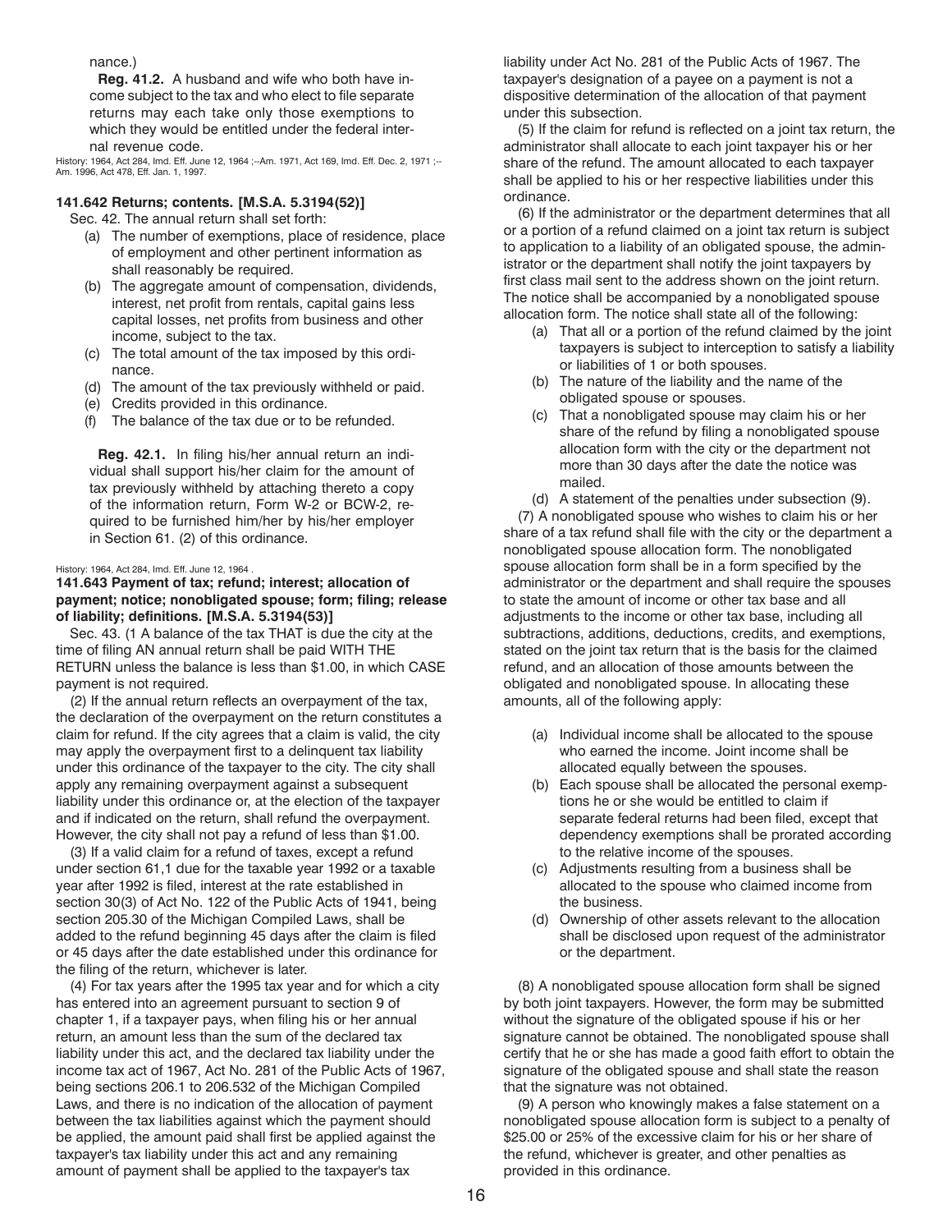nance.)

**Reg. 41.2.** A husband and wife who both have income subject to the tax and who elect to file separate returns may each take only those exemptions to which they would be entitled under the federal internal revenue code.

History: 1964, Act 284, Imd. Eff. June 12, 1964 ;--Am. 1971, Act 169, Imd. Eff. Dec. 2, 1971 ;--Am. 1996, Act 478, Eff. Jan. 1, 1997.

### 141.642 Returns; contents. [M.S.A. 5.3194(52)]

Sec. 42. The annual return shall set forth:

(a) The number of exemptions, place of residence, place of employment and other pertinent information as shall reasonably be required.

(b) The aggregate amount of compensation, dividends, interest, net profit from rentals, capital gains less capital losses, net profits from business and other income, subject to the tax.

(c) The total amount of the tax imposed by this ordinance.

(d) The amount of the tax previously withheld or paid.

(e) Credits provided in this ordinance.

(f) The balance of the tax due or to be refunded.

**Reg. 42.1.** In filing his/her annual return an individual shall support his/her claim for the amount of tax previously withheld by attaching thereto a copy of the information return, Form W-2 or BCW-2, required to be furnished him/her by his/her employer in Section 61. (2) of this ordinance.

History: 1964, Act 284, Imd. Eff. June 12, 1964 .

### 141.643 Payment of tax; refund; interest; allocation of payment; notice; nonobligated spouse; form; filing; release of liability; definitions. [M.S.A. 5.3194(53)]

Sec. 43. (1 A balance of the tax THAT is due the city at the time of filing AN annual return shall be paid WITH THE RETURN unless the balance is less than $1.00, in which CASE payment is not required.

(2) If the annual return reflects an overpayment of the tax, the declaration of the overpayment on the return constitutes a claim for refund. If the city agrees that a claim is valid, the city may apply the overpayment first to a delinquent tax liability under this ordinance of the taxpayer to the city. The city shall apply any remaining overpayment against a subsequent liability under this ordinance or, at the election of the taxpayer and if indicated on the return, shall refund the overpayment. However, the city shall not pay a refund of less than $1.00.

(3) If a valid claim for a refund of taxes, except a refund under section 61,1 due for the taxable year 1992 or a taxable year after 1992 is filed, interest at the rate established in section 30(3) of Act No. 122 of the Public Acts of 1941, being section 205.30 of the Michigan Compiled Laws, shall be added to the refund beginning 45 days after the claim is filed or 45 days after the date established under this ordinance for the filing of the return, whichever is later.

(4) For tax years after the 1995 tax year and for which a city has entered into an agreement pursuant to section 9 of chapter 1, if a taxpayer pays, when filing his or her annual return, an amount less than the sum of the declared tax liability under this act, and the declared tax liability under the income tax act of 1967, Act No. 281 of the Public Acts of 1967, being sections 206.1 to 206.532 of the Michigan Compiled Laws, and there is no indication of the allocation of payment between the tax liabilities against which the payment should be applied, the amount paid shall first be applied against the taxpayer's tax liability under this act and any remaining amount of payment shall be applied to the taxpayer's tax liability under Act No. 281 of the Public Acts of 1967. The taxpayer's designation of a payee on a payment is not a dispositive determination of the allocation of that payment under this subsection.

(5) If the claim for refund is reflected on a joint tax return, the administrator shall allocate to each joint taxpayer his or her share of the refund. The amount allocated to each taxpayer shall be applied to his or her respective liabilities under this ordinance.

(6) If the administrator or the department determines that all or a portion of a refund claimed on a joint tax return is subject to application to a liability of an obligated spouse, the administrator or the department shall notify the joint taxpayers by first class mail sent to the address shown on the joint return. The notice shall be accompanied by a nonobligated spouse allocation form. The notice shall state all of the following:

(a) That all or a portion of the refund claimed by the joint taxpayers is subject to interception to satisfy a liability or liabilities of 1 or both spouses.

(b) The nature of the liability and the name of the obligated spouse or spouses.

(c) That a nonobligated spouse may claim his or her share of the refund by filing a nonobligated spouse allocation form with the city or the department not more than 30 days after the date the notice was mailed.

(d) A statement of the penalties under subsection (9).

(7) A nonobligated spouse who wishes to claim his or her share of a tax refund shall file with the city or the department a nonobligated spouse allocation form. The nonobligated spouse allocation form shall be in a form specified by the administrator or the department and shall require the spouses to state the amount of income or other tax base and all adjustments to the income or other tax base, including all subtractions, additions, deductions, credits, and exemptions, stated on the joint tax return that is the basis for the claimed refund, and an allocation of those amounts between the obligated and nonobligated spouse. In allocating these amounts, all of the following apply:

(a) Individual income shall be allocated to the spouse who earned the income. Joint income shall be allocated equally between the spouses.

(b) Each spouse shall be allocated the personal exemptions he or she would be entitled to claim if separate federal returns had been filed, except that dependency exemptions shall be prorated according to the relative income of the spouses.

(c) Adjustments resulting from a business shall be allocated to the spouse who claimed income from the business.

(d) Ownership of other assets relevant to the allocation shall be disclosed upon request of the administrator or the department.

(8) A nonobligated spouse allocation form shall be signed by both joint taxpayers. However, the form may be submitted without the signature of the obligated spouse if his or her signature cannot be obtained. The nonobligated spouse shall certify that he or she has made a good faith effort to obtain the signature of the obligated spouse and shall state the reason that the signature was not obtained.

(9) A person who knowingly makes a false statement on a nonobligated spouse allocation form is subject to a penalty of $25.00 or 25% of the excessive claim for his or her share of the refund, whichever is greater, and other penalties as provided in this ordinance.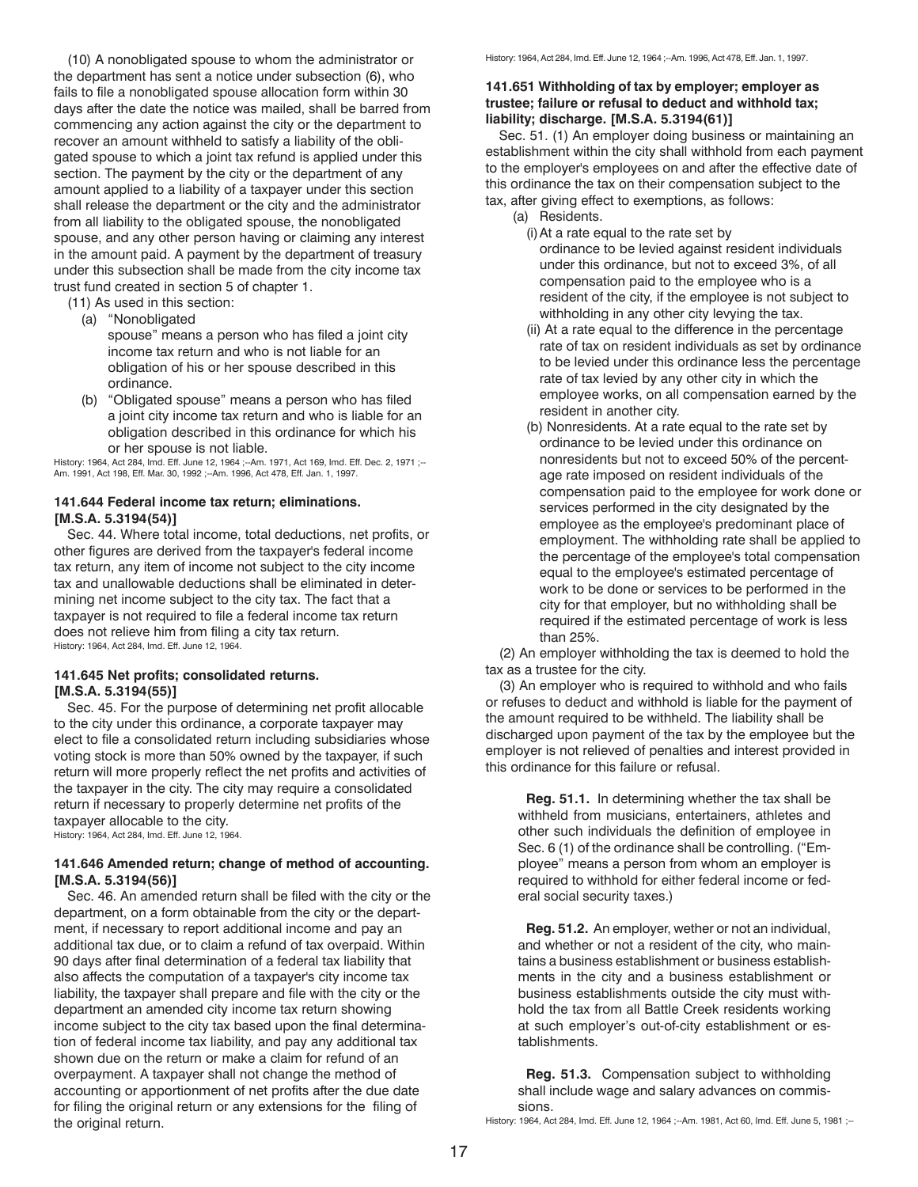(10) A nonobligated spouse to whom the administrator or the department has sent a notice under subsection (6), who fails to file a nonobligated spouse allocation form within 30 days after the date the notice was mailed, shall be barred from commencing any action against the city or the department to recover an amount withheld to satisfy a liability of the obligated spouse to which a joint tax refund is applied under this section. The payment by the city or the department of any amount applied to a liability of a taxpayer under this section shall release the department or the city and the administrator from all liability to the obligated spouse, the nonobligated spouse, and any other person having or claiming any interest in the amount paid. A payment by the department of treasury under this subsection shall be made from the city income tax trust fund created in section 5 of chapter 1.

(11) As used in this section:

- (a) "Nonobligated spouse" means a person who has filed a joint city income tax return and who is not liable for an obligation of his or her spouse described in this ordinance.
- (b) "Obligated spouse" means a person who has filed a joint city income tax return and who is liable for an obligation described in this ordinance for which his or her spouse is not liable.

History: 1964, Act 284, Imd. Eff. June 12, 1964 ;--Am. 1971, Act 169, Imd. Eff. Dec. 2, 1971 ;--Am. 1991, Act 198, Eff. Mar. 30, 1992 ;--Am. 1996, Act 478, Eff. Jan. 1, 1997.

### 141.644 Federal income tax return; eliminations. [M.S.A. 5.3194(54)]

Sec. 44. Where total income, total deductions, net profits, or other figures are derived from the taxpayer's federal income tax return, any item of income not subject to the city income tax and unallowable deductions shall be eliminated in determining net income subject to the city tax. The fact that a taxpayer is not required to file a federal income tax return does not relieve him from filing a city tax return.

History: 1964, Act 284, Imd. Eff. June 12, 1964.

### 141.645 Net profits; consolidated returns. [M.S.A. 5.3194(55)]

Sec. 45. For the purpose of determining net profit allocable to the city under this ordinance, a corporate taxpayer may elect to file a consolidated return including subsidiaries whose voting stock is more than 50% owned by the taxpayer, if such return will more properly reflect the net profits and activities of the taxpayer in the city. The city may require a consolidated return if necessary to properly determine net profits of the taxpayer allocable to the city.

History: 1964, Act 284, Imd. Eff. June 12, 1964.

### 141.646 Amended return; change of method of accounting. [M.S.A. 5.3194(56)]

Sec. 46. An amended return shall be filed with the city or the department, on a form obtainable from the city or the department, if necessary to report additional income and pay an additional tax due, or to claim a refund of tax overpaid. Within 90 days after final determination of a federal tax liability that also affects the computation of a taxpayer's city income tax liability, the taxpayer shall prepare and file with the city or the department an amended city income tax return showing income subject to the city tax based upon the final determination of federal income tax liability, and pay any additional tax shown due on the return or make a claim for refund of an overpayment. A taxpayer shall not change the method of accounting or apportionment of net profits after the due date for filing the original return or any extensions for the filing of the original return.

History: 1964, Act 284, Imd. Eff. June 12, 1964 ;--Am. 1996, Act 478, Eff. Jan. 1, 1997.

### 141.651 Withholding of tax by employer; employer as trustee; failure or refusal to deduct and withhold tax; liability; discharge. [M.S.A. 5.3194(61)]

Sec. 51. (1) An employer doing business or maintaining an establishment within the city shall withhold from each payment to the employer's employees on and after the effective date of this ordinance the tax on their compensation subject to the tax, after giving effect to exemptions, as follows:

- (a) Residents.
  - (i) At a rate equal to the rate set by ordinance to be levied against resident individuals under this ordinance, but not to exceed 3%, of all compensation paid to the employee who is a resident of the city, if the employee is not subject to withholding in any other city levying the tax.
  - (ii) At a rate equal to the difference in the percentage rate of tax on resident individuals as set by ordinance to be levied under this ordinance less the percentage rate of tax levied by any other city in which the employee works, on all compensation earned by the resident in another city.
- (b) Nonresidents. At a rate equal to the rate set by ordinance to be levied under this ordinance on nonresidents but not to exceed 50% of the percentage rate imposed on resident individuals of the compensation paid to the employee for work done or services performed in the city designated by the employee as the employee's predominant place of employment. The withholding rate shall be applied to the percentage of the employee's total compensation equal to the employee's estimated percentage of work to be done or services to be performed in the city for that employer, but no withholding shall be required if the estimated percentage of work is less than 25%.

(2) An employer withholding the tax is deemed to hold the tax as a trustee for the city.

(3) An employer who is required to withhold and who fails or refuses to deduct and withhold is liable for the payment of the amount required to be withheld. The liability shall be discharged upon payment of the tax by the employee but the employer is not relieved of penalties and interest provided in this ordinance for this failure or refusal.

> **Reg. 51.1.** In determining whether the tax shall be withheld from musicians, entertainers, athletes and other such individuals the definition of employee in Sec. 6 (1) of the ordinance shall be controlling. ("Employee" means a person from whom an employer is required to withhold for either federal income or federal social security taxes.)
>
> **Reg. 51.2.** An employer, wether or not an individual, and whether or not a resident of the city, who maintains a business establishment or business establishments in the city and a business establishment or business establishments outside the city must withhold the tax from all Battle Creek residents working at such employer's out-of-city establishment or establishments.
>
> **Reg. 51.3.** Compensation subject to withholding shall include wage and salary advances on commissions.

History: 1964, Act 284, Imd. Eff. June 12, 1964 ;--Am. 1981, Act 60, Imd. Eff. June 5, 1981 ;--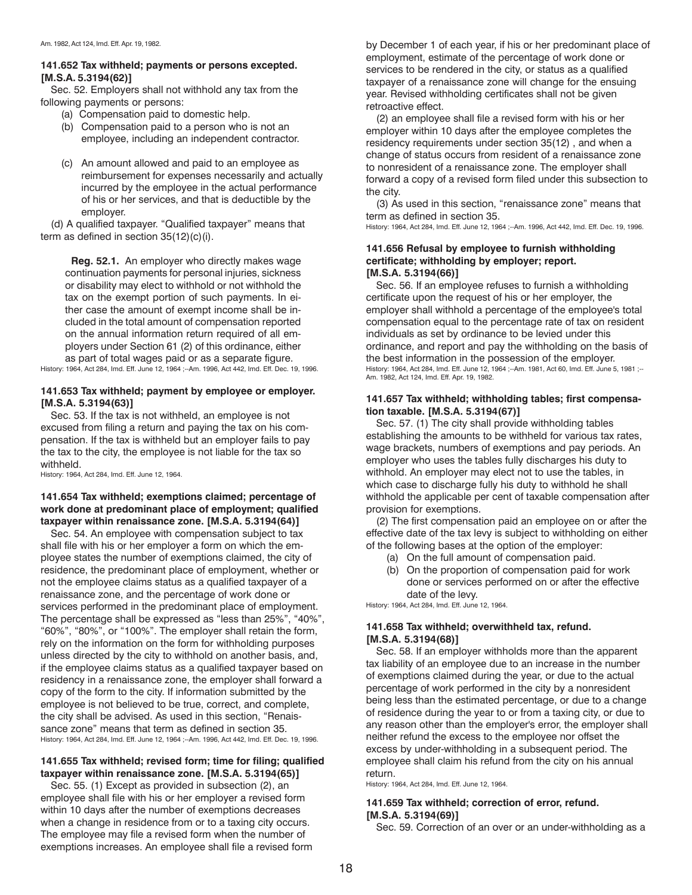Am. 1982, Act 124, Imd. Eff. Apr. 19, 1982.

**141.652 Tax withheld; payments or persons excepted. [M.S.A. 5.3194(62)]**

Sec. 52. Employers shall not withhold any tax from the following payments or persons:

(a) Compensation paid to domestic help.

(b) Compensation paid to a person who is not an employee, including an independent contractor.

(c) An amount allowed and paid to an employee as reimbursement for expenses necessarily and actually incurred by the employee in the actual performance of his or her services, and that is deductible by the employer.

(d) A qualified taxpayer. "Qualified taxpayer" means that term as defined in section 35(12)(c)(i).

**Reg. 52.1.** An employer who directly makes wage continuation payments for personal injuries, sickness or disability may elect to withhold or not withhold the tax on the exempt portion of such payments. In either case the amount of exempt income shall be included in the total amount of compensation reported on the annual information return required of all employers under Section 61 (2) of this ordinance, either as part of total wages paid or as a separate figure.

History: 1964, Act 284, Imd. Eff. June 12, 1964 ;--Am. 1996, Act 442, Imd. Eff. Dec. 19, 1996.

**141.653 Tax withheld; payment by employee or employer. [M.S.A. 5.3194(63)]**

Sec. 53. If the tax is not withheld, an employee is not excused from filing a return and paying the tax on his compensation. If the tax is withheld but an employer fails to pay the tax to the city, the employee is not liable for the tax so withheld.

History: 1964, Act 284, Imd. Eff. June 12, 1964.

**141.654 Tax withheld; exemptions claimed; percentage of work done at predominant place of employment; qualified taxpayer within renaissance zone. [M.S.A. 5.3194(64)]**

Sec. 54. An employee with compensation subject to tax shall file with his or her employer a form on which the employee states the number of exemptions claimed, the city of residence, the predominant place of employment, whether or not the employee claims status as a qualified taxpayer of a renaissance zone, and the percentage of work done or services performed in the predominant place of employment. The percentage shall be expressed as "less than 25%", "40%", "60%", "80%", or "100%". The employer shall retain the form, rely on the information on the form for withholding purposes unless directed by the city to withhold on another basis, and, if the employee claims status as a qualified taxpayer based on residency in a renaissance zone, the employer shall forward a copy of the form to the city. If information submitted by the employee is not believed to be true, correct, and complete, the city shall be advised. As used in this section, "Renaissance zone" means that term as defined in section 35.

History: 1964, Act 284, Imd. Eff. June 12, 1964 ;--Am. 1996, Act 442, Imd. Eff. Dec. 19, 1996.

**141.655 Tax withheld; revised form; time for filing; qualified taxpayer within renaissance zone. [M.S.A. 5.3194(65)]**

Sec. 55. (1) Except as provided in subsection (2), an employee shall file with his or her employer a revised form within 10 days after the number of exemptions decreases when a change in residence from or to a taxing city occurs. The employee may file a revised form when the number of exemptions increases. An employee shall file a revised form by December 1 of each year, if his or her predominant place of employment, estimate of the percentage of work done or services to be rendered in the city, or status as a qualified taxpayer of a renaissance zone will change for the ensuing year. Revised withholding certificates shall not be given retroactive effect.

(2) an employee shall file a revised form with his or her employer within 10 days after the employee completes the residency requirements under section 35(12) , and when a change of status occurs from resident of a renaissance zone to nonresident of a renaissance zone. The employer shall forward a copy of a revised form filed under this subsection to the city.

(3) As used in this section, "renaissance zone" means that term as defined in section 35.

History: 1964, Act 284, Imd. Eff. June 12, 1964 ;--Am. 1996, Act 442, Imd. Eff. Dec. 19, 1996.

**141.656 Refusal by employee to furnish withholding certificate; withholding by employer; report. [M.S.A. 5.3194(66)]**

Sec. 56. If an employee refuses to furnish a withholding certificate upon the request of his or her employer, the employer shall withhold a percentage of the employee's total compensation equal to the percentage rate of tax on resident individuals as set by ordinance to be levied under this ordinance, and report and pay the withholding on the basis of the best information in the possession of the employer.

History: 1964, Act 284, Imd. Eff. June 12, 1964 ;--Am. 1981, Act 60, Imd. Eff. June 5, 1981 ;--Am. 1982, Act 124, Imd. Eff. Apr. 19, 1982.

**141.657 Tax withheld; withholding tables; first compensation taxable. [M.S.A. 5.3194(67)]**

Sec. 57. (1) The city shall provide withholding tables establishing the amounts to be withheld for various tax rates, wage brackets, numbers of exemptions and pay periods. An employer who uses the tables fully discharges his duty to withhold. An employer may elect not to use the tables, in which case to discharge fully his duty to withhold he shall withhold the applicable per cent of taxable compensation after provision for exemptions.

(2) The first compensation paid an employee on or after the effective date of the tax levy is subject to withholding on either of the following bases at the option of the employer:

(a) On the full amount of compensation paid.

(b) On the proportion of compensation paid for work done or services performed on or after the effective date of the levy.

History: 1964, Act 284, Imd. Eff. June 12, 1964.

**141.658 Tax withheld; overwithheld tax, refund. [M.S.A. 5.3194(68)]**

Sec. 58. If an employer withholds more than the apparent tax liability of an employee due to an increase in the number of exemptions claimed during the year, or due to the actual percentage of work performed in the city by a nonresident being less than the estimated percentage, or due to a change of residence during the year to or from a taxing city, or due to any reason other than the employer's error, the employer shall neither refund the excess to the employee nor offset the excess by under-withholding in a subsequent period. The employee shall claim his refund from the city on his annual return.

History: 1964, Act 284, Imd. Eff. June 12, 1964.

**141.659 Tax withheld; correction of error, refund. [M.S.A. 5.3194(69)]**

Sec. 59. Correction of an over or an under-withholding as a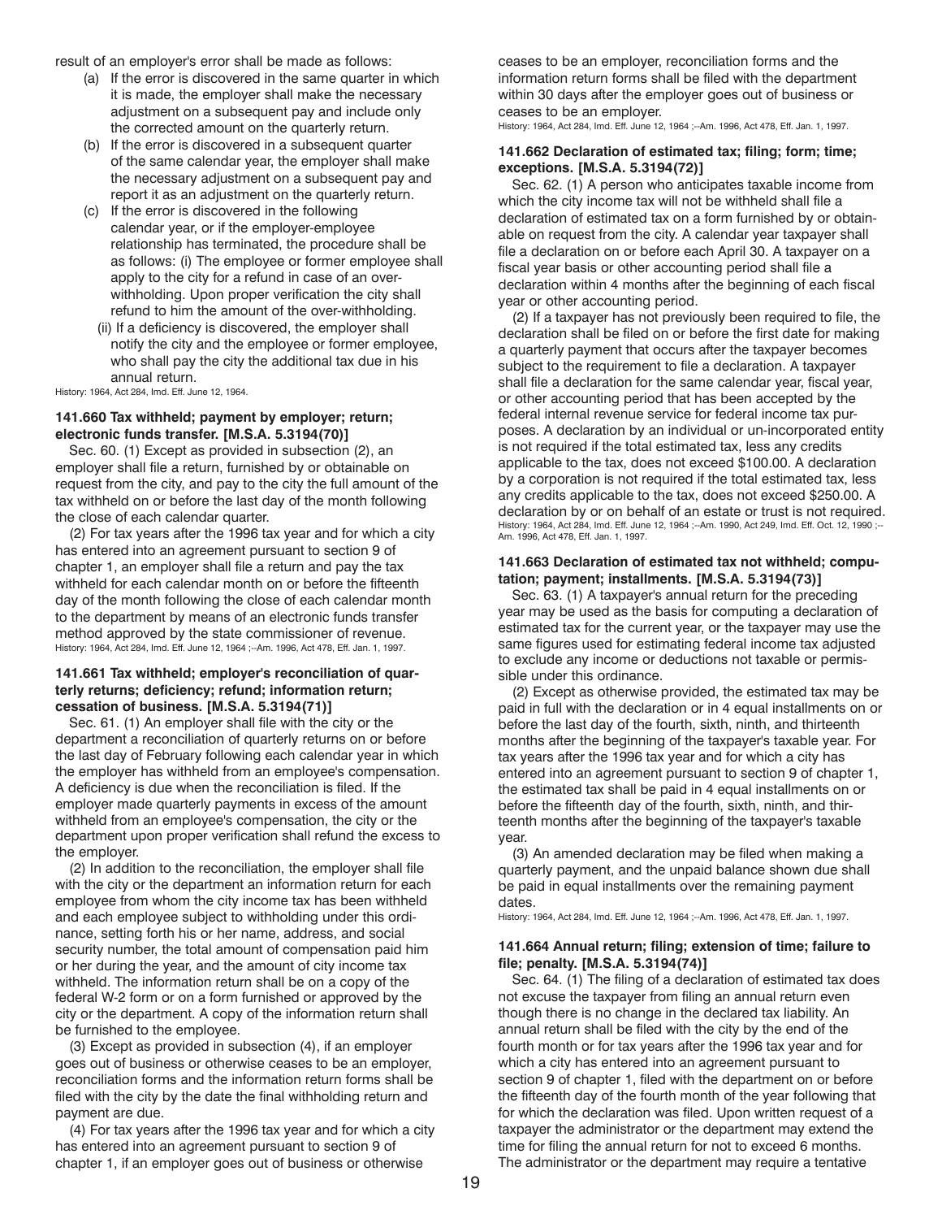result of an employer's error shall be made as follows:

(a) If the error is discovered in the same quarter in which it is made, the employer shall make the necessary adjustment on a subsequent pay and include only the corrected amount on the quarterly return.

(b) If the error is discovered in a subsequent quarter of the same calendar year, the employer shall make the necessary adjustment on a subsequent pay and report it as an adjustment on the quarterly return.

(c) If the error is discovered in the following calendar year, or if the employer-employee relationship has terminated, the procedure shall be as follows: (i) The employee or former employee shall apply to the city for a refund in case of an over-withholding. Upon proper verification the city shall refund to him the amount of the over-withholding.

(ii) If a deficiency is discovered, the employer shall notify the city and the employee or former employee, who shall pay the city the additional tax due in his annual return.

History: 1964, Act 284, Imd. Eff. June 12, 1964.

**141.660 Tax withheld; payment by employer; return; electronic funds transfer. [M.S.A. 5.3194(70)]**

Sec. 60. (1) Except as provided in subsection (2), an employer shall file a return, furnished by or obtainable on request from the city, and pay to the city the full amount of the tax withheld on or before the last day of the month following the close of each calendar quarter.

(2) For tax years after the 1996 tax year and for which a city has entered into an agreement pursuant to section 9 of chapter 1, an employer shall file a return and pay the tax withheld for each calendar month on or before the fifteenth day of the month following the close of each calendar month to the department by means of an electronic funds transfer method approved by the state commissioner of revenue.

History: 1964, Act 284, Imd. Eff. June 12, 1964 ;--Am. 1996, Act 478, Eff. Jan. 1, 1997.

**141.661 Tax withheld; employer's reconciliation of quarterly returns; deficiency; refund; information return; cessation of business. [M.S.A. 5.3194(71)]**

Sec. 61. (1) An employer shall file with the city or the department a reconciliation of quarterly returns on or before the last day of February following each calendar year in which the employer has withheld from an employee's compensation. A deficiency is due when the reconciliation is filed. If the employer made quarterly payments in excess of the amount withheld from an employee's compensation, the city or the department upon proper verification shall refund the excess to the employer.

(2) In addition to the reconciliation, the employer shall file with the city or the department an information return for each employee from whom the city income tax has been withheld and each employee subject to withholding under this ordinance, setting forth his or her name, address, and social security number, the total amount of compensation paid him or her during the year, and the amount of city income tax withheld. The information return shall be on a copy of the federal W-2 form or on a form furnished or approved by the city or the department. A copy of the information return shall be furnished to the employee.

(3) Except as provided in subsection (4), if an employer goes out of business or otherwise ceases to be an employer, reconciliation forms and the information return forms shall be filed with the city by the date the final withholding return and payment are due.

(4) For tax years after the 1996 tax year and for which a city has entered into an agreement pursuant to section 9 of chapter 1, if an employer goes out of business or otherwise ceases to be an employer, reconciliation forms and the information return forms shall be filed with the department within 30 days after the employer goes out of business or ceases to be an employer.

History: 1964, Act 284, Imd. Eff. June 12, 1964 ;--Am. 1996, Act 478, Eff. Jan. 1, 1997.

**141.662 Declaration of estimated tax; filing; form; time; exceptions. [M.S.A. 5.3194(72)]**

Sec. 62. (1) A person who anticipates taxable income from which the city income tax will not be withheld shall file a declaration of estimated tax on a form furnished by or obtainable on request from the city. A calendar year taxpayer shall file a declaration on or before each April 30. A taxpayer on a fiscal year basis or other accounting period shall file a declaration within 4 months after the beginning of each fiscal year or other accounting period.

(2) If a taxpayer has not previously been required to file, the declaration shall be filed on or before the first date for making a quarterly payment that occurs after the taxpayer becomes subject to the requirement to file a declaration. A taxpayer shall file a declaration for the same calendar year, fiscal year, or other accounting period that has been accepted by the federal internal revenue service for federal income tax purposes. A declaration by an individual or un-incorporated entity is not required if the total estimated tax, less any credits applicable to the tax, does not exceed $100.00. A declaration by a corporation is not required if the total estimated tax, less any credits applicable to the tax, does not exceed $250.00. A declaration by or on behalf of an estate or trust is not required.

History: 1964, Act 284, Imd. Eff. June 12, 1964 ;--Am. 1990, Act 249, Imd. Eff. Oct. 12, 1990 ;--Am. 1996, Act 478, Eff. Jan. 1, 1997.

**141.663 Declaration of estimated tax not withheld; computation; payment; installments. [M.S.A. 5.3194(73)]**

Sec. 63. (1) A taxpayer's annual return for the preceding year may be used as the basis for computing a declaration of estimated tax for the current year, or the taxpayer may use the same figures used for estimating federal income tax adjusted to exclude any income or deductions not taxable or permissible under this ordinance.

(2) Except as otherwise provided, the estimated tax may be paid in full with the declaration or in 4 equal installments on or before the last day of the fourth, sixth, ninth, and thirteenth months after the beginning of the taxpayer's taxable year. For tax years after the 1996 tax year and for which a city has entered into an agreement pursuant to section 9 of chapter 1, the estimated tax shall be paid in 4 equal installments on or before the fifteenth day of the fourth, sixth, ninth, and thirteenth months after the beginning of the taxpayer's taxable year.

(3) An amended declaration may be filed when making a quarterly payment, and the unpaid balance shown due shall be paid in equal installments over the remaining payment dates.

History: 1964, Act 284, Imd. Eff. June 12, 1964 ;--Am. 1996, Act 478, Eff. Jan. 1, 1997.

**141.664 Annual return; filing; extension of time; failure to file; penalty. [M.S.A. 5.3194(74)]**

Sec. 64. (1) The filing of a declaration of estimated tax does not excuse the taxpayer from filing an annual return even though there is no change in the declared tax liability. An annual return shall be filed with the city by the end of the fourth month or for tax years after the 1996 tax year and for which a city has entered into an agreement pursuant to section 9 of chapter 1, filed with the department on or before the fifteenth day of the fourth month of the year following that for which the declaration was filed. Upon written request of a taxpayer the administrator or the department may extend the time for filing the annual return for not to exceed 6 months. The administrator or the department may require a tentative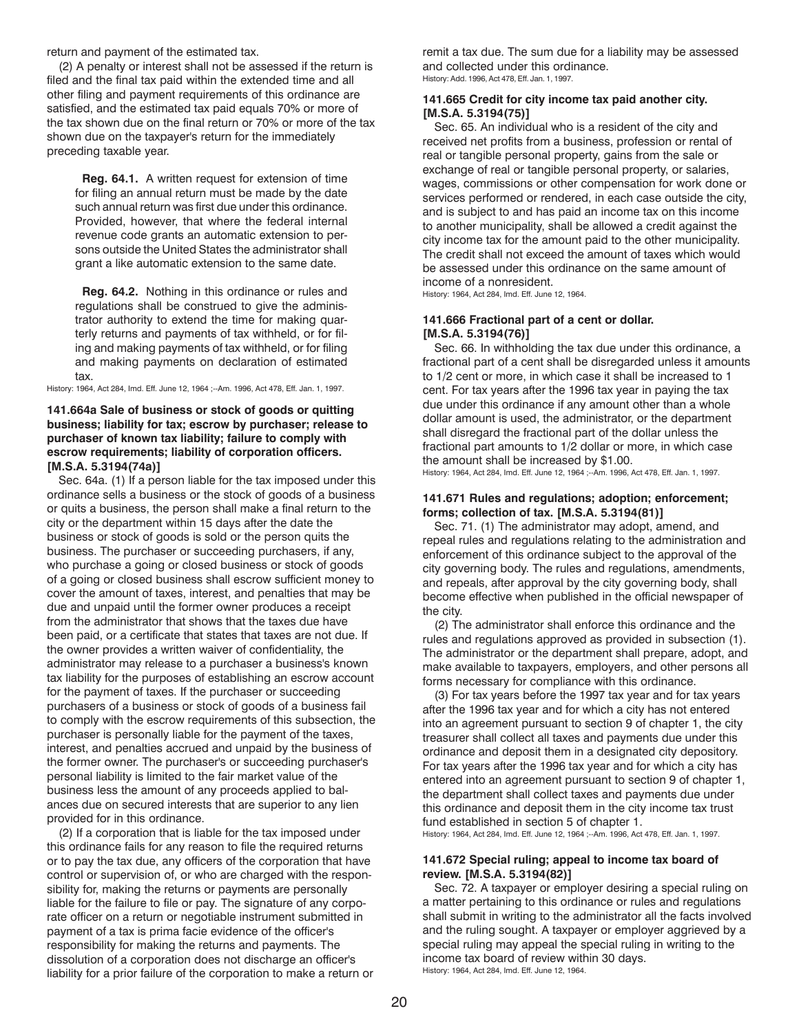return and payment of the estimated tax.

(2) A penalty or interest shall not be assessed if the return is filed and the final tax paid within the extended time and all other filing and payment requirements of this ordinance are satisfied, and the estimated tax paid equals 70% or more of the tax shown due on the final return or 70% or more of the tax shown due on the taxpayer's return for the immediately preceding taxable year.

> **Reg. 64.1.** A written request for extension of time for filing an annual return must be made by the date such annual return was first due under this ordinance. Provided, however, that where the federal internal revenue code grants an automatic extension to persons outside the United States the administrator shall grant a like automatic extension to the same date.

> **Reg. 64.2.** Nothing in this ordinance or rules and regulations shall be construed to give the administrator authority to extend the time for making quarterly returns and payments of tax withheld, or for filing and making payments of tax withheld, or for filing and making payments on declaration of estimated tax.

History: 1964, Act 284, Imd. Eff. June 12, 1964 ;--Am. 1996, Act 478, Eff. Jan. 1, 1997.

#### 141.664a Sale of business or stock of goods or quitting business; liability for tax; escrow by purchaser; release to purchaser of known tax liability; failure to comply with escrow requirements; liability of corporation officers. [M.S.A. 5.3194(74a)]

Sec. 64a. (1) If a person liable for the tax imposed under this ordinance sells a business or the stock of goods of a business or quits a business, the person shall make a final return to the city or the department within 15 days after the date the business or stock of goods is sold or the person quits the business. The purchaser or succeeding purchasers, if any, who purchase a going or closed business or stock of goods of a going or closed business shall escrow sufficient money to cover the amount of taxes, interest, and penalties that may be due and unpaid until the former owner produces a receipt from the administrator that shows that the taxes due have been paid, or a certificate that states that taxes are not due. If the owner provides a written waiver of confidentiality, the administrator may release to a purchaser a business's known tax liability for the purposes of establishing an escrow account for the payment of taxes. If the purchaser or succeeding purchasers of a business or stock of goods of a business fail to comply with the escrow requirements of this subsection, the purchaser is personally liable for the payment of the taxes, interest, and penalties accrued and unpaid by the business of the former owner. The purchaser's or succeeding purchaser's personal liability is limited to the fair market value of the business less the amount of any proceeds applied to balances due on secured interests that are superior to any lien provided for in this ordinance.

(2) If a corporation that is liable for the tax imposed under this ordinance fails for any reason to file the required returns or to pay the tax due, any officers of the corporation that have control or supervision of, or who are charged with the responsibility for, making the returns or payments are personally liable for the failure to file or pay. The signature of any corporate officer on a return or negotiable instrument submitted in payment of a tax is prima facie evidence of the officer's responsibility for making the returns and payments. The dissolution of a corporation does not discharge an officer's liability for a prior failure of the corporation to make a return or remit a tax due. The sum due for a liability may be assessed and collected under this ordinance.

History: Add. 1996, Act 478, Eff. Jan. 1, 1997.

#### 141.665 Credit for city income tax paid another city. [M.S.A. 5.3194(75)]

Sec. 65. An individual who is a resident of the city and received net profits from a business, profession or rental of real or tangible personal property, gains from the sale or exchange of real or tangible personal property, or salaries, wages, commissions or other compensation for work done or services performed or rendered, in each case outside the city, and is subject to and has paid an income tax on this income to another municipality, shall be allowed a credit against the city income tax for the amount paid to the other municipality. The credit shall not exceed the amount of taxes which would be assessed under this ordinance on the same amount of income of a nonresident.

History: 1964, Act 284, Imd. Eff. June 12, 1964.

#### 141.666 Fractional part of a cent or dollar. [M.S.A. 5.3194(76)]

Sec. 66. In withholding the tax due under this ordinance, a fractional part of a cent shall be disregarded unless it amounts to 1/2 cent or more, in which case it shall be increased to 1 cent. For tax years after the 1996 tax year in paying the tax due under this ordinance if any amount other than a whole dollar amount is used, the administrator, or the department shall disregard the fractional part of the dollar unless the fractional part amounts to 1/2 dollar or more, in which case the amount shall be increased by $1.00.

History: 1964, Act 284, Imd. Eff. June 12, 1964 ;--Am. 1996, Act 478, Eff. Jan. 1, 1997.

#### 141.671 Rules and regulations; adoption; enforcement; forms; collection of tax. [M.S.A. 5.3194(81)]

Sec. 71. (1) The administrator may adopt, amend, and repeal rules and regulations relating to the administration and enforcement of this ordinance subject to the approval of the city governing body. The rules and regulations, amendments, and repeals, after approval by the city governing body, shall become effective when published in the official newspaper of the city.

(2) The administrator shall enforce this ordinance and the rules and regulations approved as provided in subsection (1). The administrator or the department shall prepare, adopt, and make available to taxpayers, employers, and other persons all forms necessary for compliance with this ordinance.

(3) For tax years before the 1997 tax year and for tax years after the 1996 tax year and for which a city has not entered into an agreement pursuant to section 9 of chapter 1, the city treasurer shall collect all taxes and payments due under this ordinance and deposit them in a designated city depository. For tax years after the 1996 tax year and for which a city has entered into an agreement pursuant to section 9 of chapter 1, the department shall collect taxes and payments due under this ordinance and deposit them in the city income tax trust fund established in section 5 of chapter 1.

History: 1964, Act 284, Imd. Eff. June 12, 1964 ;--Am. 1996, Act 478, Eff. Jan. 1, 1997.

#### 141.672 Special ruling; appeal to income tax board of review. [M.S.A. 5.3194(82)]

Sec. 72. A taxpayer or employer desiring a special ruling on a matter pertaining to this ordinance or rules and regulations shall submit in writing to the administrator all the facts involved and the ruling sought. A taxpayer or employer aggrieved by a special ruling may appeal the special ruling in writing to the income tax board of review within 30 days.

History: 1964, Act 284, Imd. Eff. June 12, 1964.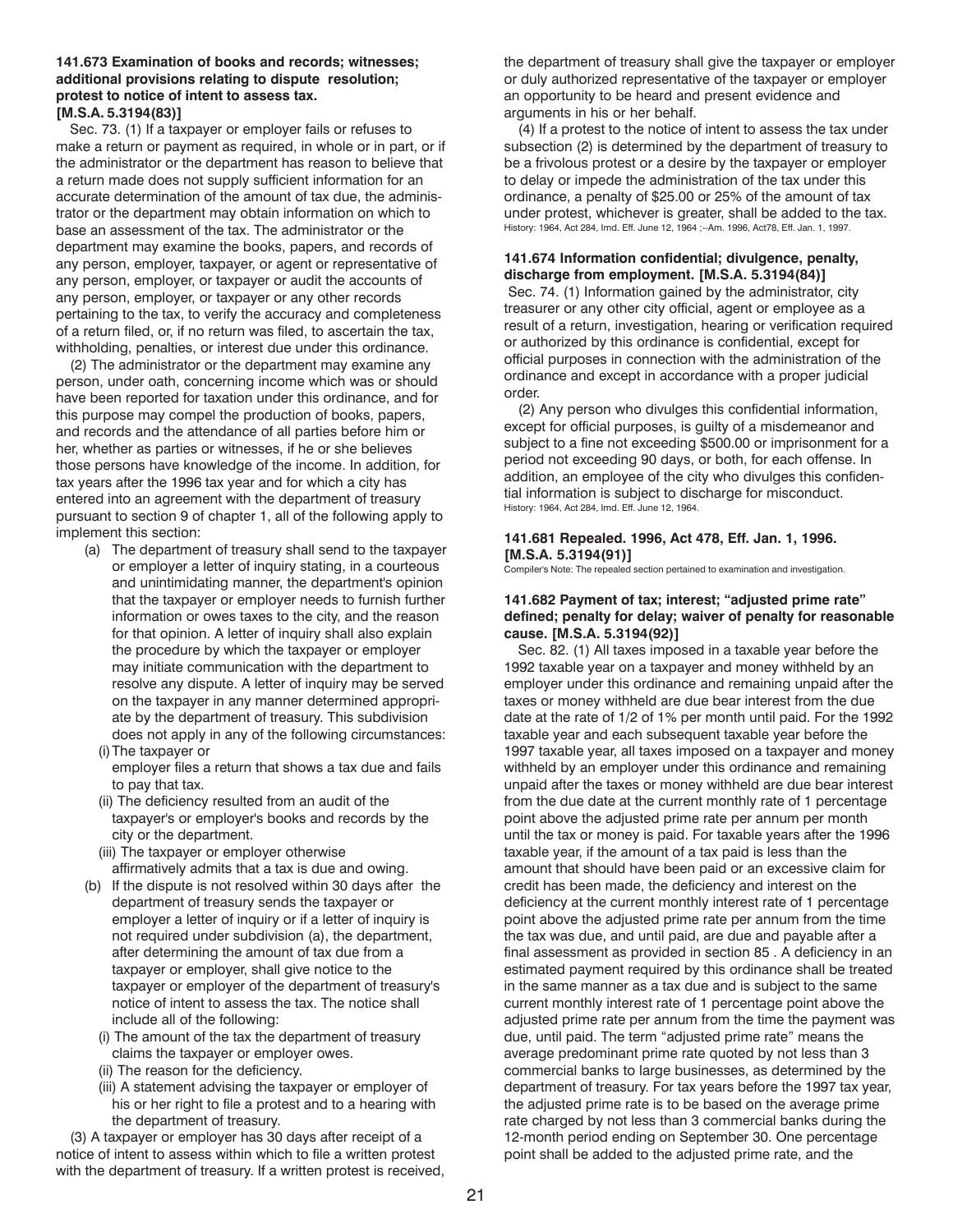### 141.673 Examination of books and records; witnesses; additional provisions relating to dispute resolution; protest to notice of intent to assess tax. [M.S.A. 5.3194(83)]

Sec. 73. (1) If a taxpayer or employer fails or refuses to make a return or payment as required, in whole or in part, or if the administrator or the department has reason to believe that a return made does not supply sufficient information for an accurate determination of the amount of tax due, the administrator or the department may obtain information on which to base an assessment of the tax. The administrator or the department may examine the books, papers, and records of any person, employer, taxpayer, or agent or representative of any person, employer, or taxpayer or audit the accounts of any person, employer, or taxpayer or any other records pertaining to the tax, to verify the accuracy and completeness of a return filed, or, if no return was filed, to ascertain the tax, withholding, penalties, or interest due under this ordinance.

(2) The administrator or the department may examine any person, under oath, concerning income which was or should have been reported for taxation under this ordinance, and for this purpose may compel the production of books, papers, and records and the attendance of all parties before him or her, whether as parties or witnesses, if he or she believes those persons have knowledge of the income. In addition, for tax years after the 1996 tax year and for which a city has entered into an agreement with the department of treasury pursuant to section 9 of chapter 1, all of the following apply to implement this section:

- (a) The department of treasury shall send to the taxpayer or employer a letter of inquiry stating, in a courteous and unintimidating manner, the department's opinion that the taxpayer or employer needs to furnish further information or owes taxes to the city, and the reason for that opinion. A letter of inquiry shall also explain the procedure by which the taxpayer or employer may initiate communication with the department to resolve any dispute. A letter of inquiry may be served on the taxpayer in any manner determined appropriate by the department of treasury. This subdivision does not apply in any of the following circumstances:
  - (i) The taxpayer or employer files a return that shows a tax due and fails to pay that tax.
  - (ii) The deficiency resulted from an audit of the taxpayer's or employer's books and records by the city or the department.
  - (iii) The taxpayer or employer otherwise affirmatively admits that a tax is due and owing.
- (b) If the dispute is not resolved within 30 days after the department of treasury sends the taxpayer or employer a letter of inquiry or if a letter of inquiry is not required under subdivision (a), the department, after determining the amount of tax due from a taxpayer or employer, shall give notice to the taxpayer or employer of the department of treasury's notice of intent to assess the tax. The notice shall include all of the following:
  - (i) The amount of the tax the department of treasury claims the taxpayer or employer owes.
  - (ii) The reason for the deficiency.
  - (iii) A statement advising the taxpayer or employer of his or her right to file a protest and to a hearing with the department of treasury.

(3) A taxpayer or employer has 30 days after receipt of a notice of intent to assess within which to file a written protest with the department of treasury. If a written protest is received, the department of treasury shall give the taxpayer or employer or duly authorized representative of the taxpayer or employer an opportunity to be heard and present evidence and arguments in his or her behalf.

(4) If a protest to the notice of intent to assess the tax under subsection (2) is determined by the department of treasury to be a frivolous protest or a desire by the taxpayer or employer to delay or impede the administration of the tax under this ordinance, a penalty of $25.00 or 25% of the amount of tax under protest, whichever is greater, shall be added to the tax.

History: 1964, Act 284, Imd. Eff. June 12, 1964 ;--Am. 1996, Act78, Eff. Jan. 1, 1997.

### 141.674 Information confidential; divulgence, penalty, discharge from employment. [M.S.A. 5.3194(84)]

Sec. 74. (1) Information gained by the administrator, city treasurer or any other city official, agent or employee as a result of a return, investigation, hearing or verification required or authorized by this ordinance is confidential, except for official purposes in connection with the administration of the ordinance and except in accordance with a proper judicial order.

(2) Any person who divulges this confidential information, except for official purposes, is guilty of a misdemeanor and subject to a fine not exceeding $500.00 or imprisonment for a period not exceeding 90 days, or both, for each offense. In addition, an employee of the city who divulges this confidential information is subject to discharge for misconduct.

History: 1964, Act 284, Imd. Eff. June 12, 1964.

### 141.681 Repealed. 1996, Act 478, Eff. Jan. 1, 1996. [M.S.A. 5.3194(91)]

Compiler's Note: The repealed section pertained to examination and investigation.

### 141.682 Payment of tax; interest; "adjusted prime rate" defined; penalty for delay; waiver of penalty for reasonable cause. [M.S.A. 5.3194(92)]

Sec. 82. (1) All taxes imposed in a taxable year before the 1992 taxable year on a taxpayer and money withheld by an employer under this ordinance and remaining unpaid after the taxes or money withheld are due bear interest from the due date at the rate of 1/2 of 1% per month until paid. For the 1992 taxable year and each subsequent taxable year before the 1997 taxable year, all taxes imposed on a taxpayer and money withheld by an employer under this ordinance and remaining unpaid after the taxes or money withheld are due bear interest from the due date at the current monthly rate of 1 percentage point above the adjusted prime rate per annum per month until the tax or money is paid. For taxable years after the 1996 taxable year, if the amount of a tax paid is less than the amount that should have been paid or an excessive claim for credit has been made, the deficiency and interest on the deficiency at the current monthly interest rate of 1 percentage point above the adjusted prime rate per annum from the time the tax was due, and until paid, are due and payable after a final assessment as provided in section 85 . A deficiency in an estimated payment required by this ordinance shall be treated in the same manner as a tax due and is subject to the same current monthly interest rate of 1 percentage point above the adjusted prime rate per annum from the time the payment was due, until paid. The term "adjusted prime rate" means the average predominant prime rate quoted by not less than 3 commercial banks to large businesses, as determined by the department of treasury. For tax years before the 1997 tax year, the adjusted prime rate is to be based on the average prime rate charged by not less than 3 commercial banks during the 12-month period ending on September 30. One percentage point shall be added to the adjusted prime rate, and the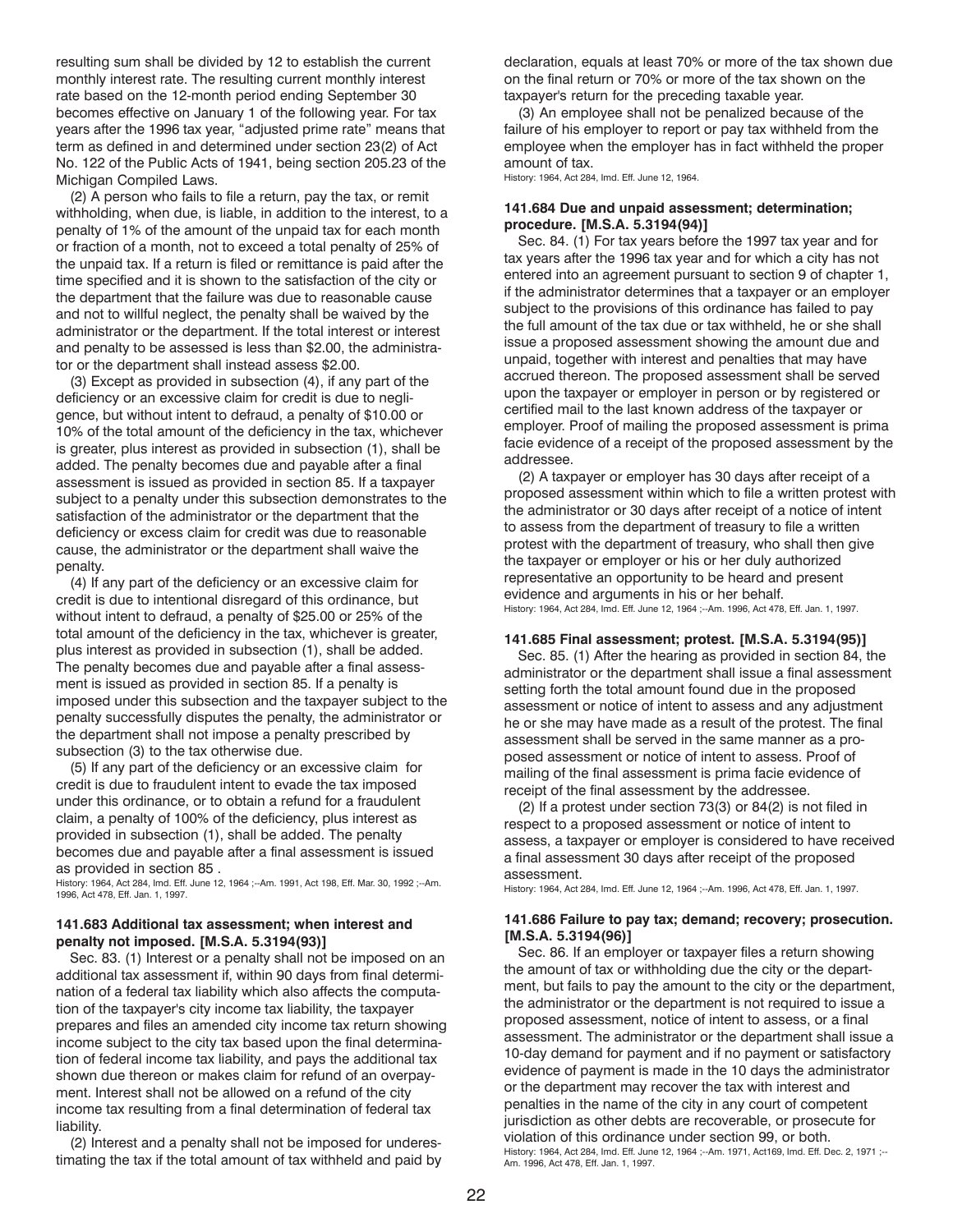resulting sum shall be divided by 12 to establish the current monthly interest rate. The resulting current monthly interest rate based on the 12-month period ending September 30 becomes effective on January 1 of the following year. For tax years after the 1996 tax year, "adjusted prime rate" means that term as defined in and determined under section 23(2) of Act No. 122 of the Public Acts of 1941, being section 205.23 of the Michigan Compiled Laws.

(2) A person who fails to file a return, pay the tax, or remit withholding, when due, is liable, in addition to the interest, to a penalty of 1% of the amount of the unpaid tax for each month or fraction of a month, not to exceed a total penalty of 25% of the unpaid tax. If a return is filed or remittance is paid after the time specified and it is shown to the satisfaction of the city or the department that the failure was due to reasonable cause and not to willful neglect, the penalty shall be waived by the administrator or the department. If the total interest or interest and penalty to be assessed is less than $2.00, the administrator or the department shall instead assess $2.00.

(3) Except as provided in subsection (4), if any part of the deficiency or an excessive claim for credit is due to negligence, but without intent to defraud, a penalty of $10.00 or 10% of the total amount of the deficiency in the tax, whichever is greater, plus interest as provided in subsection (1), shall be added. The penalty becomes due and payable after a final assessment is issued as provided in section 85. If a taxpayer subject to a penalty under this subsection demonstrates to the satisfaction of the administrator or the department that the deficiency or excess claim for credit was due to reasonable cause, the administrator or the department shall waive the penalty.

(4) If any part of the deficiency or an excessive claim for credit is due to intentional disregard of this ordinance, but without intent to defraud, a penalty of $25.00 or 25% of the total amount of the deficiency in the tax, whichever is greater, plus interest as provided in subsection (1), shall be added. The penalty becomes due and payable after a final assessment is issued as provided in section 85. If a penalty is imposed under this subsection and the taxpayer subject to the penalty successfully disputes the penalty, the administrator or the department shall not impose a penalty prescribed by subsection (3) to the tax otherwise due.

(5) If any part of the deficiency or an excessive claim for credit is due to fraudulent intent to evade the tax imposed under this ordinance, or to obtain a refund for a fraudulent claim, a penalty of 100% of the deficiency, plus interest as provided in subsection (1), shall be added. The penalty becomes due and payable after a final assessment is issued as provided in section 85 .

History: 1964, Act 284, Imd. Eff. June 12, 1964 ;--Am. 1991, Act 198, Eff. Mar. 30, 1992 ;--Am. 1996, Act 478, Eff. Jan. 1, 1997.

### 141.683 Additional tax assessment; when interest and penalty not imposed. [M.S.A. 5.3194(93)]

Sec. 83. (1) Interest or a penalty shall not be imposed on an additional tax assessment if, within 90 days from final determination of a federal tax liability which also affects the computation of the taxpayer's city income tax liability, the taxpayer prepares and files an amended city income tax return showing income subject to the city tax based upon the final determination of federal income tax liability, and pays the additional tax shown due thereon or makes claim for refund of an overpayment. Interest shall not be allowed on a refund of the city income tax resulting from a final determination of federal tax liability.

(2) Interest and a penalty shall not be imposed for underestimating the tax if the total amount of tax withheld and paid by declaration, equals at least 70% or more of the tax shown due on the final return or 70% or more of the tax shown on the taxpayer's return for the preceding taxable year.

(3) An employee shall not be penalized because of the failure of his employer to report or pay tax withheld from the employee when the employer has in fact withheld the proper amount of tax.

History: 1964, Act 284, Imd. Eff. June 12, 1964.

### 141.684 Due and unpaid assessment; determination; procedure. [M.S.A. 5.3194(94)]

Sec. 84. (1) For tax years before the 1997 tax year and for tax years after the 1996 tax year and for which a city has not entered into an agreement pursuant to section 9 of chapter 1, if the administrator determines that a taxpayer or an employer subject to the provisions of this ordinance has failed to pay the full amount of the tax due or tax withheld, he or she shall issue a proposed assessment showing the amount due and unpaid, together with interest and penalties that may have accrued thereon. The proposed assessment shall be served upon the taxpayer or employer in person or by registered or certified mail to the last known address of the taxpayer or employer. Proof of mailing the proposed assessment is prima facie evidence of a receipt of the proposed assessment by the addressee.

(2) A taxpayer or employer has 30 days after receipt of a proposed assessment within which to file a written protest with the administrator or 30 days after receipt of a notice of intent to assess from the department of treasury to file a written protest with the department of treasury, who shall then give the taxpayer or employer or his or her duly authorized representative an opportunity to be heard and present evidence and arguments in his or her behalf.

History: 1964, Act 284, Imd. Eff. June 12, 1964 ;--Am. 1996, Act 478, Eff. Jan. 1, 1997.

### 141.685 Final assessment; protest. [M.S.A. 5.3194(95)]

Sec. 85. (1) After the hearing as provided in section 84, the administrator or the department shall issue a final assessment setting forth the total amount found due in the proposed assessment or notice of intent to assess and any adjustment he or she may have made as a result of the protest. The final assessment shall be served in the same manner as a proposed assessment or notice of intent to assess. Proof of mailing of the final assessment is prima facie evidence of receipt of the final assessment by the addressee.

(2) If a protest under section 73(3) or 84(2) is not filed in respect to a proposed assessment or notice of intent to assess, a taxpayer or employer is considered to have received a final assessment 30 days after receipt of the proposed assessment.

History: 1964, Act 284, Imd. Eff. June 12, 1964 ;--Am. 1996, Act 478, Eff. Jan. 1, 1997.

### 141.686 Failure to pay tax; demand; recovery; prosecution. [M.S.A. 5.3194(96)]

Sec. 86. If an employer or taxpayer files a return showing the amount of tax or withholding due the city or the department, but fails to pay the amount to the city or the department, the administrator or the department is not required to issue a proposed assessment, notice of intent to assess, or a final assessment. The administrator or the department shall issue a 10-day demand for payment and if no payment or satisfactory evidence of payment is made in the 10 days the administrator or the department may recover the tax with interest and penalties in the name of the city in any court of competent jurisdiction as other debts are recoverable, or prosecute for violation of this ordinance under section 99, or both.

History: 1964, Act 284, Imd. Eff. June 12, 1964 ;--Am. 1971, Act169, Imd. Eff. Dec. 2, 1971 ;--Am. 1996, Act 478, Eff. Jan. 1, 1997.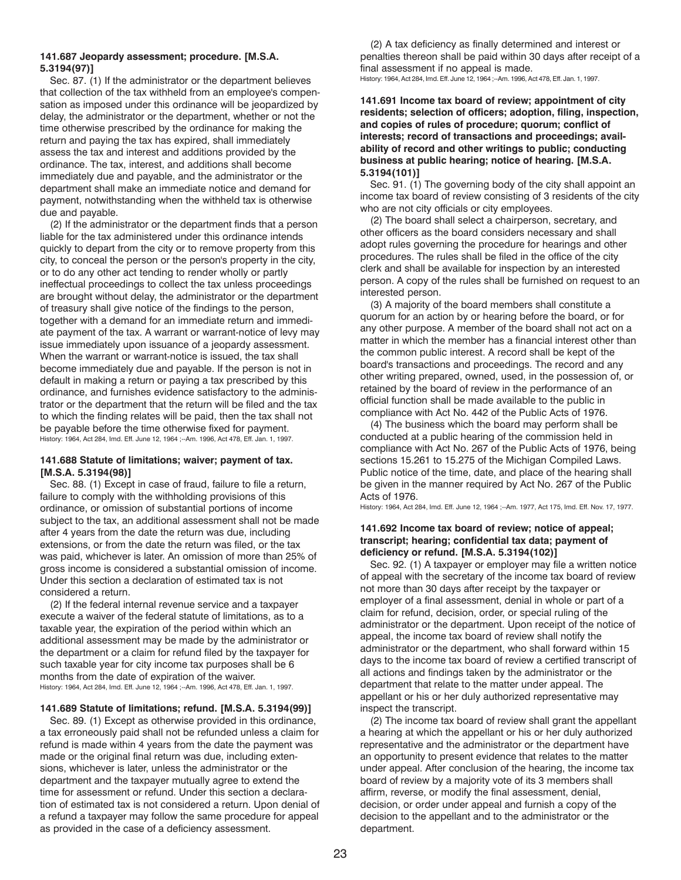**141.687 Jeopardy assessment; procedure. [M.S.A. 5.3194(97)]**

Sec. 87. (1) If the administrator or the department believes that collection of the tax withheld from an employee's compensation as imposed under this ordinance will be jeopardized by delay, the administrator or the department, whether or not the time otherwise prescribed by the ordinance for making the return and paying the tax has expired, shall immediately assess the tax and interest and additions provided by the ordinance. The tax, interest, and additions shall become immediately due and payable, and the administrator or the department shall make an immediate notice and demand for payment, notwithstanding when the withheld tax is otherwise due and payable.

(2) If the administrator or the department finds that a person liable for the tax administered under this ordinance intends quickly to depart from the city or to remove property from this city, to conceal the person or the person's property in the city, or to do any other act tending to render wholly or partly ineffectual proceedings to collect the tax unless proceedings are brought without delay, the administrator or the department of treasury shall give notice of the findings to the person, together with a demand for an immediate return and immediate payment of the tax. A warrant or warrant-notice of levy may issue immediately upon issuance of a jeopardy assessment. When the warrant or warrant-notice is issued, the tax shall become immediately due and payable. If the person is not in default in making a return or paying a tax prescribed by this ordinance, and furnishes evidence satisfactory to the administrator or the department that the return will be filed and the tax to which the finding relates will be paid, then the tax shall not be payable before the time otherwise fixed for payment.

History: 1964, Act 284, Imd. Eff. June 12, 1964 ;--Am. 1996, Act 478, Eff. Jan. 1, 1997.

**141.688 Statute of limitations; waiver; payment of tax. [M.S.A. 5.3194(98)]**

Sec. 88. (1) Except in case of fraud, failure to file a return, failure to comply with the withholding provisions of this ordinance, or omission of substantial portions of income subject to the tax, an additional assessment shall not be made after 4 years from the date the return was due, including extensions, or from the date the return was filed, or the tax was paid, whichever is later. An omission of more than 25% of gross income is considered a substantial omission of income. Under this section a declaration of estimated tax is not considered a return.

(2) If the federal internal revenue service and a taxpayer execute a waiver of the federal statute of limitations, as to a taxable year, the expiration of the period within which an additional assessment may be made by the administrator or the department or a claim for refund filed by the taxpayer for such taxable year for city income tax purposes shall be 6 months from the date of expiration of the waiver.

History: 1964, Act 284, Imd. Eff. June 12, 1964 ;--Am. 1996, Act 478, Eff. Jan. 1, 1997.

**141.689 Statute of limitations; refund. [M.S.A. 5.3194(99)]**

Sec. 89. (1) Except as otherwise provided in this ordinance, a tax erroneously paid shall not be refunded unless a claim for refund is made within 4 years from the date the payment was made or the original final return was due, including extensions, whichever is later, unless the administrator or the department and the taxpayer mutually agree to extend the time for assessment or refund. Under this section a declaration of estimated tax is not considered a return. Upon denial of a refund a taxpayer may follow the same procedure for appeal as provided in the case of a deficiency assessment.

(2) A tax deficiency as finally determined and interest or penalties thereon shall be paid within 30 days after receipt of a final assessment if no appeal is made.

History: 1964, Act 284, Imd. Eff. June 12, 1964 ;--Am. 1996, Act 478, Eff. Jan. 1, 1997.

**141.691 Income tax board of review; appointment of city residents; selection of officers; adoption, filing, inspection, and copies of rules of procedure; quorum; conflict of interests; record of transactions and proceedings; availability of record and other writings to public; conducting business at public hearing; notice of hearing. [M.S.A. 5.3194(101)]**

Sec. 91. (1) The governing body of the city shall appoint an income tax board of review consisting of 3 residents of the city who are not city officials or city employees.

(2) The board shall select a chairperson, secretary, and other officers as the board considers necessary and shall adopt rules governing the procedure for hearings and other procedures. The rules shall be filed in the office of the city clerk and shall be available for inspection by an interested person. A copy of the rules shall be furnished on request to an interested person.

(3) A majority of the board members shall constitute a quorum for an action by or hearing before the board, or for any other purpose. A member of the board shall not act on a matter in which the member has a financial interest other than the common public interest. A record shall be kept of the board's transactions and proceedings. The record and any other writing prepared, owned, used, in the possession of, or retained by the board of review in the performance of an official function shall be made available to the public in compliance with Act No. 442 of the Public Acts of 1976.

(4) The business which the board may perform shall be conducted at a public hearing of the commission held in compliance with Act No. 267 of the Public Acts of 1976, being sections 15.261 to 15.275 of the Michigan Compiled Laws. Public notice of the time, date, and place of the hearing shall be given in the manner required by Act No. 267 of the Public Acts of 1976.

History: 1964, Act 284, Imd. Eff. June 12, 1964 ;--Am. 1977, Act 175, Imd. Eff. Nov. 17, 1977.

**141.692 Income tax board of review; notice of appeal; transcript; hearing; confidential tax data; payment of deficiency or refund. [M.S.A. 5.3194(102)]**

Sec. 92. (1) A taxpayer or employer may file a written notice of appeal with the secretary of the income tax board of review not more than 30 days after receipt by the taxpayer or employer of a final assessment, denial in whole or part of a claim for refund, decision, order, or special ruling of the administrator or the department. Upon receipt of the notice of appeal, the income tax board of review shall notify the administrator or the department, who shall forward within 15 days to the income tax board of review a certified transcript of all actions and findings taken by the administrator or the department that relate to the matter under appeal. The appellant or his or her duly authorized representative may inspect the transcript.

(2) The income tax board of review shall grant the appellant a hearing at which the appellant or his or her duly authorized representative and the administrator or the department have an opportunity to present evidence that relates to the matter under appeal. After conclusion of the hearing, the income tax board of review by a majority vote of its 3 members shall affirm, reverse, or modify the final assessment, denial, decision, or order under appeal and furnish a copy of the decision to the appellant and to the administrator or the department.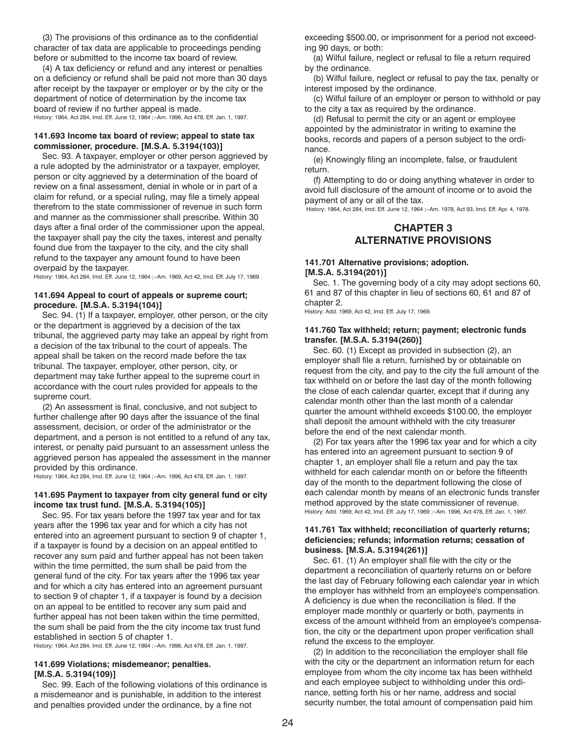(3) The provisions of this ordinance as to the confidential character of tax data are applicable to proceedings pending before or submitted to the income tax board of review.

(4) A tax deficiency or refund and any interest or penalties on a deficiency or refund shall be paid not more than 30 days after receipt by the taxpayer or employer or by the city or the department of notice of determination by the income tax board of review if no further appeal is made.

History: 1964, Act 284, Imd. Eff. June 12, 1964 ;--Am. 1996, Act 478, Eff. Jan. 1, 1997.

#### 141.693 Income tax board of review; appeal to state tax commissioner, procedure. [M.S.A. 5.3194(103)]

Sec. 93. A taxpayer, employer or other person aggrieved by a rule adopted by the administrator or a taxpayer, employer, person or city aggrieved by a determination of the board of review on a final assessment, denial in whole or in part of a claim for refund, or a special ruling, may file a timely appeal therefrom to the state commissioner of revenue in such form and manner as the commissioner shall prescribe. Within 30 days after a final order of the commissioner upon the appeal, the taxpayer shall pay the city the taxes, interest and penalty found due from the taxpayer to the city, and the city shall refund to the taxpayer any amount found to have been overpaid by the taxpayer.

History: 1964, Act 284, Imd. Eff. June 12, 1964 ;--Am. 1969, Act 42, Imd. Eff. July 17, 1969 .

#### 141.694 Appeal to court of appeals or supreme court; procedure. [M.S.A. 5.3194(104)]

Sec. 94. (1) If a taxpayer, employer, other person, or the city or the department is aggrieved by a decision of the tax tribunal, the aggrieved party may take an appeal by right from a decision of the tax tribunal to the court of appeals. The appeal shall be taken on the record made before the tax tribunal. The taxpayer, employer, other person, city, or department may take further appeal to the supreme court in accordance with the court rules provided for appeals to the supreme court.

(2) An assessment is final, conclusive, and not subject to further challenge after 90 days after the issuance of the final assessment, decision, or order of the administrator or the department, and a person is not entitled to a refund of any tax, interest, or penalty paid pursuant to an assessment unless the aggrieved person has appealed the assessment in the manner provided by this ordinance.

History: 1964, Act 284, Imd. Eff. June 12, 1964 ;--Am. 1996, Act 478, Eff. Jan. 1, 1997.

#### 141.695 Payment to taxpayer from city general fund or city income tax trust fund. [M.S.A. 5.3194(105)]

Sec. 95. For tax years before the 1997 tax year and for tax years after the 1996 tax year and for which a city has not entered into an agreement pursuant to section 9 of chapter 1, if a taxpayer is found by a decision on an appeal entitled to recover any sum paid and further appeal has not been taken within the time permitted, the sum shall be paid from the general fund of the city. For tax years after the 1996 tax year and for which a city has entered into an agreement pursuant to section 9 of chapter 1, if a taxpayer is found by a decision on an appeal to be entitled to recover any sum paid and further appeal has not been taken within the time permitted, the sum shall be paid from the the city income tax trust fund established in section 5 of chapter 1.

History: 1964, Act 284, Imd. Eff. June 12, 1964 ;--Am. 1996, Act 478, Eff. Jan. 1, 1997.

#### 141.699 Violations; misdemeanor; penalties. [M.S.A. 5.3194(109)]

Sec. 99. Each of the following violations of this ordinance is a misdemeanor and is punishable, in addition to the interest and penalties provided under the ordinance, by a fine not exceeding $500.00, or imprisonment for a period not exceeding 90 days, or both:

(a) Wilful failure, neglect or refusal to file a return required by the ordinance.

(b) Wilful failure, neglect or refusal to pay the tax, penalty or interest imposed by the ordinance.

(c) Wilful failure of an employer or person to withhold or pay to the city a tax as required by the ordinance.

(d) Refusal to permit the city or an agent or employee appointed by the administrator in writing to examine the books, records and papers of a person subject to the ordinance.

(e) Knowingly filing an incomplete, false, or fraudulent return.

(f) Attempting to do or doing anything whatever in order to avoid full disclosure of the amount of income or to avoid the payment of any or all of the tax.

History: 1964, Act 284, Imd. Eff. June 12, 1964 ;--Am. 1978, Act 93, Imd. Eff. Apr. 4, 1978.

## CHAPTER 3
## ALTERNATIVE PROVISIONS

#### 141.701 Alternative provisions; adoption. [M.S.A. 5.3194(201)]

Sec. 1. The governing body of a city may adopt sections 60, 61 and 87 of this chapter in lieu of sections 60, 61 and 87 of chapter 2.

History: Add. 1969, Act 42, Imd. Eff. July 17, 1969.

#### 141.760 Tax withheld; return; payment; electronic funds transfer. [M.S.A. 5.3194(260)]

Sec. 60. (1) Except as provided in subsection (2), an employer shall file a return, furnished by or obtainable on request from the city, and pay to the city the full amount of the tax withheld on or before the last day of the month following the close of each calendar quarter, except that if during any calendar month other than the last month of a calendar quarter the amount withheld exceeds $100.00, the employer shall deposit the amount withheld with the city treasurer before the end of the next calendar month.

(2) For tax years after the 1996 tax year and for which a city has entered into an agreement pursuant to section 9 of chapter 1, an employer shall file a return and pay the tax withheld for each calendar month on or before the fifteenth day of the month to the department following the close of each calendar month by means of an electronic funds transfer method approved by the state commissioner of revenue.

History: Add. 1969, Act 42, Imd. Eff. July 17, 1969 ;--Am. 1996, Act 478, Eff. Jan. 1, 1997.

#### 141.761 Tax withheld; reconciliation of quarterly returns; deficiencies; refunds; information returns; cessation of business. [M.S.A. 5.3194(261)]

Sec. 61. (1) An employer shall file with the city or the department a reconciliation of quarterly returns on or before the last day of February following each calendar year in which the employer has withheld from an employee's compensation. A deficiency is due when the reconciliation is filed. If the employer made monthly or quarterly or both, payments in excess of the amount withheld from an employee's compensation, the city or the department upon proper verification shall refund the excess to the employer.

(2) In addition to the reconciliation the employer shall file with the city or the department an information return for each employee from whom the city income tax has been withheld and each employee subject to withholding under this ordinance, setting forth his or her name, address and social security number, the total amount of compensation paid him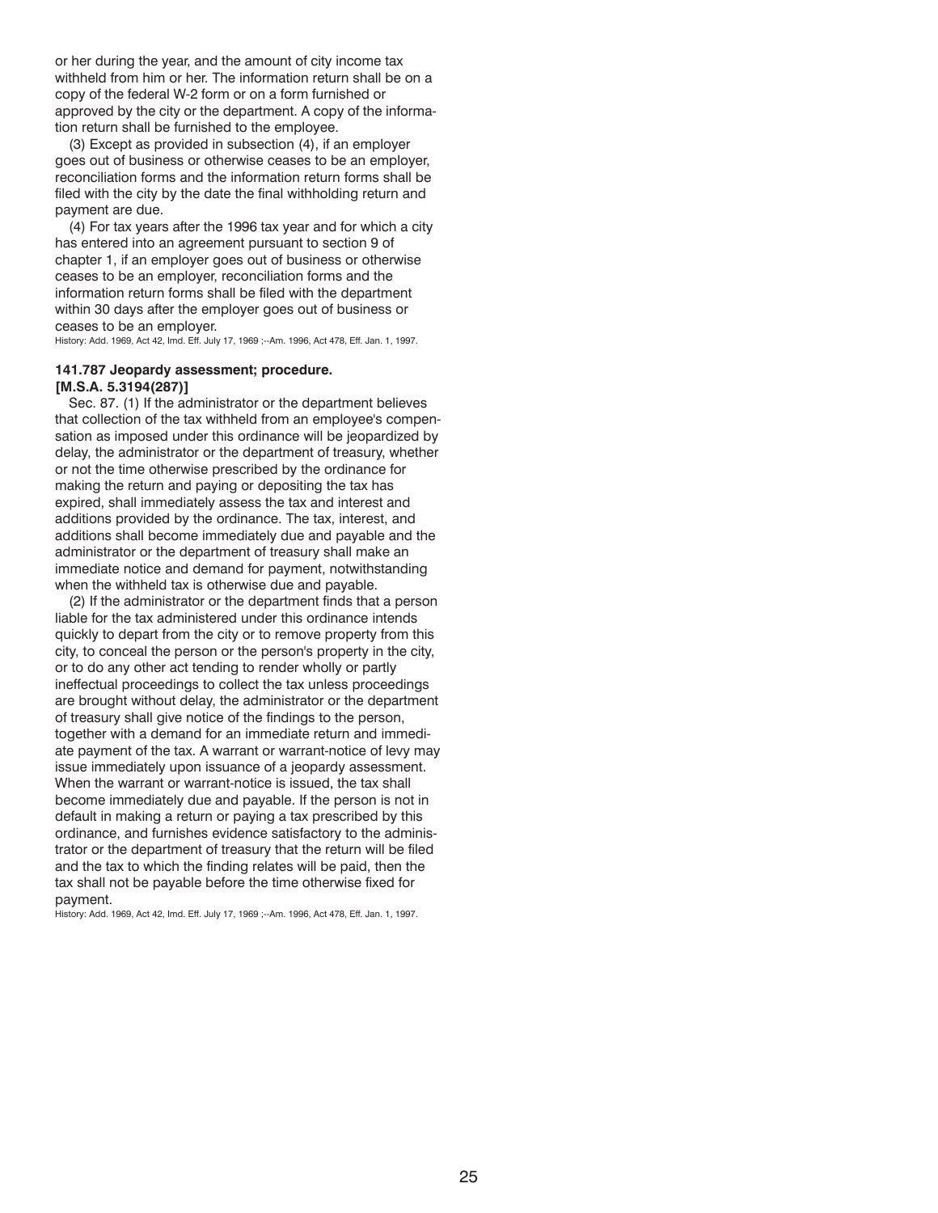or her during the year, and the amount of city income tax withheld from him or her. The information return shall be on a copy of the federal W-2 form or on a form furnished or approved by the city or the department. A copy of the information return shall be furnished to the employee.

(3) Except as provided in subsection (4), if an employer goes out of business or otherwise ceases to be an employer, reconciliation forms and the information return forms shall be filed with the city by the date the final withholding return and payment are due.

(4) For tax years after the 1996 tax year and for which a city has entered into an agreement pursuant to section 9 of chapter 1, if an employer goes out of business or otherwise ceases to be an employer, reconciliation forms and the information return forms shall be filed with the department within 30 days after the employer goes out of business or ceases to be an employer.

History: Add. 1969, Act 42, Imd. Eff. July 17, 1969 ;--Am. 1996, Act 478, Eff. Jan. 1, 1997.

**141.787 Jeopardy assessment; procedure. [M.S.A. 5.3194(287)]**

Sec. 87. (1) If the administrator or the department believes that collection of the tax withheld from an employee's compensation as imposed under this ordinance will be jeopardized by delay, the administrator or the department of treasury, whether or not the time otherwise prescribed by the ordinance for making the return and paying or depositing the tax has expired, shall immediately assess the tax and interest and additions provided by the ordinance. The tax, interest, and additions shall become immediately due and payable and the administrator or the department of treasury shall make an immediate notice and demand for payment, notwithstanding when the withheld tax is otherwise due and payable.

(2) If the administrator or the department finds that a person liable for the tax administered under this ordinance intends quickly to depart from the city or to remove property from this city, to conceal the person or the person's property in the city, or to do any other act tending to render wholly or partly ineffectual proceedings to collect the tax unless proceedings are brought without delay, the administrator or the department of treasury shall give notice of the findings to the person, together with a demand for an immediate return and immediate payment of the tax. A warrant or warrant-notice of levy may issue immediately upon issuance of a jeopardy assessment. When the warrant or warrant-notice is issued, the tax shall become immediately due and payable. If the person is not in default in making a return or paying a tax prescribed by this ordinance, and furnishes evidence satisfactory to the administrator or the department of treasury that the return will be filed and the tax to which the finding relates will be paid, then the tax shall not be payable before the time otherwise fixed for payment.

History: Add. 1969, Act 42, Imd. Eff. July 17, 1969 ;--Am. 1996, Act 478, Eff. Jan. 1, 1997.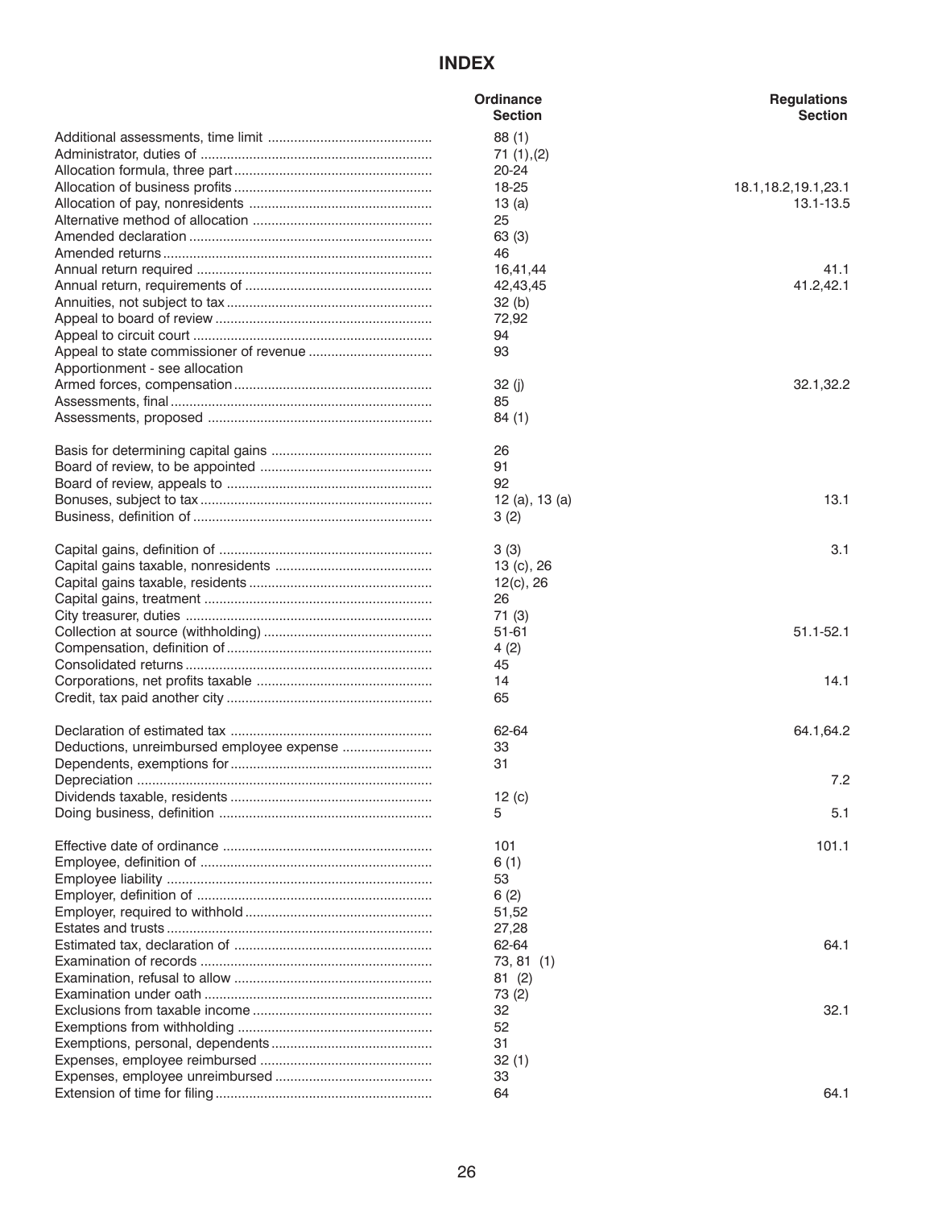# INDEX

| | Ordinance Section | Regulations Section |
|---|---|---|
| Additional assessments, time limit | 88 (1) | |
| Administrator, duties of | 71 (1),(2) | |
| Allocation formula, three part | 20-24 | |
| Allocation of business profits | 18-25 | 18.1,18.2,19.1,23.1 |
| Allocation of pay, nonresidents | 13 (a) | 13.1-13.5 |
| Alternative method of allocation | 25 | |
| Amended declaration | 63 (3) | |
| Amended returns | 46 | |
| Annual return required | 16,41,44 | 41.1 |
| Annual return, requirements of | 42,43,45 | 41.2,42.1 |
| Annuities, not subject to tax | 32 (b) | |
| Appeal to board of review | 72,92 | |
| Appeal to circuit court | 94 | |
| Appeal to state commissioner of revenue | 93 | |
| Apportionment - see allocation | | |
| Armed forces, compensation | 32 (j) | 32.1,32.2 |
| Assessments, final | 85 | |
| Assessments, proposed | 84 (1) | |
| | | |
| Basis for determining capital gains | 26 | |
| Board of review, to be appointed | 91 | |
| Board of review, appeals to | 92 | |
| Bonuses, subject to tax | 12 (a), 13 (a) | 13.1 |
| Business, definition of | 3 (2) | |
| | | |
| Capital gains, definition of | 3 (3) | 3.1 |
| Capital gains taxable, nonresidents | 13 (c), 26 | |
| Capital gains taxable, residents | 12(c), 26 | |
| Capital gains, treatment | 26 | |
| City treasurer, duties | 71 (3) | |
| Collection at source (withholding) | 51-61 | 51.1-52.1 |
| Compensation, definition of | 4 (2) | |
| Consolidated returns | 45 | |
| Corporations, net profits taxable | 14 | 14.1 |
| Credit, tax paid another city | 65 | |
| | | |
| Declaration of estimated tax | 62-64 | 64.1,64.2 |
| Deductions, unreimbursed employee expense | 33 | |
| Dependents, exemptions for | 31 | |
| Depreciation | | 7.2 |
| Dividends taxable, residents | 12 (c) | |
| Doing business, definition | 5 | 5.1 |
| | | |
| Effective date of ordinance | 101 | 101.1 |
| Employee, definition of | 6 (1) | |
| Employee liability | 53 | |
| Employer, definition of | 6 (2) | |
| Employer, required to withhold | 51,52 | |
| Estates and trusts | 27,28 | |
| Estimated tax, declaration of | 62-64 | 64.1 |
| Examination of records | 73, 81 (1) | |
| Examination, refusal to allow | 81 (2) | |
| Examination under oath | 73 (2) | |
| Exclusions from taxable income | 32 | 32.1 |
| Exemptions from withholding | 52 | |
| Exemptions, personal, dependents | 31 | |
| Expenses, employee reimbursed | 32 (1) | |
| Expenses, employee unreimbursed | 33 | |
| Extension of time for filing | 64 | 64.1 |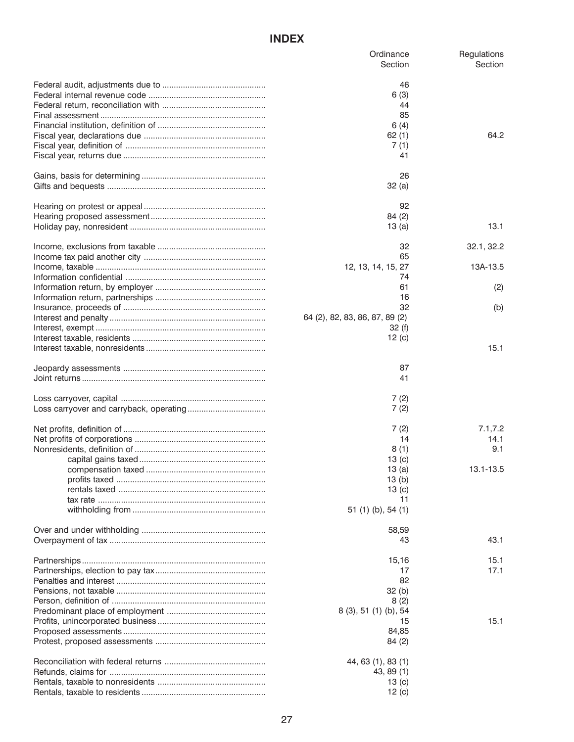## INDEX

| | Ordinance Section | Regulations Section |
|---|---|---|
| Federal audit, adjustments due to | 46 | |
| Federal internal revenue code | 6 (3) | |
| Federal return, reconciliation with | 44 | |
| Final assessment | 85 | |
| Financial institution, definition of | 6 (4) | |
| Fiscal year, declarations due | 62 (1) | 64.2 |
| Fiscal year, definition of | 7 (1) | |
| Fiscal year, returns due | 41 | |
| | | |
| Gains, basis for determining | 26 | |
| Gifts and bequests | 32 (a) | |
| | | |
| Hearing on protest or appeal | 92 | |
| Hearing proposed assessment | 84 (2) | |
| Holiday pay, nonresident | 13 (a) | 13.1 |
| | | |
| Income, exclusions from taxable | 32 | 32.1, 32.2 |
| Income tax paid another city | 65 | |
| Income, taxable | 12, 13, 14, 15, 27 | 13A-13.5 |
| Information confidential | 74 | |
| Information return, by employer | 61 | (2) |
| Information return, partnerships | 16 | |
| Insurance, proceeds of | 32 | (b) |
| Interest and penalty | 64 (2), 82, 83, 86, 87, 89 (2) | |
| Interest, exempt | 32 (f) | |
| Interest taxable, residents | 12 (c) | |
| Interest taxable, nonresidents | | 15.1 |
| | | |
| Jeopardy assessments | 87 | |
| Joint returns | 41 | |
| | | |
| Loss carryover, capital | 7 (2) | |
| Loss carryover and carryback, operating | 7 (2) | |
| | | |
| Net profits, definition of | 7 (2) | 7.1,7.2 |
| Net profits of corporations | 14 | 14.1 |
| Nonresidents, definition of | 8 (1) | 9.1 |
| capital gains taxed | 13 (c) | |
| compensation taxed | 13 (a) | 13.1-13.5 |
| profits taxed | 13 (b) | |
| rentals taxed | 13 (c) | |
| tax rate | 11 | |
| withholding from | 51 (1) (b), 54 (1) | |
| | | |
| Over and under withholding | 58,59 | |
| Overpayment of tax | 43 | 43.1 |
| | | |
| Partnerships | 15,16 | 15.1 |
| Partnerships, election to pay tax | 17 | 17.1 |
| Penalties and interest | 82 | |
| Pensions, not taxable | 32 (b) | |
| Person, definition of | 8 (2) | |
| Predominant place of employment | 8 (3), 51 (1) (b), 54 | |
| Profits, unincorporated business | 15 | 15.1 |
| Proposed assessments | 84,85 | |
| Protest, proposed assessments | 84 (2) | |
| | | |
| Reconciliation with federal returns | 44, 63 (1), 83 (1) | |
| Refunds, claims for | 43, 89 (1) | |
| Rentals, taxable to nonresidents | 13 (c) | |
| Rentals, taxable to residents | 12 (c) | |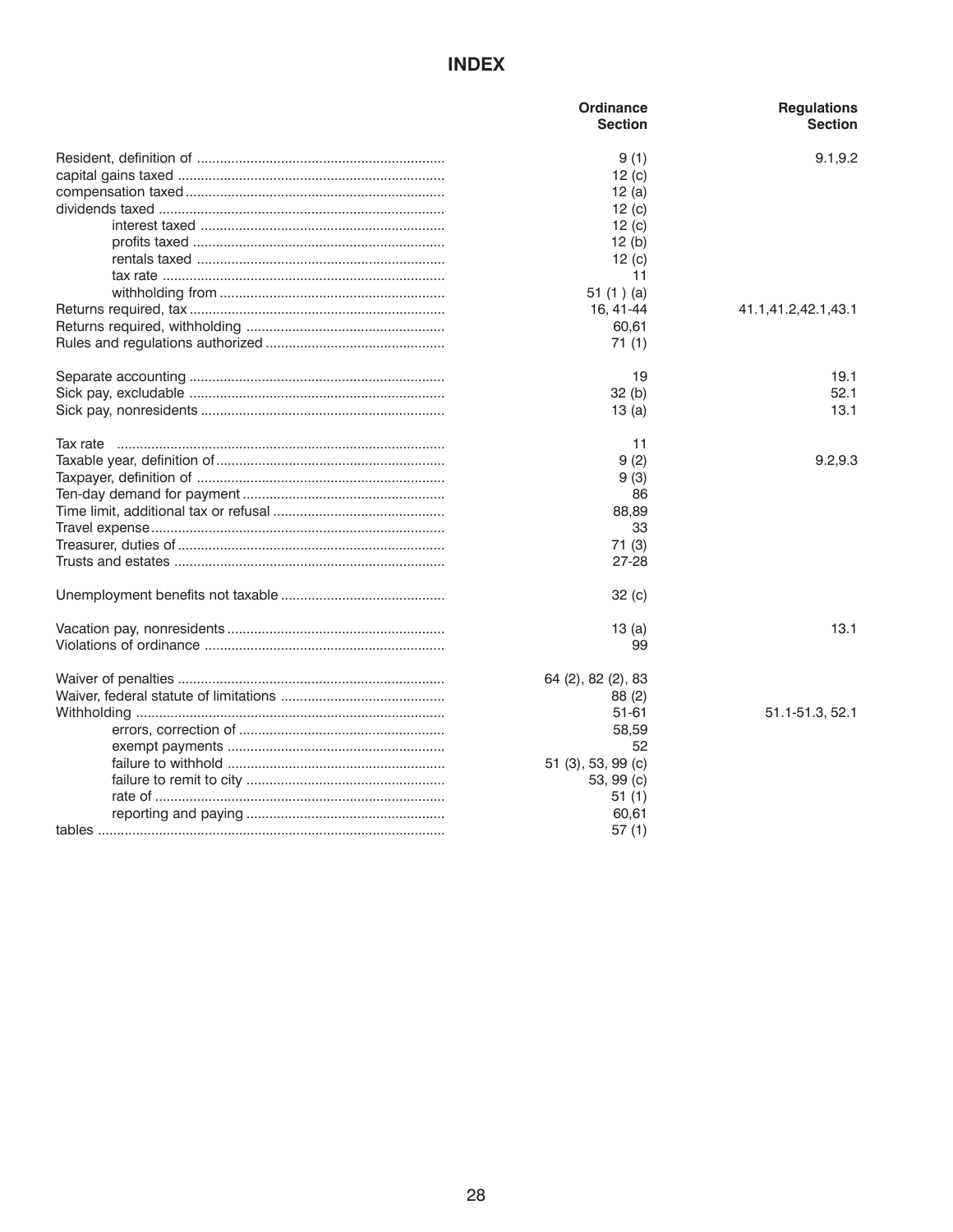# INDEX

| | Ordinance Section | Regulations Section |
|---|---|---|
| Resident, definition of | 9 (1) | 9.1,9.2 |
| capital gains taxed | 12 (c) | |
| compensation taxed | 12 (a) | |
| dividends taxed | 12 (c) | |
| interest taxed | 12 (c) | |
| profits taxed | 12 (b) | |
| rentals taxed | 12 (c) | |
| tax rate | 11 | |
| withholding from | 51 (1 ) (a) | |
| Returns required, tax | 16, 41-44 | 41.1,41.2,42.1,43.1 |
| Returns required, withholding | 60,61 | |
| Rules and regulations authorized | 71 (1) | |
| Separate accounting | 19 | 19.1 |
| Sick pay, excludable | 32 (b) | 52.1 |
| Sick pay, nonresidents | 13 (a) | 13.1 |
| Tax rate | 11 | |
| Taxable year, definition of | 9 (2) | 9.2,9.3 |
| Taxpayer, definition of | 9 (3) | |
| Ten-day demand for payment | 86 | |
| Time limit, additional tax or refusal | 88,89 | |
| Travel expense | 33 | |
| Treasurer, duties of | 71 (3) | |
| Trusts and estates | 27-28 | |
| Unemployment benefits not taxable | 32 (c) | |
| Vacation pay, nonresidents | 13 (a) | 13.1 |
| Violations of ordinance | 99 | |
| Waiver of penalties | 64 (2), 82 (2), 83 | |
| Waiver, federal statute of limitations | 88 (2) | |
| Withholding | 51-61 | 51.1-51.3, 52.1 |
| errors, correction of | 58,59 | |
| exempt payments | 52 | |
| failure to withhold | 51 (3), 53, 99 (c) | |
| failure to remit to city | 53, 99 (c) | |
| rate of | 51 (1) | |
| reporting and paying | 60,61 | |
| tables | 57 (1) | |